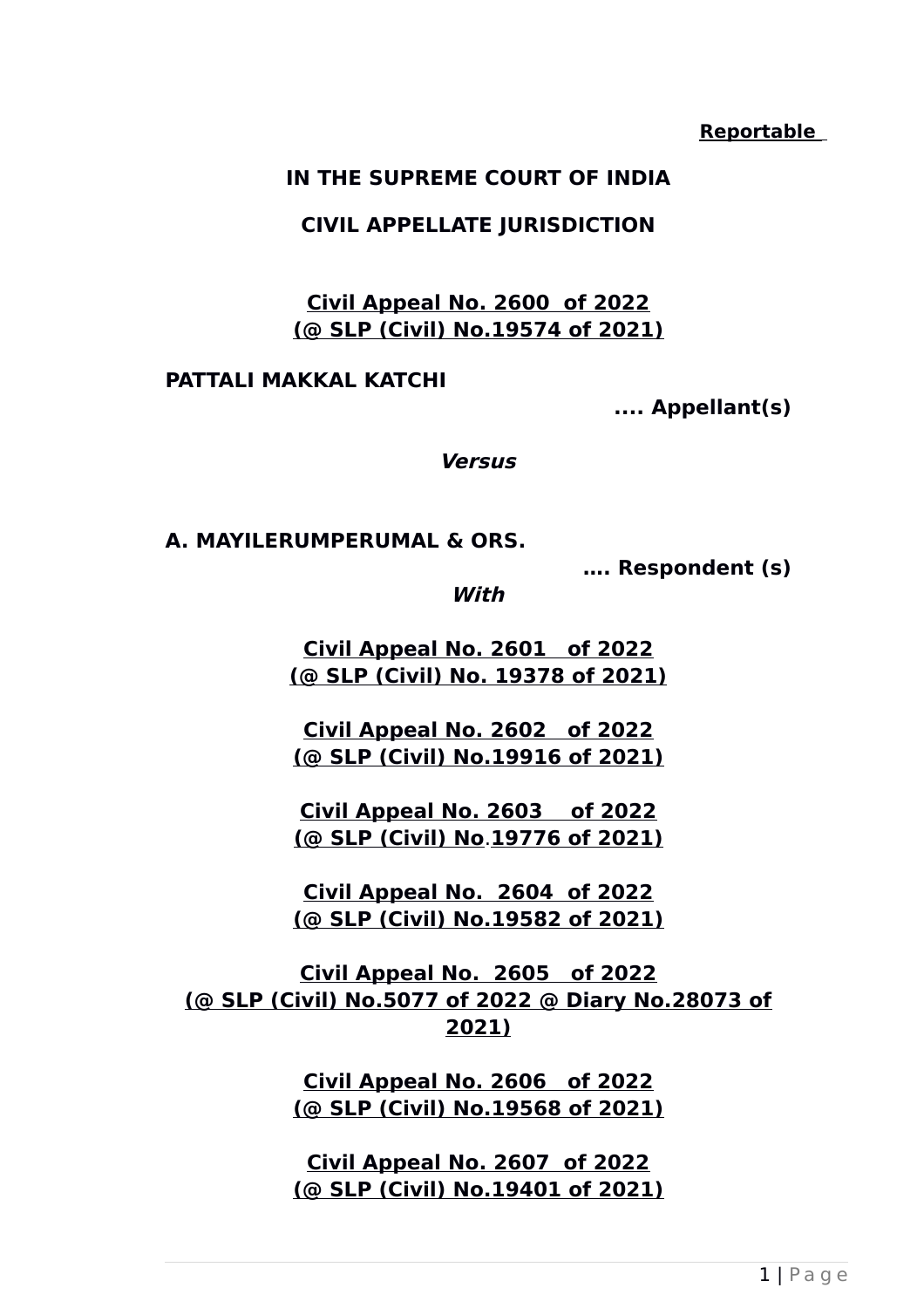**Reportable**

**IN THE SUPREME COURT OF INDIA**

**CIVIL APPELLATE JURISDICTION**

**Civil Appeal No. 2600 of 2022**
**(@ SLP (Civil) No.19574 of 2021)**

**PATTALI MAKKAL KATCHI**

**.... Appellant(s)**

***Versus***

**A. MAYILERUMPERUMAL & ORS.**

**.... Respondent (s)**

***With***

**Civil Appeal No. 2601 of 2022**
**(@ SLP (Civil) No. 19378 of 2021)**

**Civil Appeal No. 2602 of 2022**
**(@ SLP (Civil) No.19916 of 2021)**

**Civil Appeal No. 2603 of 2022**
**(@ SLP (Civil) No.19776 of 2021)**

**Civil Appeal No. 2604 of 2022**
**(@ SLP (Civil) No.19582 of 2021)**

**Civil Appeal No. 2605 of 2022**
**(@ SLP (Civil) No.5077 of 2022 @ Diary No.28073 of 2021)**

**Civil Appeal No. 2606 of 2022**
**(@ SLP (Civil) No.19568 of 2021)**

**Civil Appeal No. 2607 of 2022**
**(@ SLP (Civil) No.19401 of 2021)**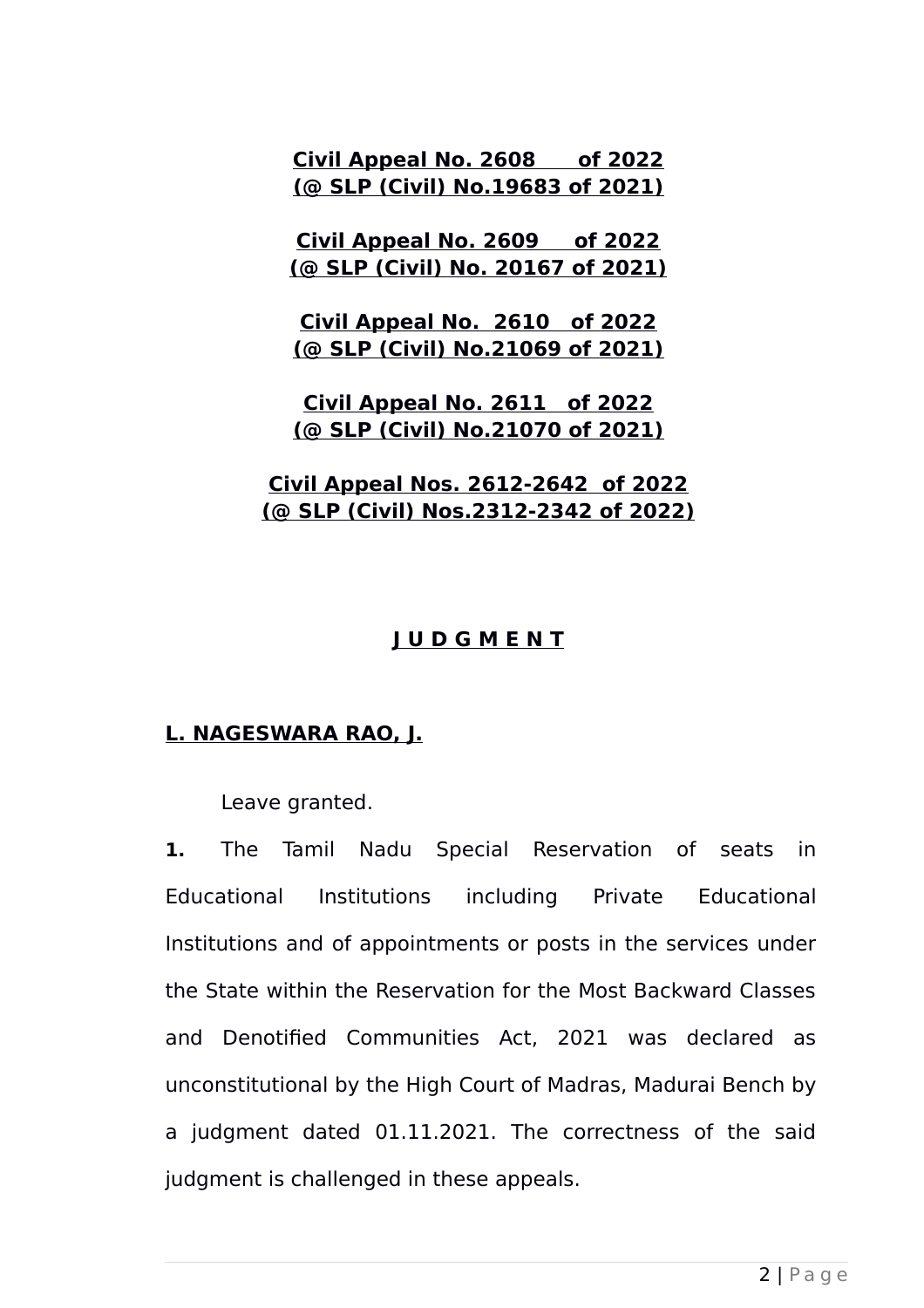**Civil Appeal No. 2608 of 2022**
**(@ SLP (Civil) No.19683 of 2021)**

**Civil Appeal No. 2609 of 2022**
**(@ SLP (Civil) No. 20167 of 2021)**

**Civil Appeal No. 2610 of 2022**
**(@ SLP (Civil) No.21069 of 2021)**

**Civil Appeal No. 2611 of 2022**
**(@ SLP (Civil) No.21070 of 2021)**

**Civil Appeal Nos. 2612-2642 of 2022**
**(@ SLP (Civil) Nos.2312-2342 of 2022)**

## J U D G M E N T

**L. NAGESWARA RAO, J.**

Leave granted.

**1.** The Tamil Nadu Special Reservation of seats in Educational Institutions including Private Educational Institutions and of appointments or posts in the services under the State within the Reservation for the Most Backward Classes and Denotified Communities Act, 2021 was declared as unconstitutional by the High Court of Madras, Madurai Bench by a judgment dated 01.11.2021. The correctness of the said judgment is challenged in these appeals.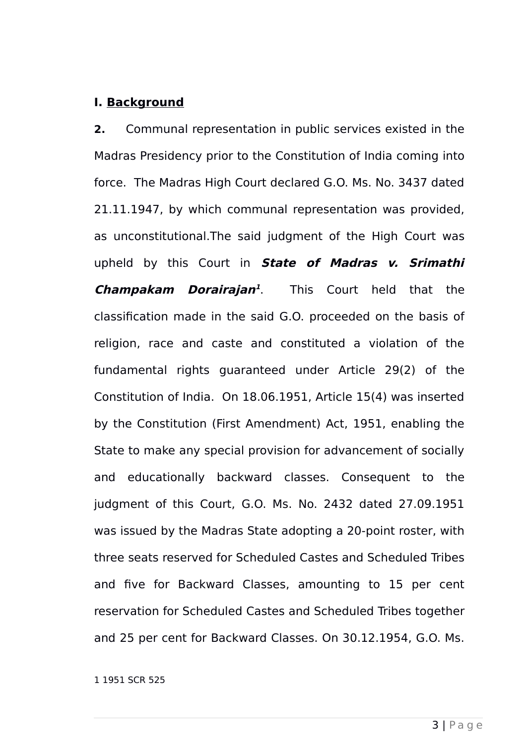**I. <u>Background</u>**

**2.** Communal representation in public services existed in the Madras Presidency prior to the Constitution of India coming into force. The Madras High Court declared G.O. Ms. No. 3437 dated 21.11.1947, by which communal representation was provided, as unconstitutional.The said judgment of the High Court was upheld by this Court in ***State of Madras v. Srimathi Champakam Dorairajan***[1]. This Court held that the classification made in the said G.O. proceeded on the basis of religion, race and caste and constituted a violation of the fundamental rights guaranteed under Article 29(2) of the Constitution of India. On 18.06.1951, Article 15(4) was inserted by the Constitution (First Amendment) Act, 1951, enabling the State to make any special provision for advancement of socially and educationally backward classes. Consequent to the judgment of this Court, G.O. Ms. No. 2432 dated 27.09.1951 was issued by the Madras State adopting a 20-point roster, with three seats reserved for Scheduled Castes and Scheduled Tribes and five for Backward Classes, amounting to 15 per cent reservation for Scheduled Castes and Scheduled Tribes together and 25 per cent for Backward Classes. On 30.12.1954, G.O. Ms.

1 1951 SCR 525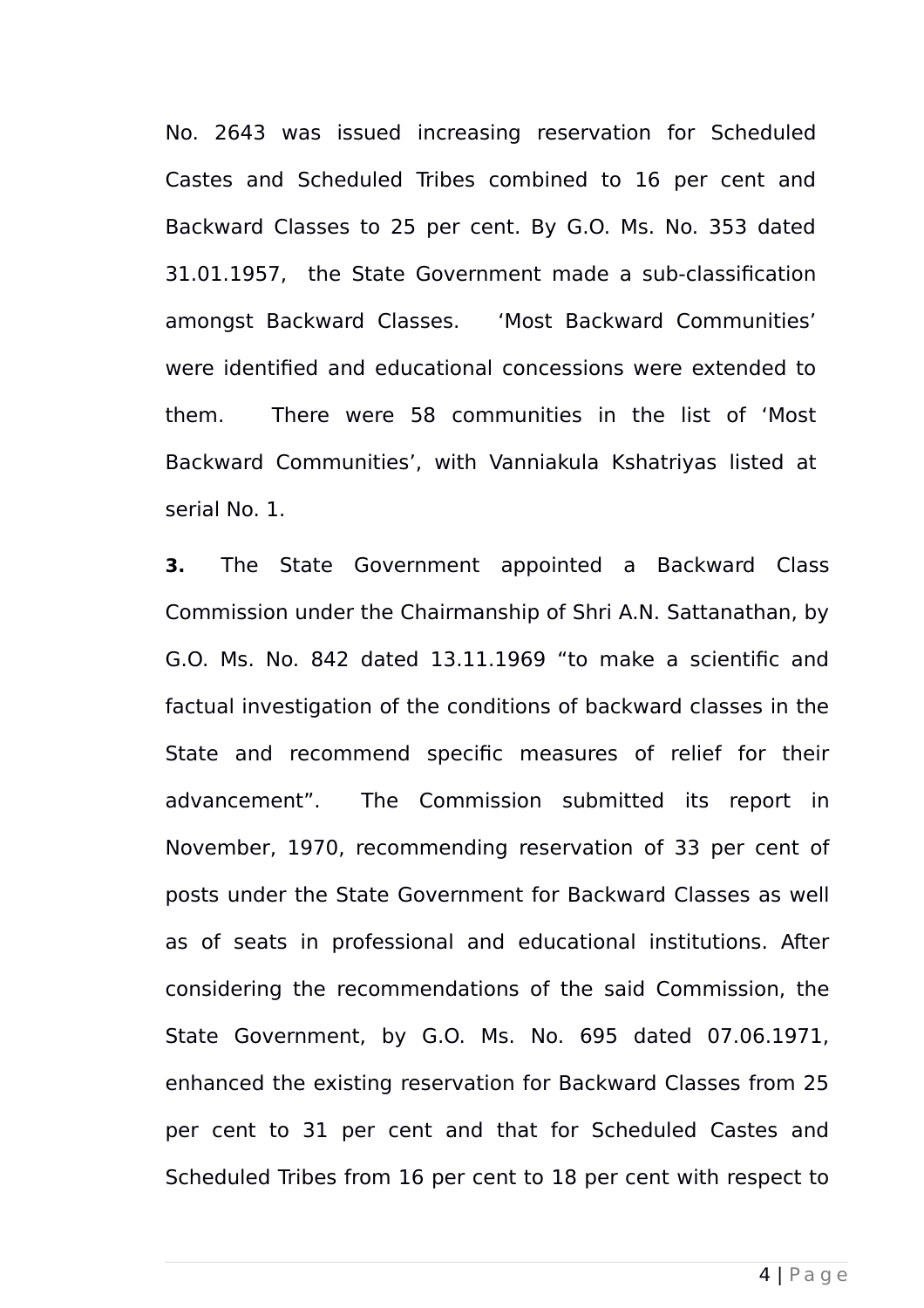No. 2643 was issued increasing reservation for Scheduled Castes and Scheduled Tribes combined to 16 per cent and Backward Classes to 25 per cent. By G.O. Ms. No. 353 dated 31.01.1957, the State Government made a sub-classification amongst Backward Classes. 'Most Backward Communities' were identified and educational concessions were extended to them. There were 58 communities in the list of 'Most Backward Communities', with Vanniakula Kshatriyas listed at serial No. 1.

**3.** The State Government appointed a Backward Class Commission under the Chairmanship of Shri A.N. Sattanathan, by G.O. Ms. No. 842 dated 13.11.1969 "to make a scientific and factual investigation of the conditions of backward classes in the State and recommend specific measures of relief for their advancement". The Commission submitted its report in November, 1970, recommending reservation of 33 per cent of posts under the State Government for Backward Classes as well as of seats in professional and educational institutions. After considering the recommendations of the said Commission, the State Government, by G.O. Ms. No. 695 dated 07.06.1971, enhanced the existing reservation for Backward Classes from 25 per cent to 31 per cent and that for Scheduled Castes and Scheduled Tribes from 16 per cent to 18 per cent with respect to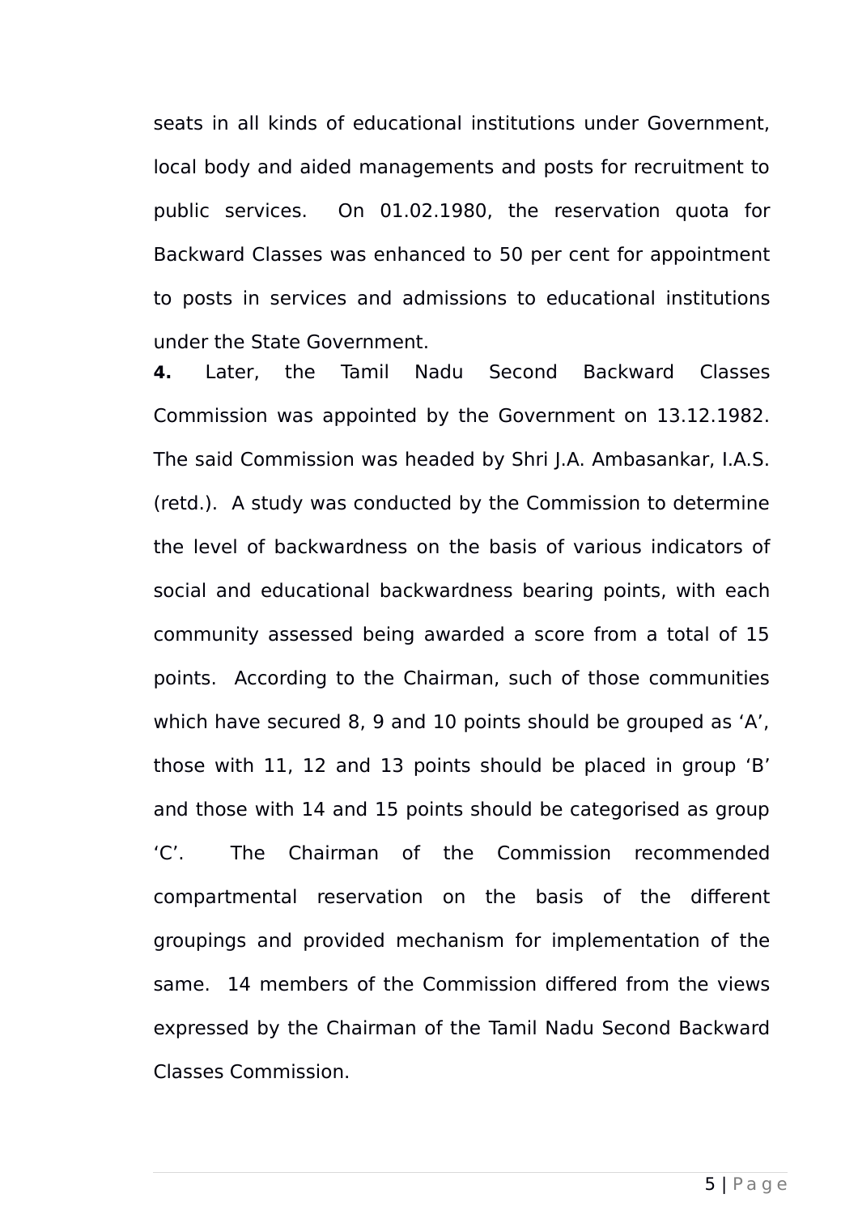seats in all kinds of educational institutions under Government, local body and aided managements and posts for recruitment to public services. On 01.02.1980, the reservation quota for Backward Classes was enhanced to 50 per cent for appointment to posts in services and admissions to educational institutions under the State Government.

**4.** Later, the Tamil Nadu Second Backward Classes Commission was appointed by the Government on 13.12.1982. The said Commission was headed by Shri J.A. Ambasankar, I.A.S. (retd.). A study was conducted by the Commission to determine the level of backwardness on the basis of various indicators of social and educational backwardness bearing points, with each community assessed being awarded a score from a total of 15 points. According to the Chairman, such of those communities which have secured 8, 9 and 10 points should be grouped as 'A', those with 11, 12 and 13 points should be placed in group 'B' and those with 14 and 15 points should be categorised as group 'C'. The Chairman of the Commission recommended compartmental reservation on the basis of the different groupings and provided mechanism for implementation of the same. 14 members of the Commission differed from the views expressed by the Chairman of the Tamil Nadu Second Backward Classes Commission.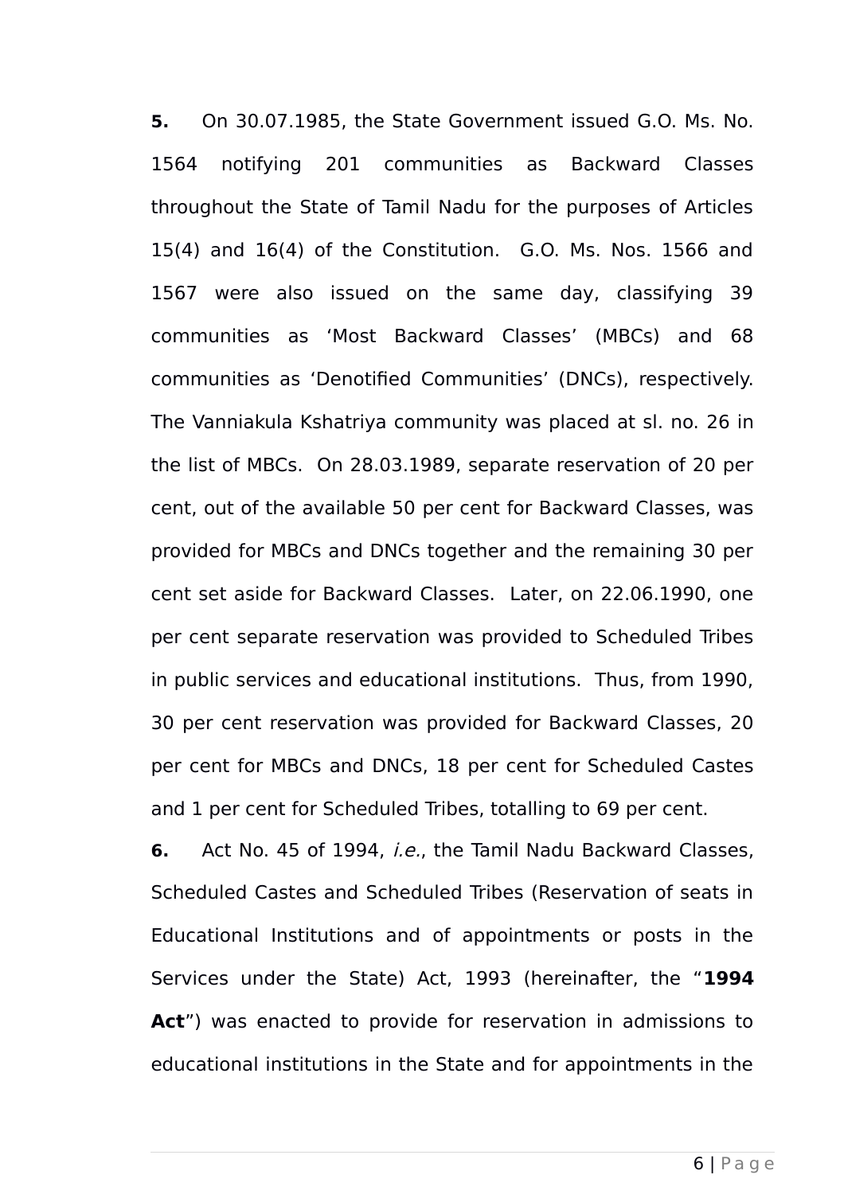**5.** On 30.07.1985, the State Government issued G.O. Ms. No. 1564 notifying 201 communities as Backward Classes throughout the State of Tamil Nadu for the purposes of Articles 15(4) and 16(4) of the Constitution. G.O. Ms. Nos. 1566 and 1567 were also issued on the same day, classifying 39 communities as 'Most Backward Classes' (MBCs) and 68 communities as 'Denotified Communities' (DNCs), respectively. The Vanniakula Kshatriya community was placed at sl. no. 26 in the list of MBCs. On 28.03.1989, separate reservation of 20 per cent, out of the available 50 per cent for Backward Classes, was provided for MBCs and DNCs together and the remaining 30 per cent set aside for Backward Classes. Later, on 22.06.1990, one per cent separate reservation was provided to Scheduled Tribes in public services and educational institutions. Thus, from 1990, 30 per cent reservation was provided for Backward Classes, 20 per cent for MBCs and DNCs, 18 per cent for Scheduled Castes and 1 per cent for Scheduled Tribes, totalling to 69 per cent.

**6.** Act No. 45 of 1994, *i.e.*, the Tamil Nadu Backward Classes, Scheduled Castes and Scheduled Tribes (Reservation of seats in Educational Institutions and of appointments or posts in the Services under the State) Act, 1993 (hereinafter, the "**1994 Act**") was enacted to provide for reservation in admissions to educational institutions in the State and for appointments in the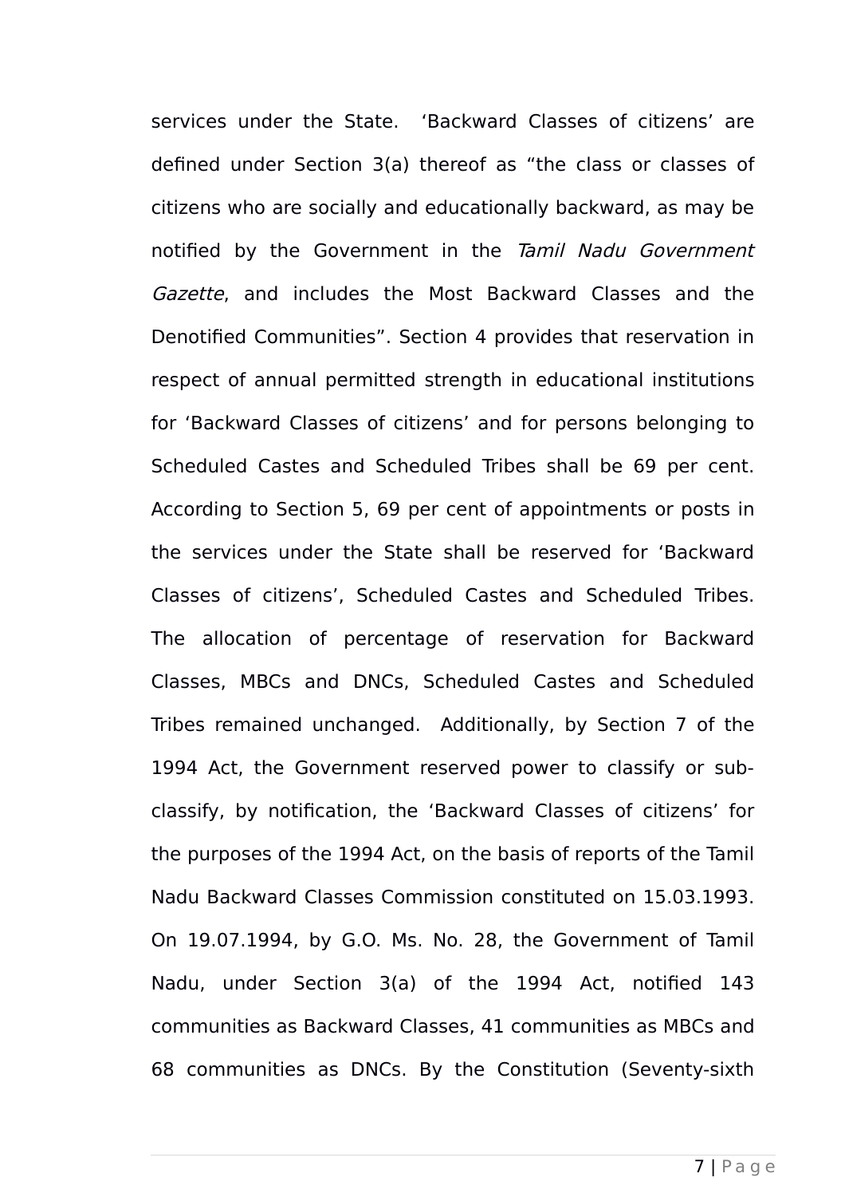services under the State. 'Backward Classes of citizens' are defined under Section 3(a) thereof as "the class or classes of citizens who are socially and educationally backward, as may be notified by the Government in the *Tamil Nadu Government Gazette*, and includes the Most Backward Classes and the Denotified Communities". Section 4 provides that reservation in respect of annual permitted strength in educational institutions for 'Backward Classes of citizens' and for persons belonging to Scheduled Castes and Scheduled Tribes shall be 69 per cent. According to Section 5, 69 per cent of appointments or posts in the services under the State shall be reserved for 'Backward Classes of citizens', Scheduled Castes and Scheduled Tribes. The allocation of percentage of reservation for Backward Classes, MBCs and DNCs, Scheduled Castes and Scheduled Tribes remained unchanged. Additionally, by Section 7 of the 1994 Act, the Government reserved power to classify or sub-classify, by notification, the 'Backward Classes of citizens' for the purposes of the 1994 Act, on the basis of reports of the Tamil Nadu Backward Classes Commission constituted on 15.03.1993. On 19.07.1994, by G.O. Ms. No. 28, the Government of Tamil Nadu, under Section 3(a) of the 1994 Act, notified 143 communities as Backward Classes, 41 communities as MBCs and 68 communities as DNCs. By the Constitution (Seventy-sixth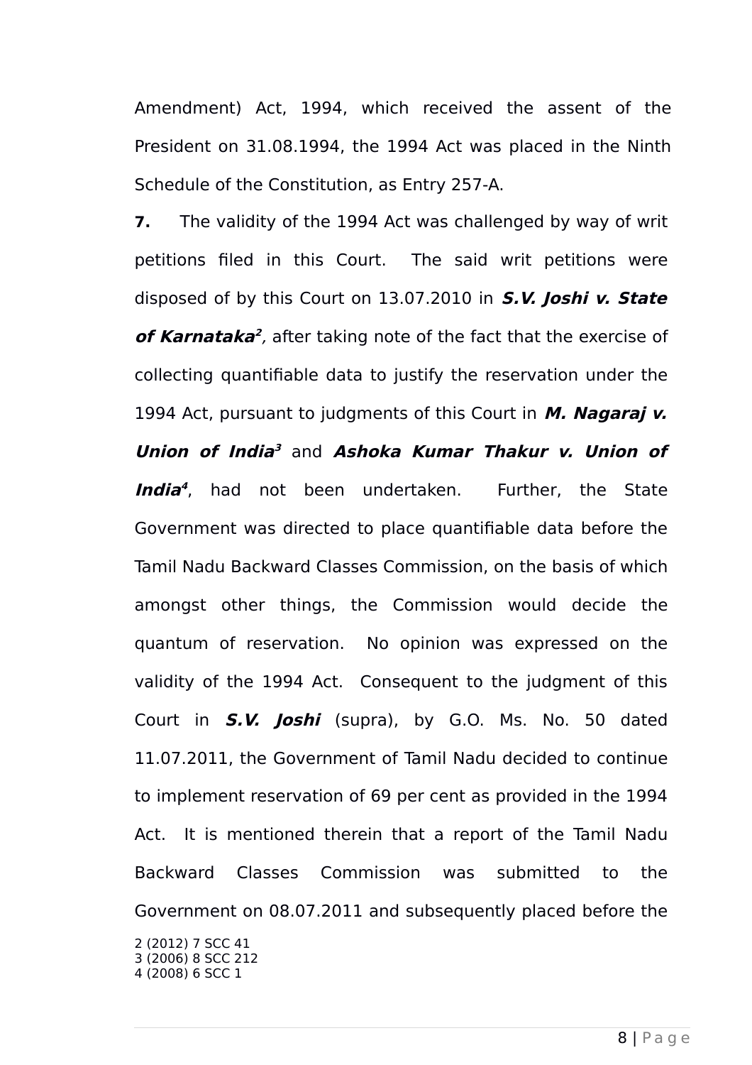Amendment) Act, 1994, which received the assent of the President on 31.08.1994, the 1994 Act was placed in the Ninth Schedule of the Constitution, as Entry 257-A.

**7.** The validity of the 1994 Act was challenged by way of writ petitions filed in this Court. The said writ petitions were disposed of by this Court on 13.07.2010 in ***S.V. Joshi v. State of Karnataka***[2]*,* after taking note of the fact that the exercise of collecting quantifiable data to justify the reservation under the 1994 Act, pursuant to judgments of this Court in ***M. Nagaraj v. Union of India***[3] and ***Ashoka Kumar Thakur v. Union of India***[4], had not been undertaken. Further, the State Government was directed to place quantifiable data before the Tamil Nadu Backward Classes Commission, on the basis of which amongst other things, the Commission would decide the quantum of reservation. No opinion was expressed on the validity of the 1994 Act. Consequent to the judgment of this Court in ***S.V. Joshi*** (supra), by G.O. Ms. No. 50 dated 11.07.2011, the Government of Tamil Nadu decided to continue to implement reservation of 69 per cent as provided in the 1994 Act. It is mentioned therein that a report of the Tamil Nadu Backward Classes Commission was submitted to the Government on 08.07.2011 and subsequently placed before the

2 (2012) 7 SCC 41
3 (2006) 8 SCC 212
4 (2008) 6 SCC 1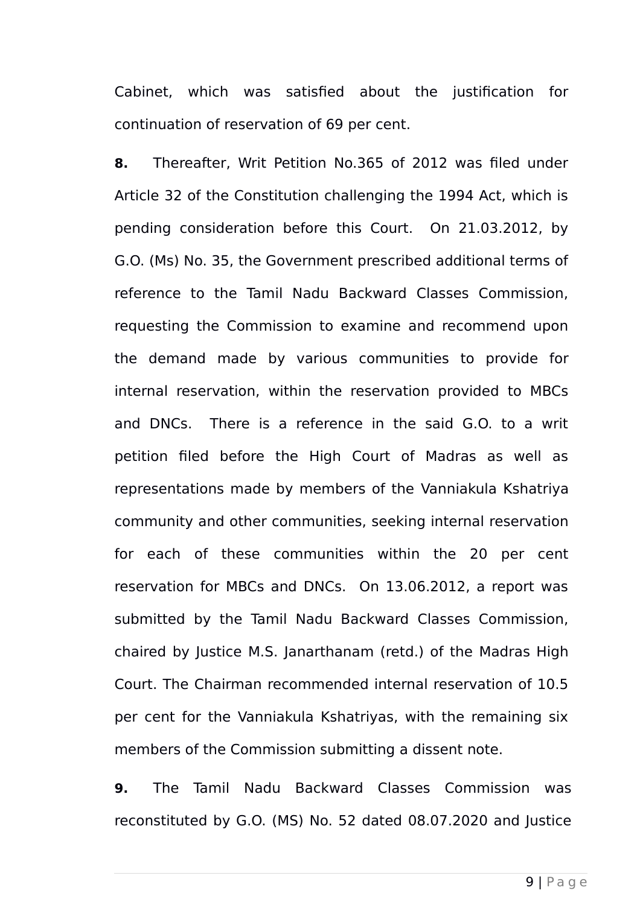Cabinet, which was satisfied about the justification for continuation of reservation of 69 per cent.

**8.** Thereafter, Writ Petition No.365 of 2012 was filed under Article 32 of the Constitution challenging the 1994 Act, which is pending consideration before this Court. On 21.03.2012, by G.O. (Ms) No. 35, the Government prescribed additional terms of reference to the Tamil Nadu Backward Classes Commission, requesting the Commission to examine and recommend upon the demand made by various communities to provide for internal reservation, within the reservation provided to MBCs and DNCs. There is a reference in the said G.O. to a writ petition filed before the High Court of Madras as well as representations made by members of the Vanniakula Kshatriya community and other communities, seeking internal reservation for each of these communities within the 20 per cent reservation for MBCs and DNCs. On 13.06.2012, a report was submitted by the Tamil Nadu Backward Classes Commission, chaired by Justice M.S. Janarthanam (retd.) of the Madras High Court. The Chairman recommended internal reservation of 10.5 per cent for the Vanniakula Kshatriyas, with the remaining six members of the Commission submitting a dissent note.

**9.** The Tamil Nadu Backward Classes Commission was reconstituted by G.O. (MS) No. 52 dated 08.07.2020 and Justice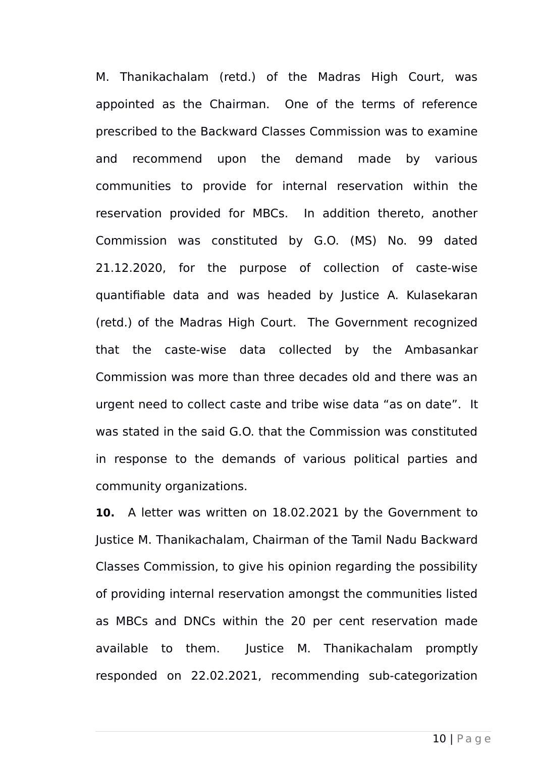M. Thanikachalam (retd.) of the Madras High Court, was appointed as the Chairman. One of the terms of reference prescribed to the Backward Classes Commission was to examine and recommend upon the demand made by various communities to provide for internal reservation within the reservation provided for MBCs. In addition thereto, another Commission was constituted by G.O. (MS) No. 99 dated 21.12.2020, for the purpose of collection of caste-wise quantifiable data and was headed by Justice A. Kulasekaran (retd.) of the Madras High Court. The Government recognized that the caste-wise data collected by the Ambasankar Commission was more than three decades old and there was an urgent need to collect caste and tribe wise data "as on date". It was stated in the said G.O. that the Commission was constituted in response to the demands of various political parties and community organizations.

**10.** A letter was written on 18.02.2021 by the Government to Justice M. Thanikachalam, Chairman of the Tamil Nadu Backward Classes Commission, to give his opinion regarding the possibility of providing internal reservation amongst the communities listed as MBCs and DNCs within the 20 per cent reservation made available to them. Justice M. Thanikachalam promptly responded on 22.02.2021, recommending sub-categorization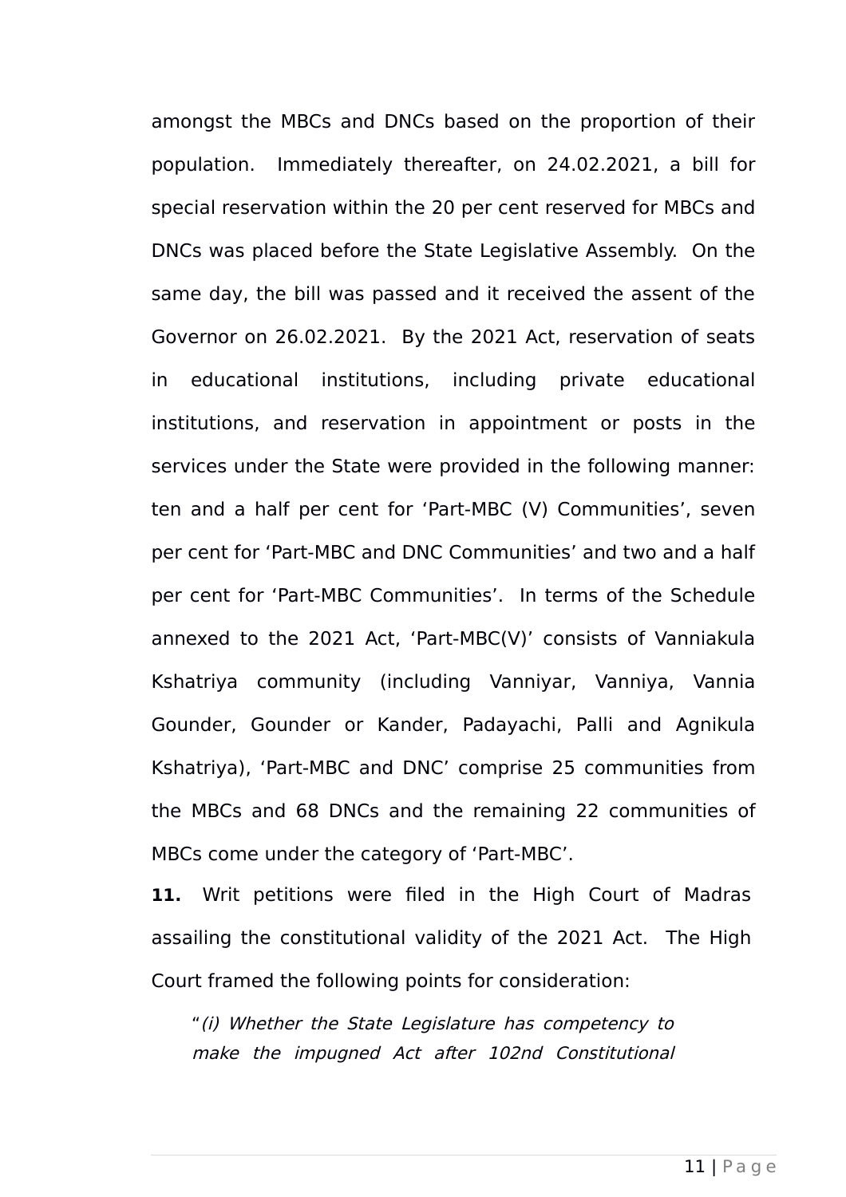amongst the MBCs and DNCs based on the proportion of their population. Immediately thereafter, on 24.02.2021, a bill for special reservation within the 20 per cent reserved for MBCs and DNCs was placed before the State Legislative Assembly. On the same day, the bill was passed and it received the assent of the Governor on 26.02.2021. By the 2021 Act, reservation of seats in educational institutions, including private educational institutions, and reservation in appointment or posts in the services under the State were provided in the following manner: ten and a half per cent for 'Part-MBC (V) Communities', seven per cent for 'Part-MBC and DNC Communities' and two and a half per cent for 'Part-MBC Communities'. In terms of the Schedule annexed to the 2021 Act, 'Part-MBC(V)' consists of Vanniakula Kshatriya community (including Vanniyar, Vanniya, Vannia Gounder, Gounder or Kander, Padayachi, Palli and Agnikula Kshatriya), 'Part-MBC and DNC' comprise 25 communities from the MBCs and 68 DNCs and the remaining 22 communities of MBCs come under the category of 'Part-MBC'.

**11.** Writ petitions were filed in the High Court of Madras assailing the constitutional validity of the 2021 Act. The High Court framed the following points for consideration:

> "*(i) Whether the State Legislature has competency to make the impugned Act after 102nd Constitutional*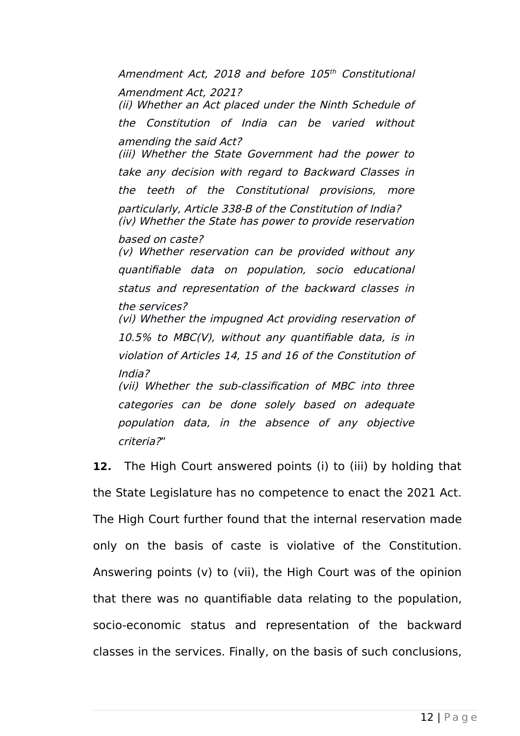*Amendment Act, 2018 and before 105th Constitutional Amendment Act, 2021?*
*(ii) Whether an Act placed under the Ninth Schedule of the Constitution of India can be varied without amending the said Act?*
*(iii) Whether the State Government had the power to take any decision with regard to Backward Classes in the teeth of the Constitutional provisions, more particularly, Article 338-B of the Constitution of India?*
*(iv) Whether the State has power to provide reservation based on caste?*
*(v) Whether reservation can be provided without any quantifiable data on population, socio educational status and representation of the backward classes in the services?*
*(vi) Whether the impugned Act providing reservation of 10.5% to MBC(V), without any quantifiable data, is in violation of Articles 14, 15 and 16 of the Constitution of India?*
*(vii) Whether the sub-classification of MBC into three categories can be done solely based on adequate population data, in the absence of any objective criteria?*"

**12.** The High Court answered points (i) to (iii) by holding that the State Legislature has no competence to enact the 2021 Act. The High Court further found that the internal reservation made only on the basis of caste is violative of the Constitution. Answering points (v) to (vii), the High Court was of the opinion that there was no quantifiable data relating to the population, socio-economic status and representation of the backward classes in the services. Finally, on the basis of such conclusions,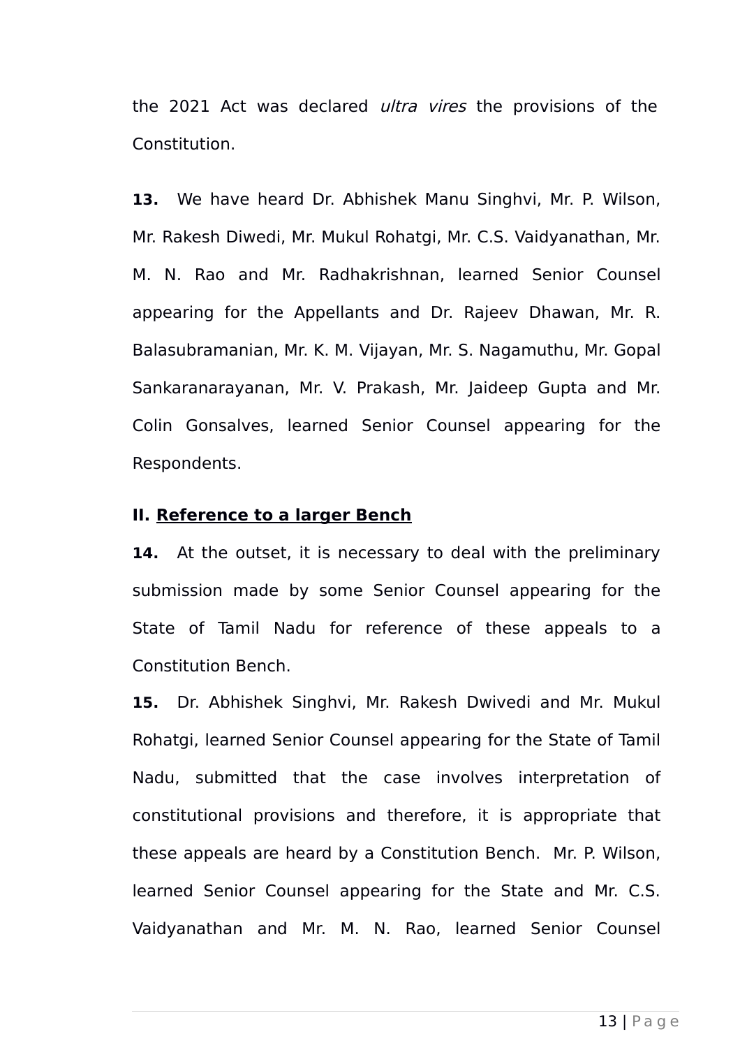the 2021 Act was declared *ultra vires* the provisions of the Constitution.

**13.** We have heard Dr. Abhishek Manu Singhvi, Mr. P. Wilson, Mr. Rakesh Diwedi, Mr. Mukul Rohatgi, Mr. C.S. Vaidyanathan, Mr. M. N. Rao and Mr. Radhakrishnan, learned Senior Counsel appearing for the Appellants and Dr. Rajeev Dhawan, Mr. R. Balasubramanian, Mr. K. M. Vijayan, Mr. S. Nagamuthu, Mr. Gopal Sankaranarayanan, Mr. V. Prakash, Mr. Jaideep Gupta and Mr. Colin Gonsalves, learned Senior Counsel appearing for the Respondents.

## II. <u>Reference to a larger Bench</u>

**14.** At the outset, it is necessary to deal with the preliminary submission made by some Senior Counsel appearing for the State of Tamil Nadu for reference of these appeals to a Constitution Bench.

**15.** Dr. Abhishek Singhvi, Mr. Rakesh Dwivedi and Mr. Mukul Rohatgi, learned Senior Counsel appearing for the State of Tamil Nadu, submitted that the case involves interpretation of constitutional provisions and therefore, it is appropriate that these appeals are heard by a Constitution Bench. Mr. P. Wilson, learned Senior Counsel appearing for the State and Mr. C.S. Vaidyanathan and Mr. M. N. Rao, learned Senior Counsel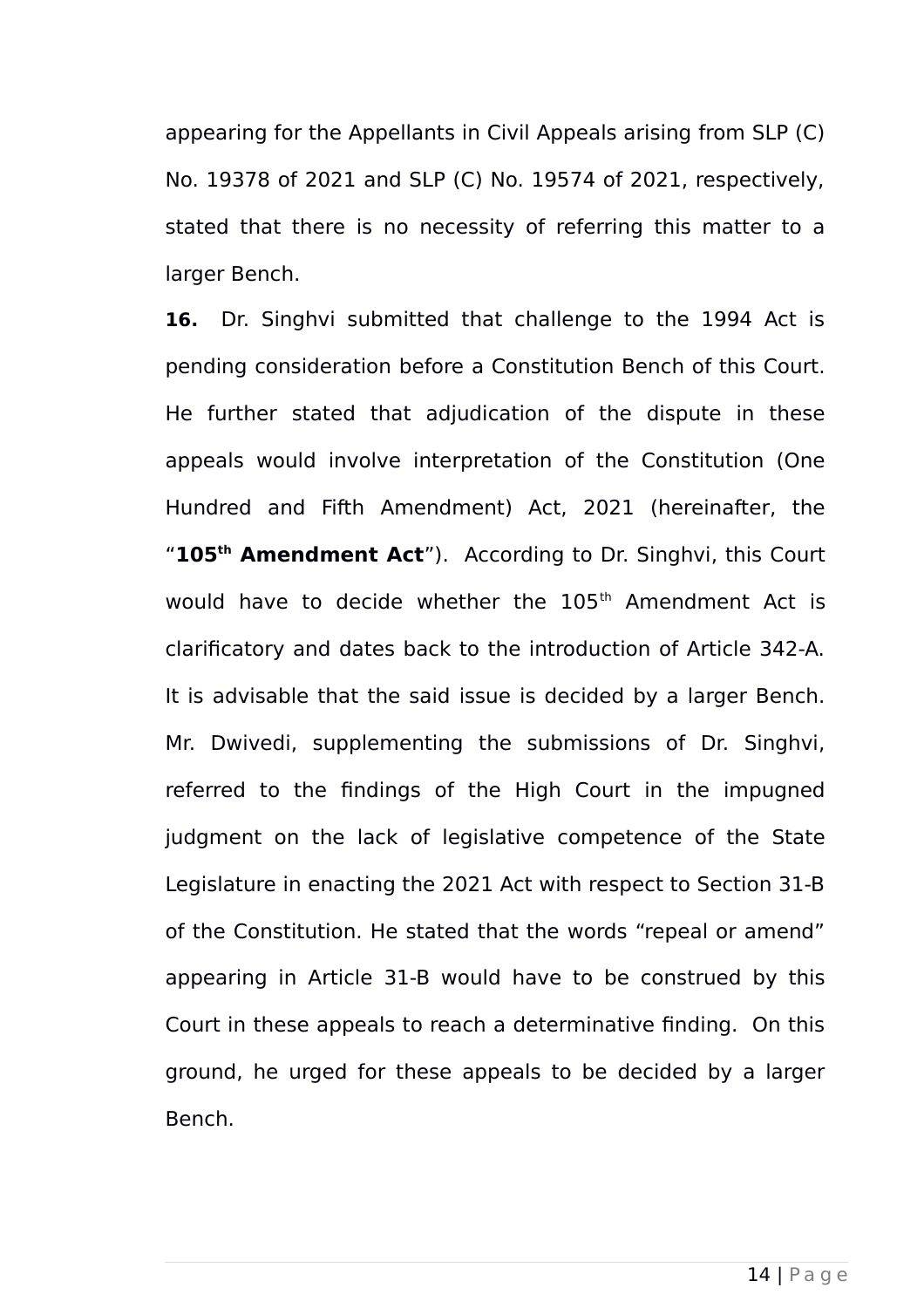appearing for the Appellants in Civil Appeals arising from SLP (C) No. 19378 of 2021 and SLP (C) No. 19574 of 2021, respectively, stated that there is no necessity of referring this matter to a larger Bench.

**16.** Dr. Singhvi submitted that challenge to the 1994 Act is pending consideration before a Constitution Bench of this Court. He further stated that adjudication of the dispute in these appeals would involve interpretation of the Constitution (One Hundred and Fifth Amendment) Act, 2021 (hereinafter, the "**105th Amendment Act**"). According to Dr. Singhvi, this Court would have to decide whether the 105th Amendment Act is clarificatory and dates back to the introduction of Article 342-A. It is advisable that the said issue is decided by a larger Bench. Mr. Dwivedi, supplementing the submissions of Dr. Singhvi, referred to the findings of the High Court in the impugned judgment on the lack of legislative competence of the State Legislature in enacting the 2021 Act with respect to Section 31-B of the Constitution. He stated that the words "repeal or amend" appearing in Article 31-B would have to be construed by this Court in these appeals to reach a determinative finding. On this ground, he urged for these appeals to be decided by a larger Bench.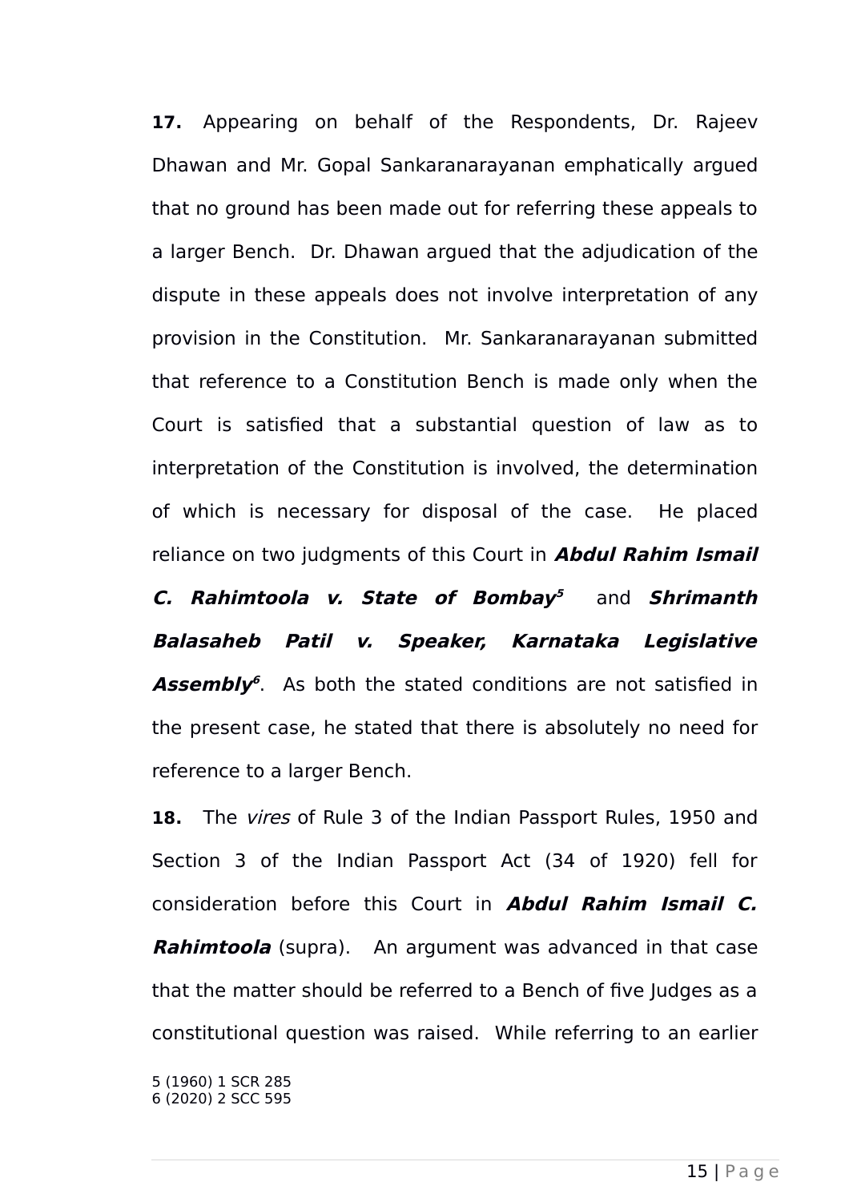**17.** Appearing on behalf of the Respondents, Dr. Rajeev Dhawan and Mr. Gopal Sankaranarayanan emphatically argued that no ground has been made out for referring these appeals to a larger Bench. Dr. Dhawan argued that the adjudication of the dispute in these appeals does not involve interpretation of any provision in the Constitution. Mr. Sankaranarayanan submitted that reference to a Constitution Bench is made only when the Court is satisfied that a substantial question of law as to interpretation of the Constitution is involved, the determination of which is necessary for disposal of the case. He placed reliance on two judgments of this Court in ***Abdul Rahim Ismail C. Rahimtoola v. State of Bombay***[5] and ***Shrimanth Balasaheb Patil v. Speaker, Karnataka Legislative Assembly***[6]. As both the stated conditions are not satisfied in the present case, he stated that there is absolutely no need for reference to a larger Bench.

**18.** The *vires* of Rule 3 of the Indian Passport Rules, 1950 and Section 3 of the Indian Passport Act (34 of 1920) fell for consideration before this Court in ***Abdul Rahim Ismail C. Rahimtoola*** (supra). An argument was advanced in that case that the matter should be referred to a Bench of five Judges as a constitutional question was raised. While referring to an earlier

5 (1960) 1 SCR 285
6 (2020) 2 SCC 595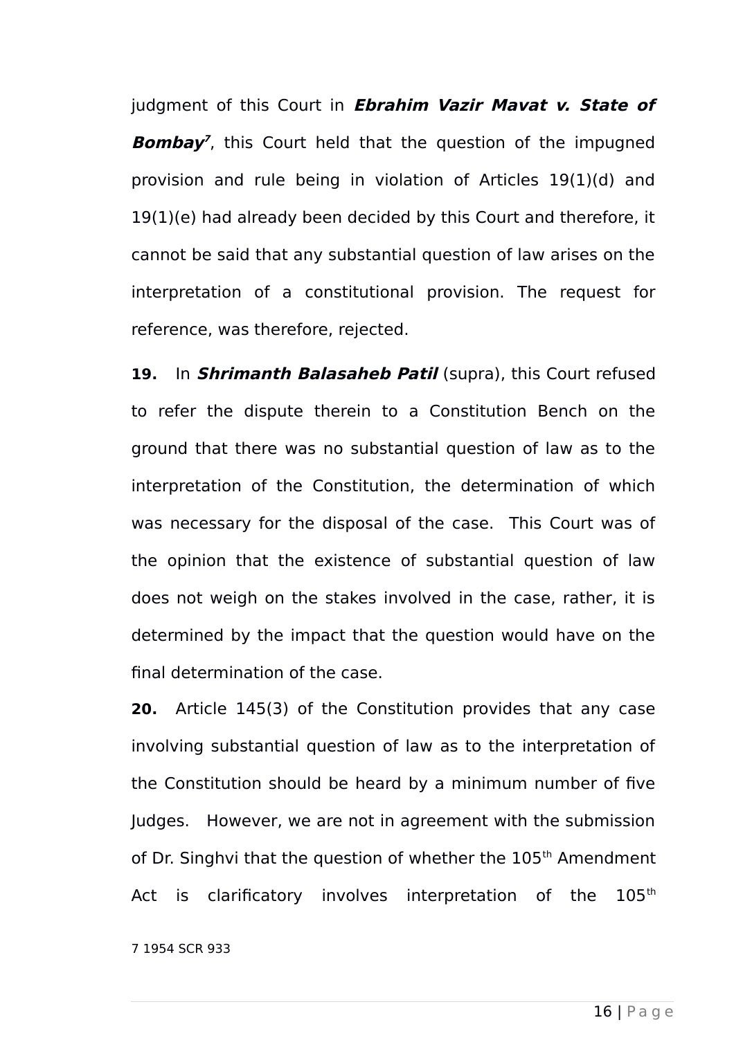judgment of this Court in ***Ebrahim Vazir Mavat v. State of Bombay***[7], this Court held that the question of the impugned provision and rule being in violation of Articles 19(1)(d) and 19(1)(e) had already been decided by this Court and therefore, it cannot be said that any substantial question of law arises on the interpretation of a constitutional provision. The request for reference, was therefore, rejected.

**19.** In ***Shrimanth Balasaheb Patil*** (supra), this Court refused to refer the dispute therein to a Constitution Bench on the ground that there was no substantial question of law as to the interpretation of the Constitution, the determination of which was necessary for the disposal of the case. This Court was of the opinion that the existence of substantial question of law does not weigh on the stakes involved in the case, rather, it is determined by the impact that the question would have on the final determination of the case.

**20.** Article 145(3) of the Constitution provides that any case involving substantial question of law as to the interpretation of the Constitution should be heard by a minimum number of five Judges. However, we are not in agreement with the submission of Dr. Singhvi that the question of whether the 105th Amendment Act is clarificatory involves interpretation of the 105th

7 1954 SCR 933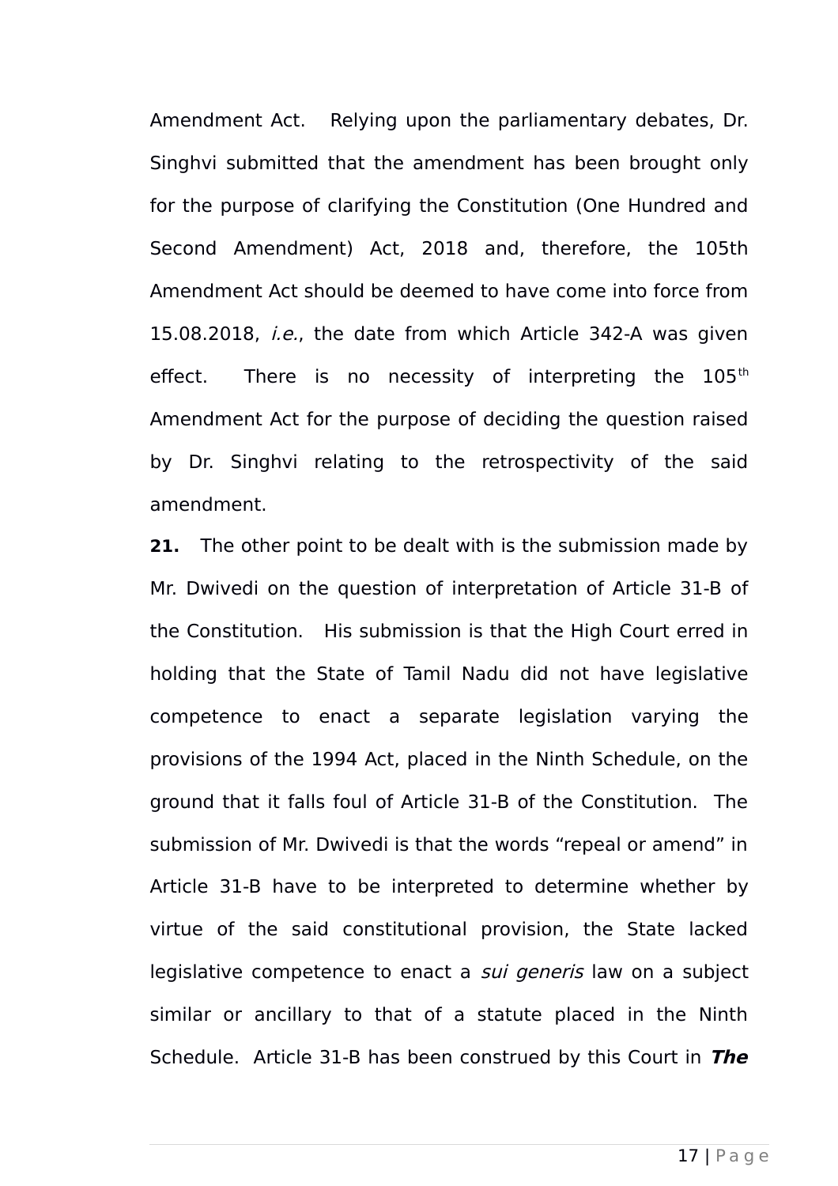Amendment Act. Relying upon the parliamentary debates, Dr. Singhvi submitted that the amendment has been brought only for the purpose of clarifying the Constitution (One Hundred and Second Amendment) Act, 2018 and, therefore, the 105th Amendment Act should be deemed to have come into force from 15.08.2018, *i.e.*, the date from which Article 342-A was given effect. There is no necessity of interpreting the 105th Amendment Act for the purpose of deciding the question raised by Dr. Singhvi relating to the retrospectivity of the said amendment.

**21.** The other point to be dealt with is the submission made by Mr. Dwivedi on the question of interpretation of Article 31-B of the Constitution. His submission is that the High Court erred in holding that the State of Tamil Nadu did not have legislative competence to enact a separate legislation varying the provisions of the 1994 Act, placed in the Ninth Schedule, on the ground that it falls foul of Article 31-B of the Constitution. The submission of Mr. Dwivedi is that the words "repeal or amend" in Article 31-B have to be interpreted to determine whether by virtue of the said constitutional provision, the State lacked legislative competence to enact a *sui generis* law on a subject similar or ancillary to that of a statute placed in the Ninth Schedule. Article 31-B has been construed by this Court in ***The***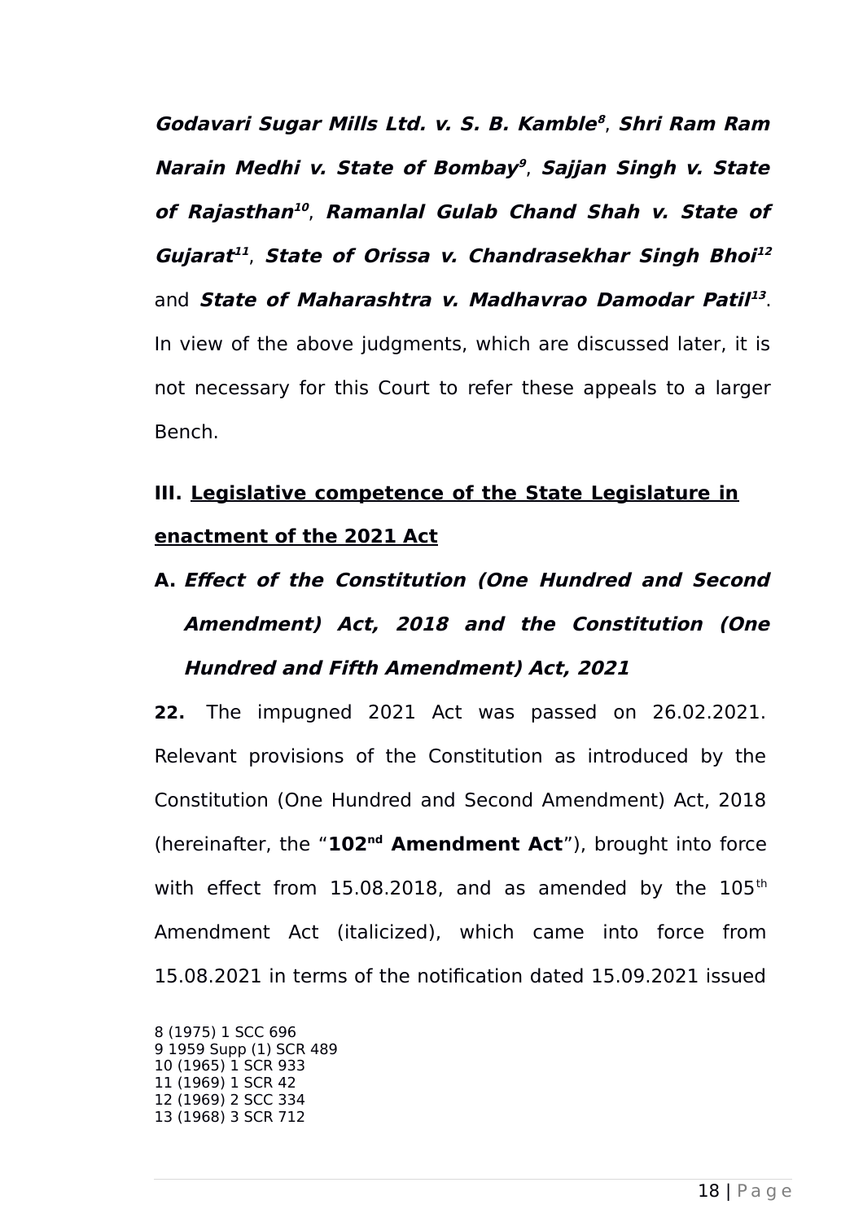***Godavari Sugar Mills Ltd. v. S. B. Kamble***[8], ***Shri Ram Ram Narain Medhi v. State of Bombay***[9], ***Sajjan Singh v. State of Rajasthan***[10], ***Ramanlal Gulab Chand Shah v. State of Gujarat***[11], ***State of Orissa v. Chandrasekhar Singh Bhoi***[12] and ***State of Maharashtra v. Madhavrao Damodar Patil***[13]. In view of the above judgments, which are discussed later, it is not necessary for this Court to refer these appeals to a larger Bench.

## III. <u>Legislative competence of the State Legislature in enactment of the 2021 Act</u>

### A. *Effect of the Constitution (One Hundred and Second Amendment) Act, 2018 and the Constitution (One Hundred and Fifth Amendment) Act, 2021*

**22.** The impugned 2021 Act was passed on 26.02.2021. Relevant provisions of the Constitution as introduced by the Constitution (One Hundred and Second Amendment) Act, 2018 (hereinafter, the "**102nd Amendment Act**"), brought into force with effect from 15.08.2018, and as amended by the 105th Amendment Act (italicized), which came into force from 15.08.2021 in terms of the notification dated 15.09.2021 issued

8 (1975) 1 SCC 696
9 1959 Supp (1) SCR 489
10 (1965) 1 SCR 933
11 (1969) 1 SCR 42
12 (1969) 2 SCC 334
13 (1968) 3 SCR 712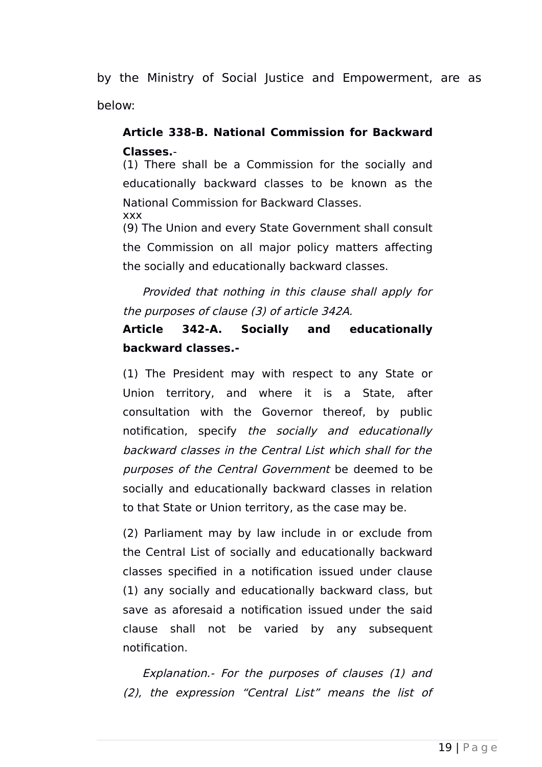by the Ministry of Social Justice and Empowerment, are as below:

> **Article 338-B. National Commission for Backward Classes.**-
>
> (1) There shall be a Commission for the socially and educationally backward classes to be known as the National Commission for Backward Classes.
>
> xxx
>
> (9) The Union and every State Government shall consult the Commission on all major policy matters affecting the socially and educationally backward classes.
>
> *Provided that nothing in this clause shall apply for the purposes of clause (3) of article 342A.*
>
> **Article 342-A. Socially and educationally backward classes.-**
>
> (1) The President may with respect to any State or Union territory, and where it is a State, after consultation with the Governor thereof, by public notification, specify *the socially and educationally backward classes in the Central List which shall for the purposes of the Central Government* be deemed to be socially and educationally backward classes in relation to that State or Union territory, as the case may be.
>
> (2) Parliament may by law include in or exclude from the Central List of socially and educationally backward classes specified in a notification issued under clause (1) any socially and educationally backward class, but save as aforesaid a notification issued under the said clause shall not be varied by any subsequent notification.
>
> *Explanation.- For the purposes of clauses (1) and (2), the expression "Central List" means the list of*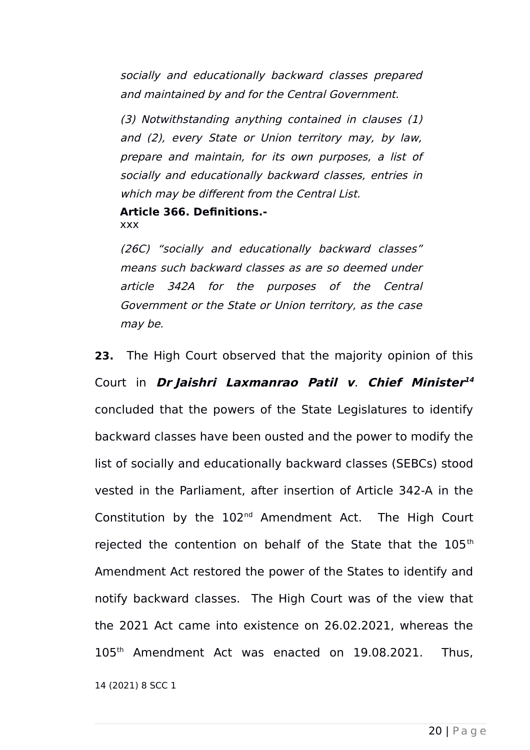*socially and educationally backward classes prepared and maintained by and for the Central Government.*

*(3) Notwithstanding anything contained in clauses (1) and (2), every State or Union territory may, by law, prepare and maintain, for its own purposes, a list of socially and educationally backward classes, entries in which may be different from the Central List.*

**Article 366. Definitions.-**

xxx

*(26C) "socially and educationally backward classes" means such backward classes as are so deemed under article 342A for the purposes of the Central Government or the State or Union territory, as the case may be.*

**23.** The High Court observed that the majority opinion of this Court in ***Dr Jaishri Laxmanrao Patil v. Chief Minister***[14] concluded that the powers of the State Legislatures to identify backward classes have been ousted and the power to modify the list of socially and educationally backward classes (SEBCs) stood vested in the Parliament, after insertion of Article 342-A in the Constitution by the 102nd Amendment Act. The High Court rejected the contention on behalf of the State that the 105th Amendment Act restored the power of the States to identify and notify backward classes. The High Court was of the view that the 2021 Act came into existence on 26.02.2021, whereas the 105th Amendment Act was enacted on 19.08.2021. Thus,

14 (2021) 8 SCC 1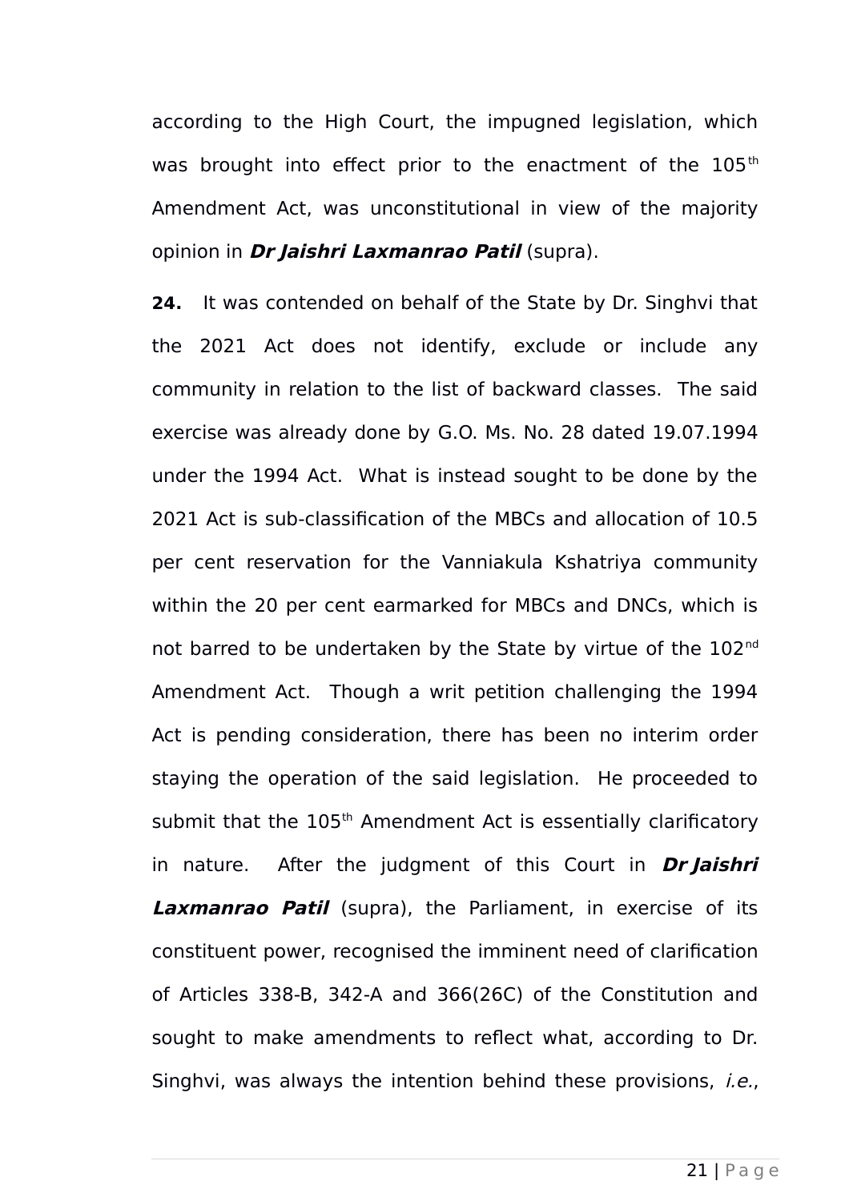according to the High Court, the impugned legislation, which was brought into effect prior to the enactment of the 105th Amendment Act, was unconstitutional in view of the majority opinion in ***Dr Jaishri Laxmanrao Patil*** (supra).

**24.** It was contended on behalf of the State by Dr. Singhvi that the 2021 Act does not identify, exclude or include any community in relation to the list of backward classes. The said exercise was already done by G.O. Ms. No. 28 dated 19.07.1994 under the 1994 Act. What is instead sought to be done by the 2021 Act is sub-classification of the MBCs and allocation of 10.5 per cent reservation for the Vanniakula Kshatriya community within the 20 per cent earmarked for MBCs and DNCs, which is not barred to be undertaken by the State by virtue of the 102nd Amendment Act. Though a writ petition challenging the 1994 Act is pending consideration, there has been no interim order staying the operation of the said legislation. He proceeded to submit that the 105th Amendment Act is essentially clarificatory in nature. After the judgment of this Court in ***Dr Jaishri Laxmanrao Patil*** (supra), the Parliament, in exercise of its constituent power, recognised the imminent need of clarification of Articles 338-B, 342-A and 366(26C) of the Constitution and sought to make amendments to reflect what, according to Dr. Singhvi, was always the intention behind these provisions, *i.e.*,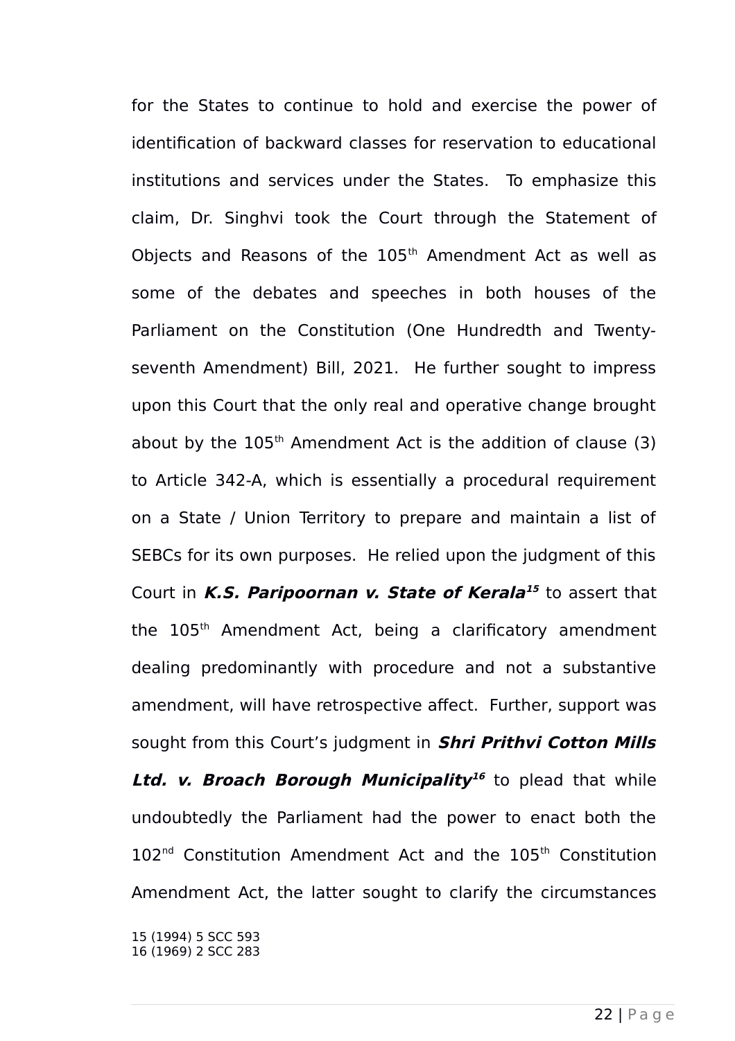for the States to continue to hold and exercise the power of identification of backward classes for reservation to educational institutions and services under the States. To emphasize this claim, Dr. Singhvi took the Court through the Statement of Objects and Reasons of the 105th Amendment Act as well as some of the debates and speeches in both houses of the Parliament on the Constitution (One Hundredth and Twenty-seventh Amendment) Bill, 2021. He further sought to impress upon this Court that the only real and operative change brought about by the 105th Amendment Act is the addition of clause (3) to Article 342-A, which is essentially a procedural requirement on a State / Union Territory to prepare and maintain a list of SEBCs for its own purposes. He relied upon the judgment of this Court in ***K.S. Paripoornan v. State of Kerala***[15] to assert that the 105th Amendment Act, being a clarificatory amendment dealing predominantly with procedure and not a substantive amendment, will have retrospective affect. Further, support was sought from this Court's judgment in ***Shri Prithvi Cotton Mills Ltd. v. Broach Borough Municipality***[16] to plead that while undoubtedly the Parliament had the power to enact both the 102nd Constitution Amendment Act and the 105th Constitution Amendment Act, the latter sought to clarify the circumstances

15 (1994) 5 SCC 593
16 (1969) 2 SCC 283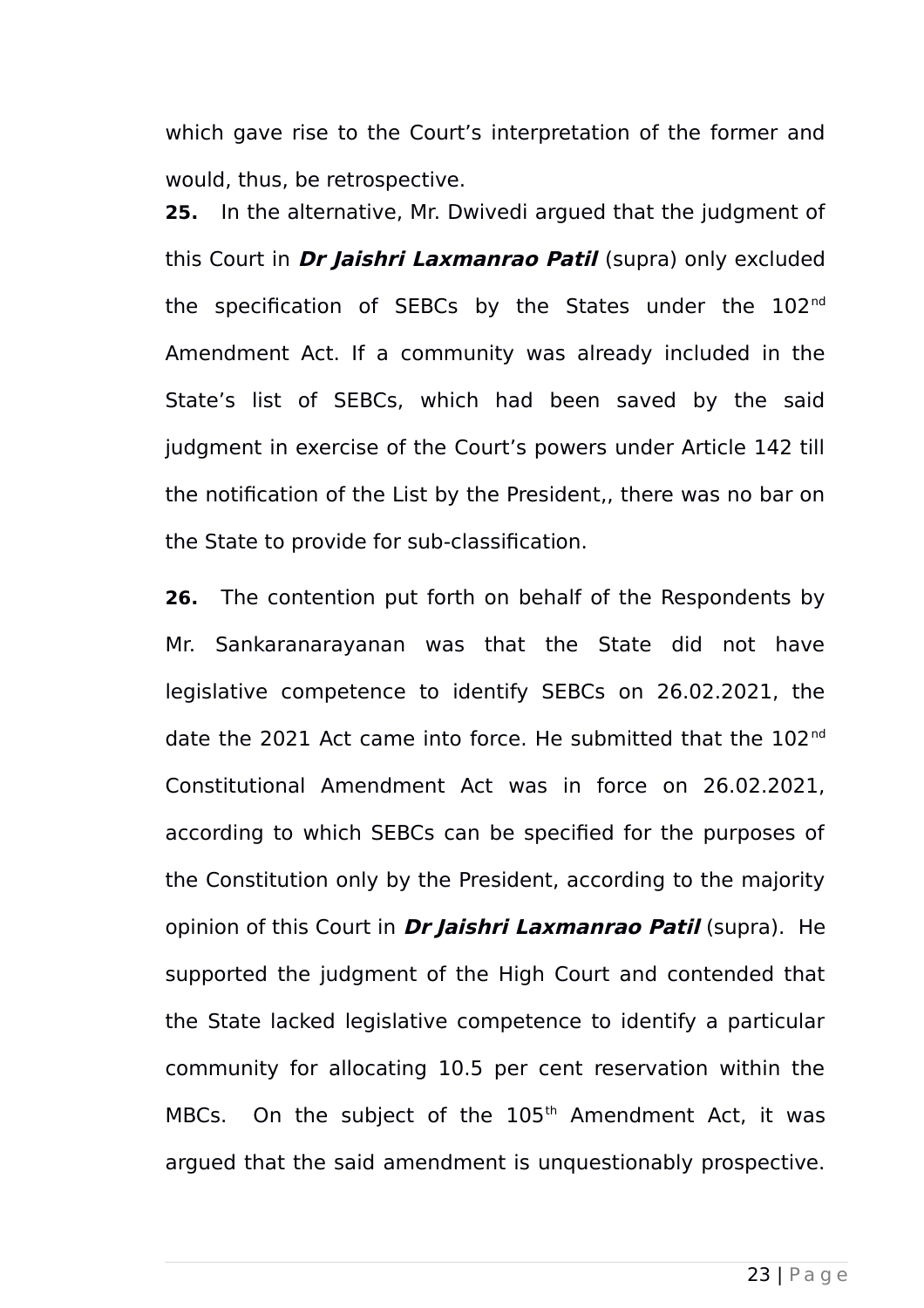which gave rise to the Court's interpretation of the former and would, thus, be retrospective.

**25.** In the alternative, Mr. Dwivedi argued that the judgment of this Court in ***Dr Jaishri Laxmanrao Patil*** (supra) only excluded the specification of SEBCs by the States under the 102nd Amendment Act. If a community was already included in the State's list of SEBCs, which had been saved by the said judgment in exercise of the Court's powers under Article 142 till the notification of the List by the President,, there was no bar on the State to provide for sub-classification.

**26.** The contention put forth on behalf of the Respondents by Mr. Sankaranarayanan was that the State did not have legislative competence to identify SEBCs on 26.02.2021, the date the 2021 Act came into force. He submitted that the 102nd Constitutional Amendment Act was in force on 26.02.2021, according to which SEBCs can be specified for the purposes of the Constitution only by the President, according to the majority opinion of this Court in ***Dr Jaishri Laxmanrao Patil*** (supra). He supported the judgment of the High Court and contended that the State lacked legislative competence to identify a particular community for allocating 10.5 per cent reservation within the MBCs. On the subject of the 105th Amendment Act, it was argued that the said amendment is unquestionably prospective.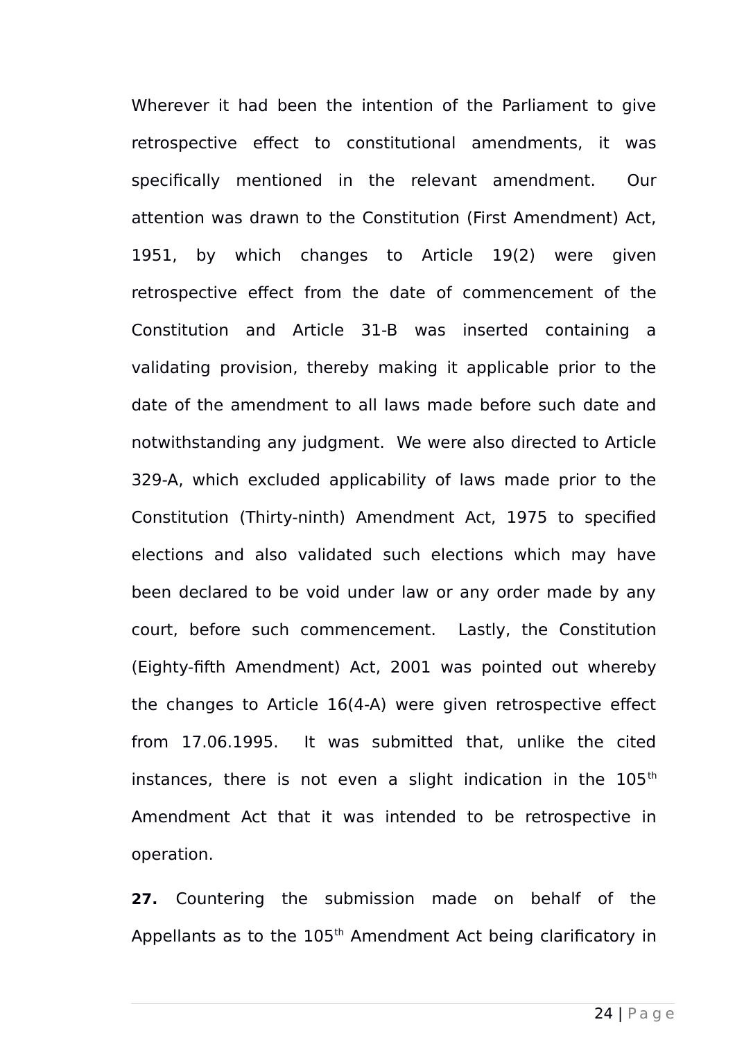Wherever it had been the intention of the Parliament to give retrospective effect to constitutional amendments, it was specifically mentioned in the relevant amendment. Our attention was drawn to the Constitution (First Amendment) Act, 1951, by which changes to Article 19(2) were given retrospective effect from the date of commencement of the Constitution and Article 31-B was inserted containing a validating provision, thereby making it applicable prior to the date of the amendment to all laws made before such date and notwithstanding any judgment. We were also directed to Article 329-A, which excluded applicability of laws made prior to the Constitution (Thirty-ninth) Amendment Act, 1975 to specified elections and also validated such elections which may have been declared to be void under law or any order made by any court, before such commencement. Lastly, the Constitution (Eighty-fifth Amendment) Act, 2001 was pointed out whereby the changes to Article 16(4-A) were given retrospective effect from 17.06.1995. It was submitted that, unlike the cited instances, there is not even a slight indication in the 105th Amendment Act that it was intended to be retrospective in operation.

**27.** Countering the submission made on behalf of the Appellants as to the 105th Amendment Act being clarificatory in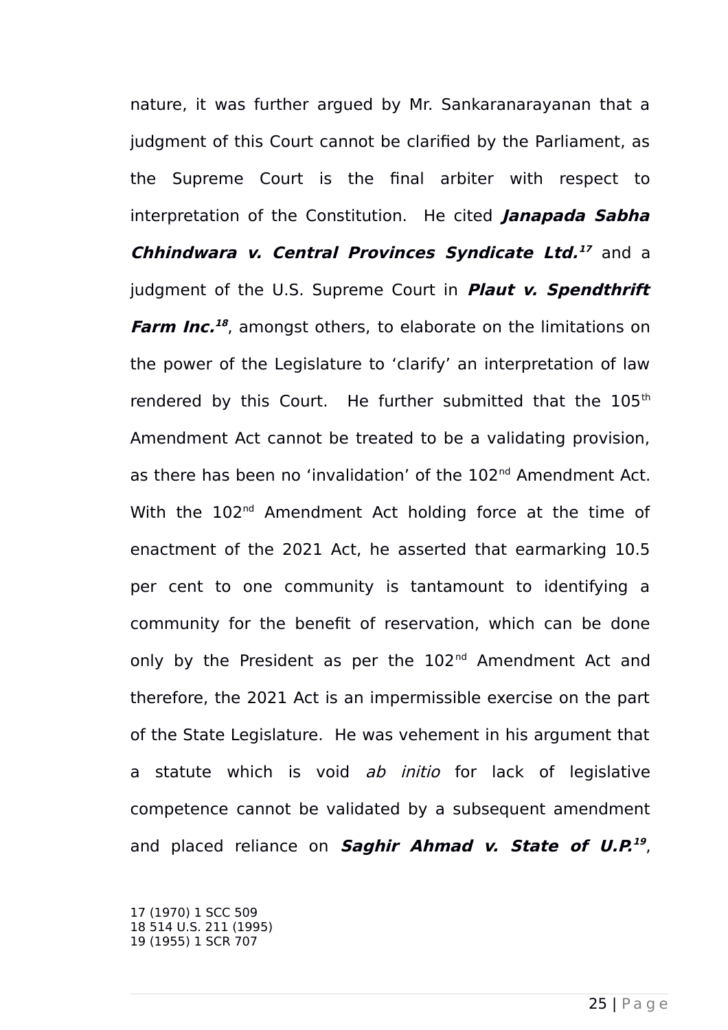nature, it was further argued by Mr. Sankaranarayanan that a judgment of this Court cannot be clarified by the Parliament, as the Supreme Court is the final arbiter with respect to interpretation of the Constitution. He cited ***Janapada Sabha Chhindwara v. Central Provinces Syndicate Ltd.***[17] and a judgment of the U.S. Supreme Court in ***Plaut v. Spendthrift Farm Inc.***[18], amongst others, to elaborate on the limitations on the power of the Legislature to 'clarify' an interpretation of law rendered by this Court. He further submitted that the 105th Amendment Act cannot be treated to be a validating provision, as there has been no 'invalidation' of the 102nd Amendment Act. With the 102nd Amendment Act holding force at the time of enactment of the 2021 Act, he asserted that earmarking 10.5 per cent to one community is tantamount to identifying a community for the benefit of reservation, which can be done only by the President as per the 102nd Amendment Act and therefore, the 2021 Act is an impermissible exercise on the part of the State Legislature. He was vehement in his argument that a statute which is void *ab initio* for lack of legislative competence cannot be validated by a subsequent amendment and placed reliance on ***Saghir Ahmad v. State of U.P.***[19],

17 (1970) 1 SCC 509
18 514 U.S. 211 (1995)
19 (1955) 1 SCR 707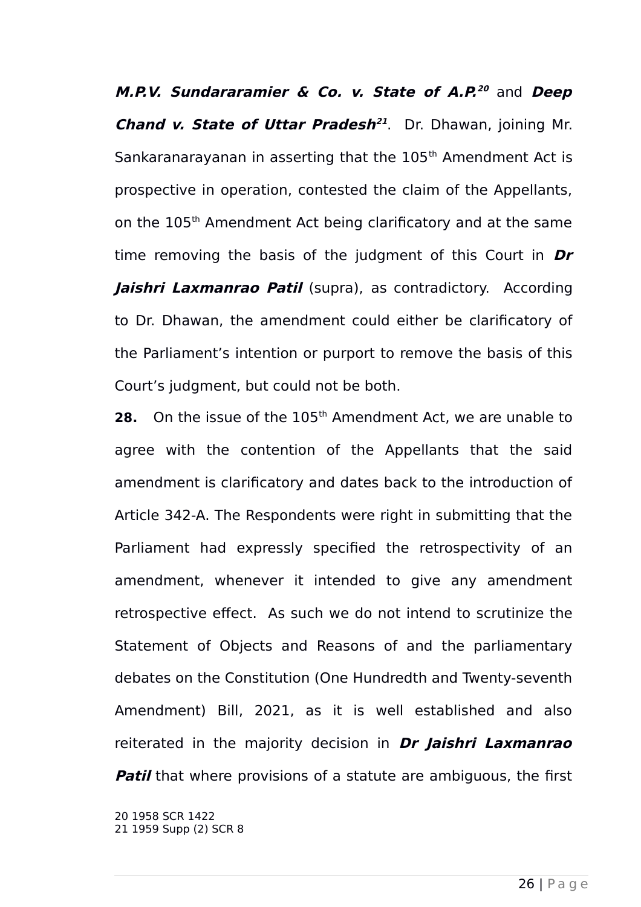***M.P.V. Sundararamier & Co. v. State of A.P.***[20] and ***Deep Chand v. State of Uttar Pradesh***[21]. Dr. Dhawan, joining Mr. Sankaranarayanan in asserting that the 105th Amendment Act is prospective in operation, contested the claim of the Appellants, on the 105th Amendment Act being clarificatory and at the same time removing the basis of the judgment of this Court in ***Dr Jaishri Laxmanrao Patil*** (supra), as contradictory. According to Dr. Dhawan, the amendment could either be clarificatory of the Parliament's intention or purport to remove the basis of this Court's judgment, but could not be both.

**28.** On the issue of the 105th Amendment Act, we are unable to agree with the contention of the Appellants that the said amendment is clarificatory and dates back to the introduction of Article 342-A. The Respondents were right in submitting that the Parliament had expressly specified the retrospectivity of an amendment, whenever it intended to give any amendment retrospective effect. As such we do not intend to scrutinize the Statement of Objects and Reasons of and the parliamentary debates on the Constitution (One Hundredth and Twenty-seventh Amendment) Bill, 2021, as it is well established and also reiterated in the majority decision in ***Dr Jaishri Laxmanrao Patil*** that where provisions of a statute are ambiguous, the first

20 1958 SCR 1422
21 1959 Supp (2) SCR 8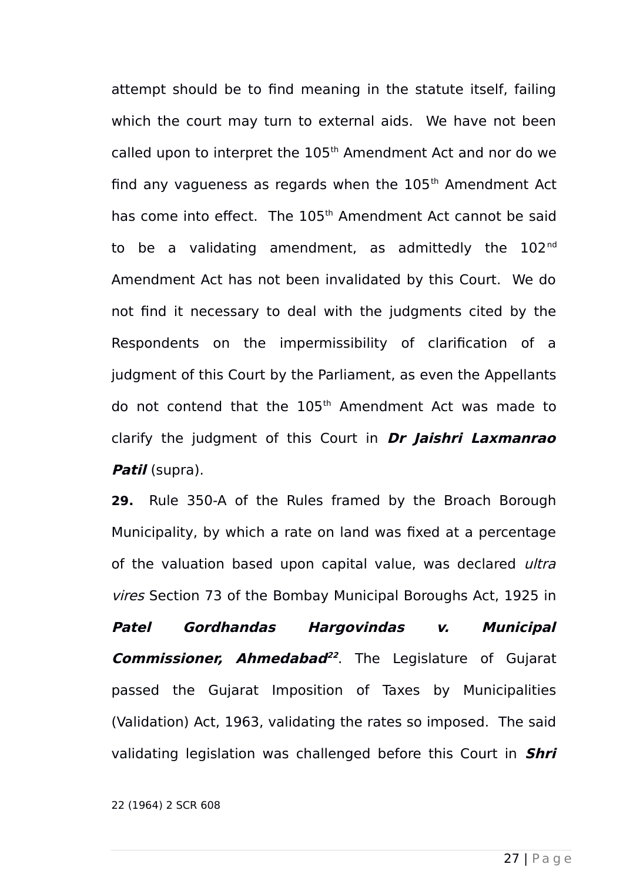attempt should be to find meaning in the statute itself, failing which the court may turn to external aids. We have not been called upon to interpret the 105$^{th}$ Amendment Act and nor do we find any vagueness as regards when the 105$^{th}$ Amendment Act has come into effect. The 105$^{th}$ Amendment Act cannot be said to be a validating amendment, as admittedly the 102$^{nd}$ Amendment Act has not been invalidated by this Court. We do not find it necessary to deal with the judgments cited by the Respondents on the impermissibility of clarification of a judgment of this Court by the Parliament, as even the Appellants do not contend that the 105$^{th}$ Amendment Act was made to clarify the judgment of this Court in ***Dr Jaishri Laxmanrao Patil*** (supra).

**29.** Rule 350-A of the Rules framed by the Broach Borough Municipality, by which a rate on land was fixed at a percentage of the valuation based upon capital value, was declared *ultra vires* Section 73 of the Bombay Municipal Boroughs Act, 1925 in ***Patel Gordhandas Hargovindas v. Municipal Commissioner, Ahmedabad***[22]. The Legislature of Gujarat passed the Gujarat Imposition of Taxes by Municipalities (Validation) Act, 1963, validating the rates so imposed. The said validating legislation was challenged before this Court in ***Shri***

22 (1964) 2 SCR 608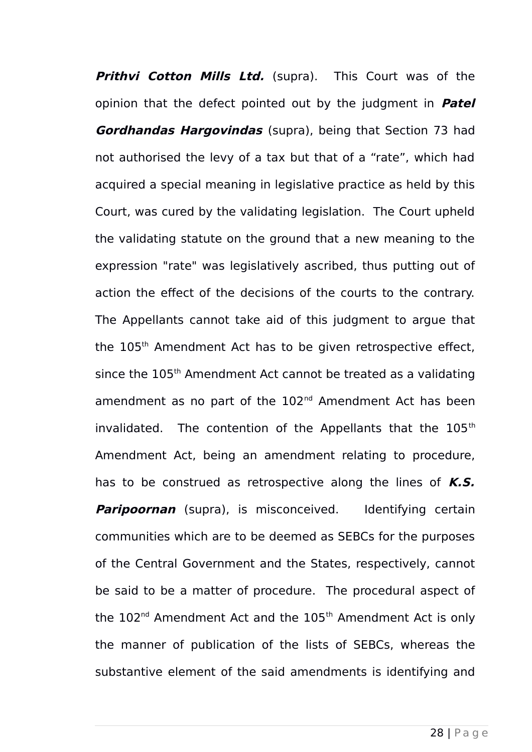***Prithvi Cotton Mills Ltd.*** (supra). This Court was of the opinion that the defect pointed out by the judgment in ***Patel Gordhandas Hargovindas*** (supra), being that Section 73 had not authorised the levy of a tax but that of a "rate", which had acquired a special meaning in legislative practice as held by this Court, was cured by the validating legislation. The Court upheld the validating statute on the ground that a new meaning to the expression "rate" was legislatively ascribed, thus putting out of action the effect of the decisions of the courts to the contrary. The Appellants cannot take aid of this judgment to argue that the 105th Amendment Act has to be given retrospective effect, since the 105th Amendment Act cannot be treated as a validating amendment as no part of the 102nd Amendment Act has been invalidated. The contention of the Appellants that the 105th Amendment Act, being an amendment relating to procedure, has to be construed as retrospective along the lines of ***K.S. Paripoornan*** (supra), is misconceived. Identifying certain communities which are to be deemed as SEBCs for the purposes of the Central Government and the States, respectively, cannot be said to be a matter of procedure. The procedural aspect of the 102nd Amendment Act and the 105th Amendment Act is only the manner of publication of the lists of SEBCs, whereas the substantive element of the said amendments is identifying and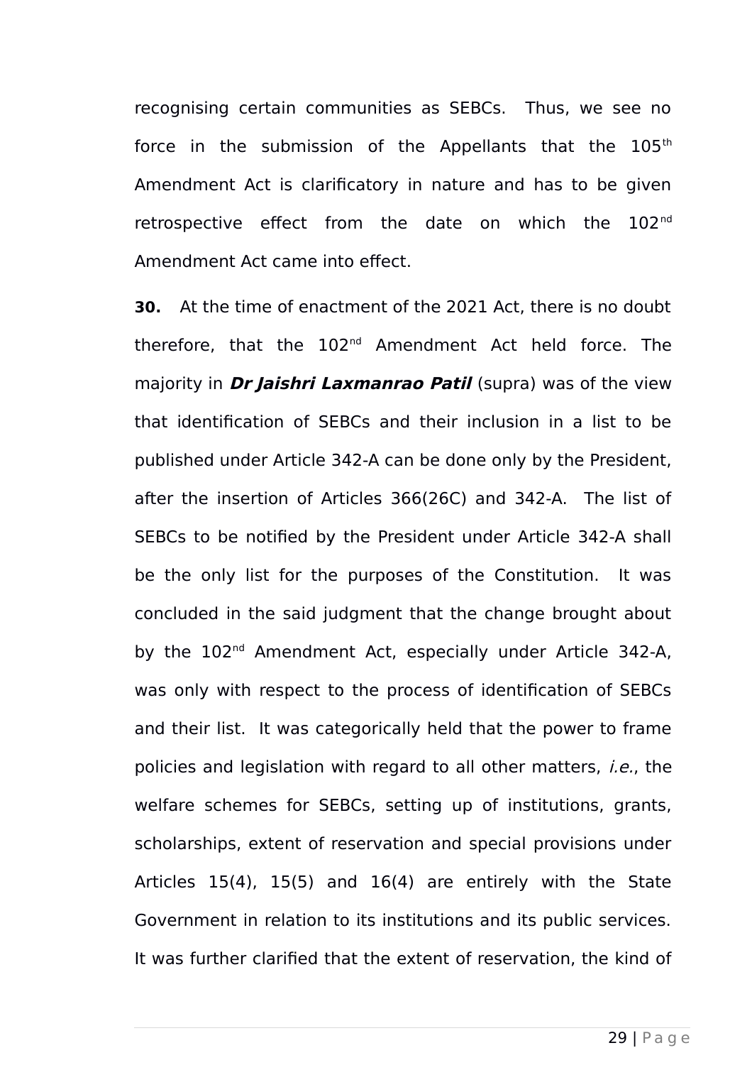recognising certain communities as SEBCs. Thus, we see no force in the submission of the Appellants that the 105[th] Amendment Act is clarificatory in nature and has to be given retrospective effect from the date on which the 102[nd] Amendment Act came into effect.

**30.** At the time of enactment of the 2021 Act, there is no doubt therefore, that the 102[nd] Amendment Act held force. The majority in ***Dr Jaishri Laxmanrao Patil*** (supra) was of the view that identification of SEBCs and their inclusion in a list to be published under Article 342-A can be done only by the President, after the insertion of Articles 366(26C) and 342-A. The list of SEBCs to be notified by the President under Article 342-A shall be the only list for the purposes of the Constitution. It was concluded in the said judgment that the change brought about by the 102[nd] Amendment Act, especially under Article 342-A, was only with respect to the process of identification of SEBCs and their list. It was categorically held that the power to frame policies and legislation with regard to all other matters, *i.e.*, the welfare schemes for SEBCs, setting up of institutions, grants, scholarships, extent of reservation and special provisions under Articles 15(4), 15(5) and 16(4) are entirely with the State Government in relation to its institutions and its public services. It was further clarified that the extent of reservation, the kind of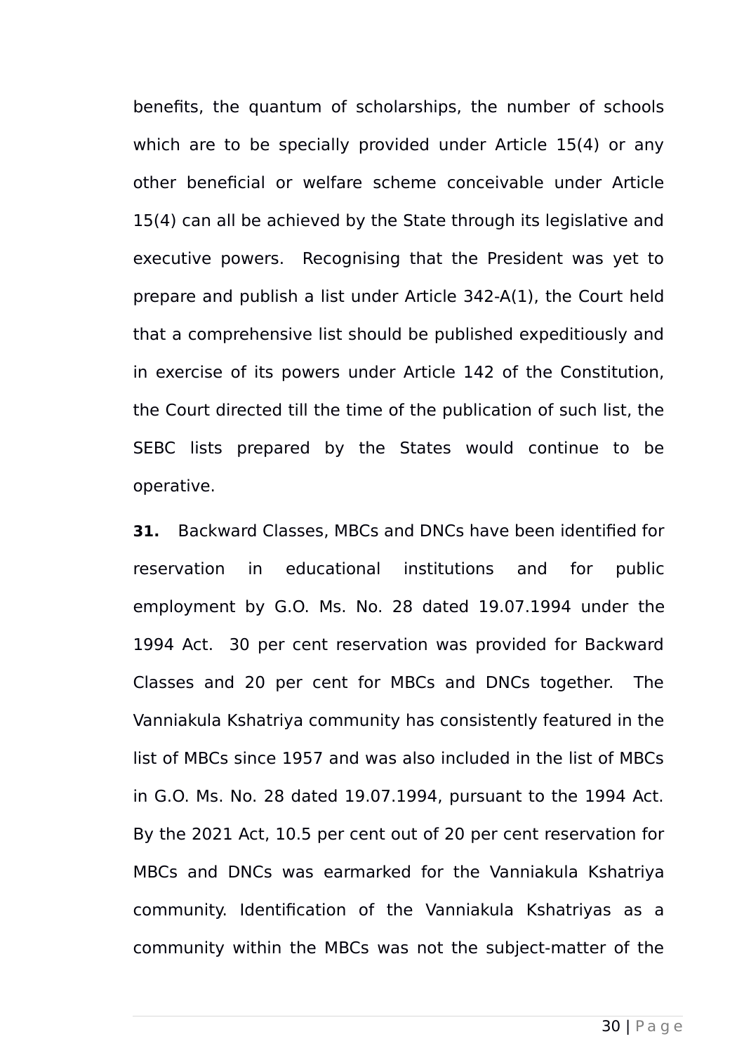benefits, the quantum of scholarships, the number of schools which are to be specially provided under Article 15(4) or any other beneficial or welfare scheme conceivable under Article 15(4) can all be achieved by the State through its legislative and executive powers. Recognising that the President was yet to prepare and publish a list under Article 342-A(1), the Court held that a comprehensive list should be published expeditiously and in exercise of its powers under Article 142 of the Constitution, the Court directed till the time of the publication of such list, the SEBC lists prepared by the States would continue to be operative.

**31.** Backward Classes, MBCs and DNCs have been identified for reservation in educational institutions and for public employment by G.O. Ms. No. 28 dated 19.07.1994 under the 1994 Act. 30 per cent reservation was provided for Backward Classes and 20 per cent for MBCs and DNCs together. The Vanniakula Kshatriya community has consistently featured in the list of MBCs since 1957 and was also included in the list of MBCs in G.O. Ms. No. 28 dated 19.07.1994, pursuant to the 1994 Act. By the 2021 Act, 10.5 per cent out of 20 per cent reservation for MBCs and DNCs was earmarked for the Vanniakula Kshatriya community. Identification of the Vanniakula Kshatriyas as a community within the MBCs was not the subject-matter of the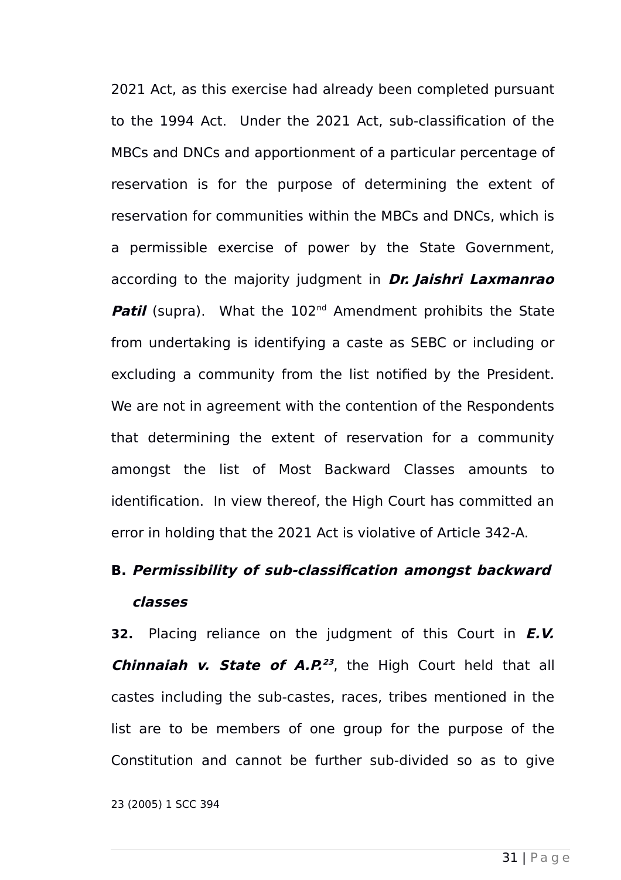2021 Act, as this exercise had already been completed pursuant to the 1994 Act. Under the 2021 Act, sub-classification of the MBCs and DNCs and apportionment of a particular percentage of reservation is for the purpose of determining the extent of reservation for communities within the MBCs and DNCs, which is a permissible exercise of power by the State Government, according to the majority judgment in ***Dr. Jaishri Laxmanrao Patil*** (supra). What the 102nd Amendment prohibits the State from undertaking is identifying a caste as SEBC or including or excluding a community from the list notified by the President. We are not in agreement with the contention of the Respondents that determining the extent of reservation for a community amongst the list of Most Backward Classes amounts to identification. In view thereof, the High Court has committed an error in holding that the 2021 Act is violative of Article 342-A.

### B. *Permissibility of sub-classification amongst backward classes*

**32.** Placing reliance on the judgment of this Court in ***E.V. Chinnaiah v. State of A.P.***[23], the High Court held that all castes including the sub-castes, races, tribes mentioned in the list are to be members of one group for the purpose of the Constitution and cannot be further sub-divided so as to give

23 (2005) 1 SCC 394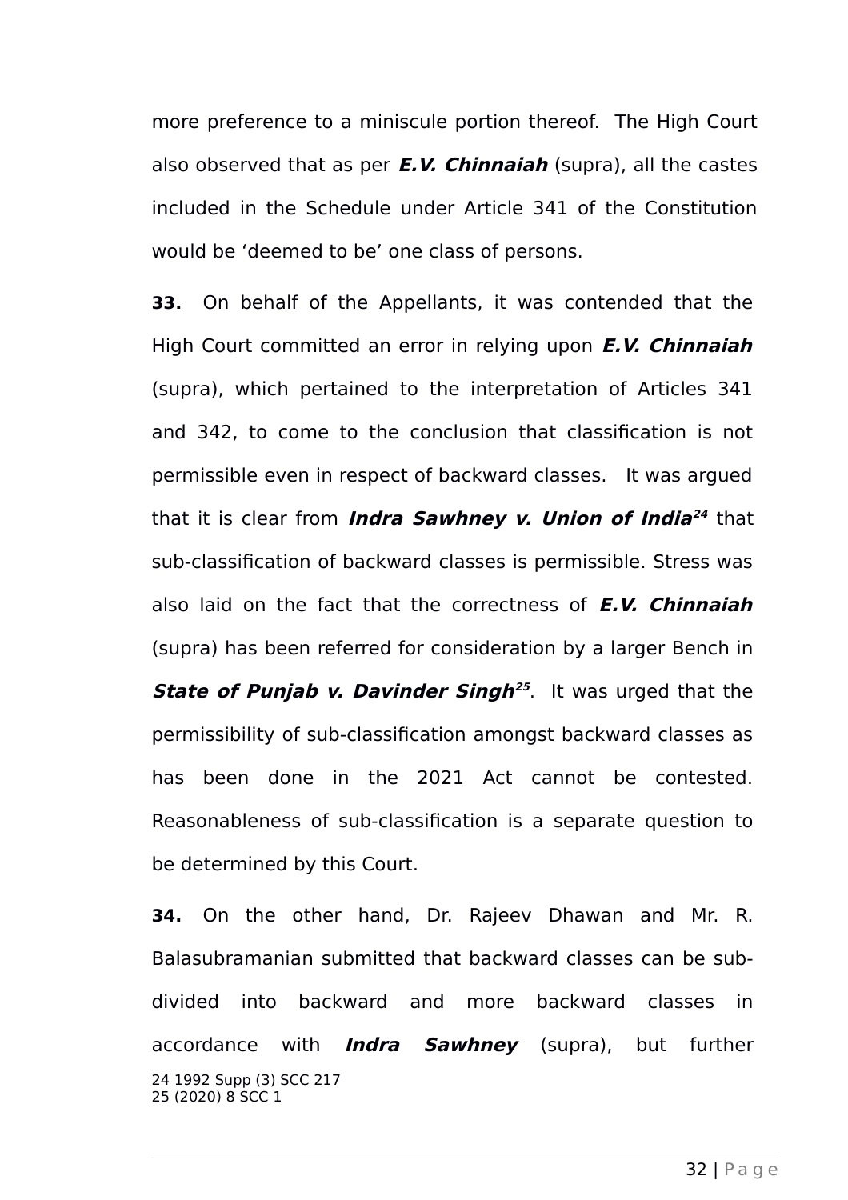more preference to a miniscule portion thereof. The High Court also observed that as per ***E.V. Chinnaiah*** (supra), all the castes included in the Schedule under Article 341 of the Constitution would be 'deemed to be' one class of persons.

**33.** On behalf of the Appellants, it was contended that the High Court committed an error in relying upon ***E.V. Chinnaiah*** (supra), which pertained to the interpretation of Articles 341 and 342, to come to the conclusion that classification is not permissible even in respect of backward classes. It was argued that it is clear from ***Indra Sawhney v. Union of India***[24] that sub-classification of backward classes is permissible. Stress was also laid on the fact that the correctness of ***E.V. Chinnaiah*** (supra) has been referred for consideration by a larger Bench in ***State of Punjab v. Davinder Singh***[25]. It was urged that the permissibility of sub-classification amongst backward classes as has been done in the 2021 Act cannot be contested. Reasonableness of sub-classification is a separate question to be determined by this Court.

**34.** On the other hand, Dr. Rajeev Dhawan and Mr. R. Balasubramanian submitted that backward classes can be sub-divided into backward and more backward classes in accordance with ***Indra Sawhney*** (supra), but further

24 1992 Supp (3) SCC 217
25 (2020) 8 SCC 1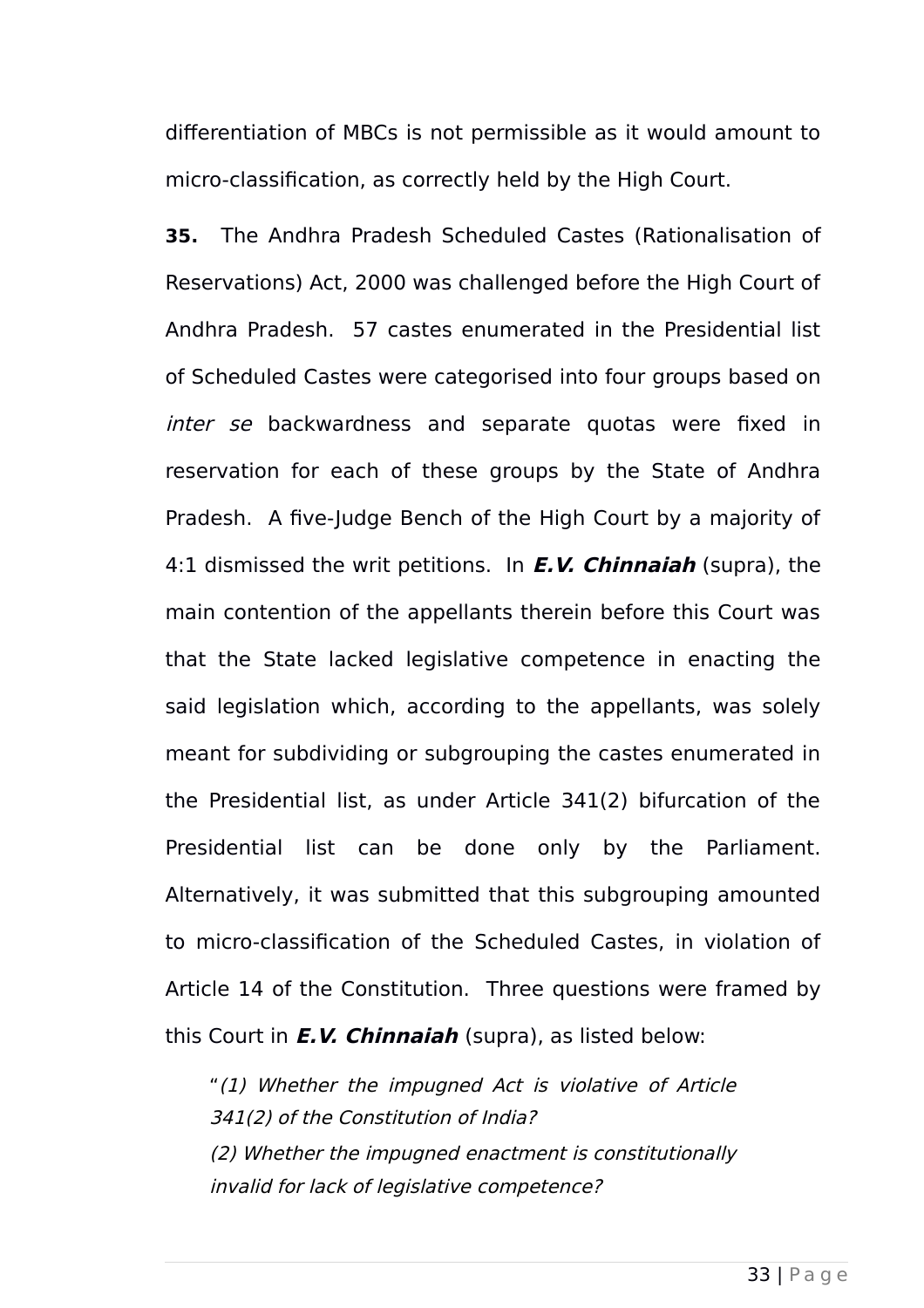differentiation of MBCs is not permissible as it would amount to micro-classification, as correctly held by the High Court.

**35.** The Andhra Pradesh Scheduled Castes (Rationalisation of Reservations) Act, 2000 was challenged before the High Court of Andhra Pradesh. 57 castes enumerated in the Presidential list of Scheduled Castes were categorised into four groups based on *inter se* backwardness and separate quotas were fixed in reservation for each of these groups by the State of Andhra Pradesh. A five-Judge Bench of the High Court by a majority of 4:1 dismissed the writ petitions. In ***E.V. Chinnaiah*** (supra), the main contention of the appellants therein before this Court was that the State lacked legislative competence in enacting the said legislation which, according to the appellants, was solely meant for subdividing or subgrouping the castes enumerated in the Presidential list, as under Article 341(2) bifurcation of the Presidential list can be done only by the Parliament. Alternatively, it was submitted that this subgrouping amounted to micro-classification of the Scheduled Castes, in violation of Article 14 of the Constitution. Three questions were framed by this Court in ***E.V. Chinnaiah*** (supra), as listed below:

> "*(1) Whether the impugned Act is violative of Article 341(2) of the Constitution of India?*
>
> *(2) Whether the impugned enactment is constitutionally invalid for lack of legislative competence?*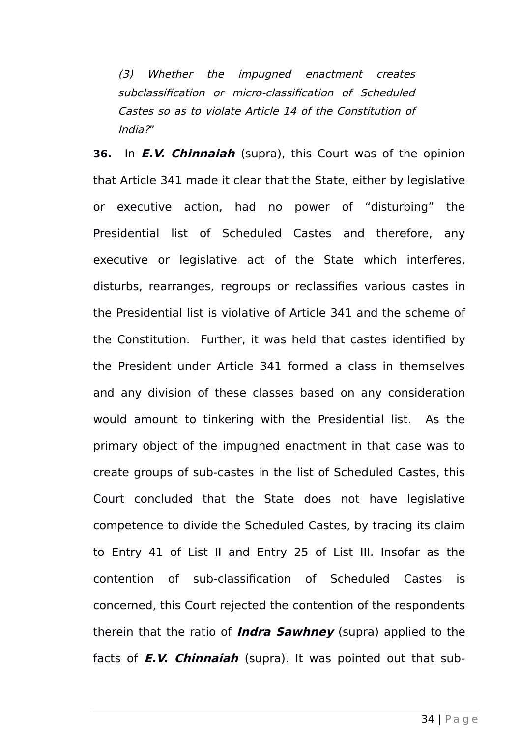> *(3) Whether the impugned enactment creates subclassification or micro-classification of Scheduled Castes so as to violate Article 14 of the Constitution of India?*"

**36.** In ***E.V. Chinnaiah*** (supra), this Court was of the opinion that Article 341 made it clear that the State, either by legislative or executive action, had no power of "disturbing" the Presidential list of Scheduled Castes and therefore, any executive or legislative act of the State which interferes, disturbs, rearranges, regroups or reclassifies various castes in the Presidential list is violative of Article 341 and the scheme of the Constitution. Further, it was held that castes identified by the President under Article 341 formed a class in themselves and any division of these classes based on any consideration would amount to tinkering with the Presidential list. As the primary object of the impugned enactment in that case was to create groups of sub-castes in the list of Scheduled Castes, this Court concluded that the State does not have legislative competence to divide the Scheduled Castes, by tracing its claim to Entry 41 of List II and Entry 25 of List III. Insofar as the contention of sub-classification of Scheduled Castes is concerned, this Court rejected the contention of the respondents therein that the ratio of ***Indra Sawhney*** (supra) applied to the facts of ***E.V. Chinnaiah*** (supra). It was pointed out that sub-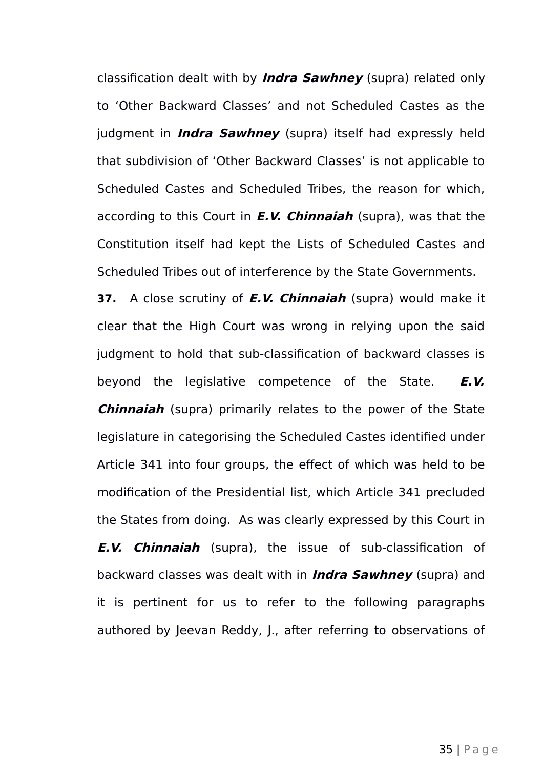classification dealt with by ***Indra Sawhney*** (supra) related only to 'Other Backward Classes' and not Scheduled Castes as the judgment in ***Indra Sawhney*** (supra) itself had expressly held that subdivision of 'Other Backward Classes' is not applicable to Scheduled Castes and Scheduled Tribes, the reason for which, according to this Court in ***E.V. Chinnaiah*** (supra), was that the Constitution itself had kept the Lists of Scheduled Castes and Scheduled Tribes out of interference by the State Governments.

**37.** A close scrutiny of ***E.V. Chinnaiah*** (supra) would make it clear that the High Court was wrong in relying upon the said judgment to hold that sub-classification of backward classes is beyond the legislative competence of the State. ***E.V. Chinnaiah*** (supra) primarily relates to the power of the State legislature in categorising the Scheduled Castes identified under Article 341 into four groups, the effect of which was held to be modification of the Presidential list, which Article 341 precluded the States from doing. As was clearly expressed by this Court in ***E.V. Chinnaiah*** (supra), the issue of sub-classification of backward classes was dealt with in ***Indra Sawhney*** (supra) and it is pertinent for us to refer to the following paragraphs authored by Jeevan Reddy, J., after referring to observations of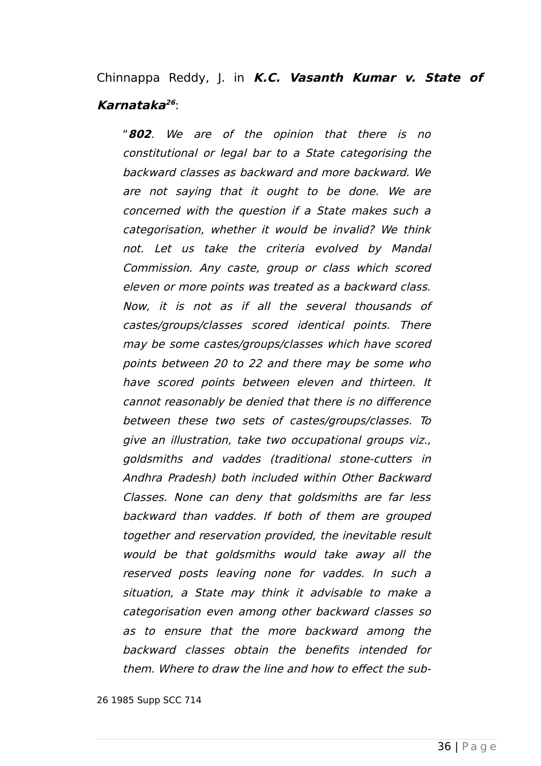Chinnappa Reddy, J. in ***K.C. Vasanth Kumar v. State of Karnataka***[26]:

> "***802***. *We are of the opinion that there is no constitutional or legal bar to a State categorising the backward classes as backward and more backward. We are not saying that it ought to be done. We are concerned with the question if a State makes such a categorisation, whether it would be invalid? We think not. Let us take the criteria evolved by Mandal Commission. Any caste, group or class which scored eleven or more points was treated as a backward class. Now, it is not as if all the several thousands of castes/groups/classes scored identical points. There may be some castes/groups/classes which have scored points between 20 to 22 and there may be some who have scored points between eleven and thirteen. It cannot reasonably be denied that there is no difference between these two sets of castes/groups/classes. To give an illustration, take two occupational groups viz., goldsmiths and vaddes (traditional stone-cutters in Andhra Pradesh) both included within Other Backward Classes. None can deny that goldsmiths are far less backward than vaddes. If both of them are grouped together and reservation provided, the inevitable result would be that goldsmiths would take away all the reserved posts leaving none for vaddes. In such a situation, a State may think it advisable to make a categorisation even among other backward classes so as to ensure that the more backward among the backward classes obtain the benefits intended for them. Where to draw the line and how to effect the sub-*

26 1985 Supp SCC 714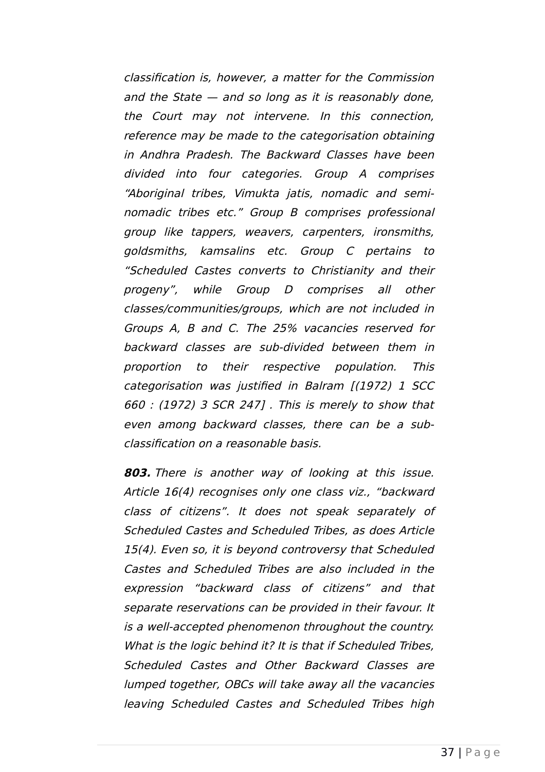*classification is, however, a matter for the Commission and the State — and so long as it is reasonably done, the Court may not intervene. In this connection, reference may be made to the categorisation obtaining in Andhra Pradesh. The Backward Classes have been divided into four categories. Group A comprises "Aboriginal tribes, Vimukta jatis, nomadic and semi-nomadic tribes etc." Group B comprises professional group like tappers, weavers, carpenters, ironsmiths, goldsmiths, kamsalins etc. Group C pertains to "Scheduled Castes converts to Christianity and their progeny", while Group D comprises all other classes/communities/groups, which are not included in Groups A, B and C. The 25% vacancies reserved for backward classes are sub-divided between them in proportion to their respective population. This categorisation was justified in Balram [(1972) 1 SCC 660 : (1972) 3 SCR 247] . This is merely to show that even among backward classes, there can be a sub-classification on a reasonable basis.*

***803.** There is another way of looking at this issue. Article 16(4) recognises only one class viz., "backward class of citizens". It does not speak separately of Scheduled Castes and Scheduled Tribes, as does Article 15(4). Even so, it is beyond controversy that Scheduled Castes and Scheduled Tribes are also included in the expression "backward class of citizens" and that separate reservations can be provided in their favour. It is a well-accepted phenomenon throughout the country. What is the logic behind it? It is that if Scheduled Tribes, Scheduled Castes and Other Backward Classes are lumped together, OBCs will take away all the vacancies leaving Scheduled Castes and Scheduled Tribes high*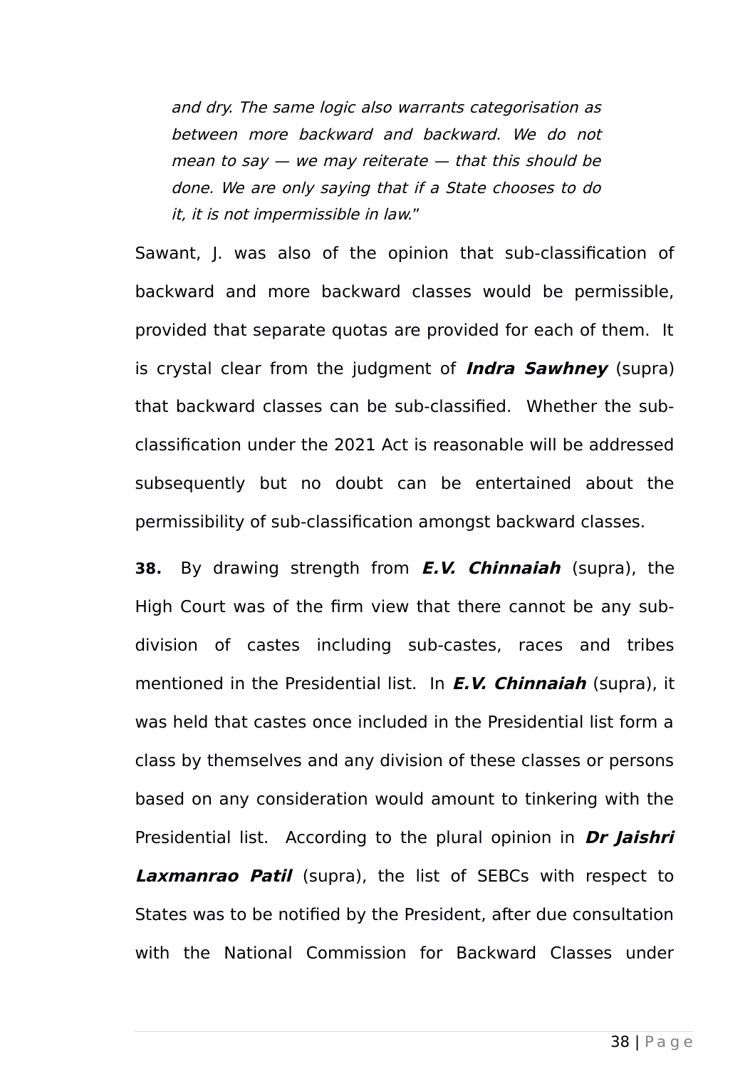> *and dry. The same logic also warrants categorisation as between more backward and backward. We do not mean to say — we may reiterate — that this should be done. We are only saying that if a State chooses to do it, it is not impermissible in law.*"

Sawant, J. was also of the opinion that sub-classification of backward and more backward classes would be permissible, provided that separate quotas are provided for each of them. It is crystal clear from the judgment of ***Indra Sawhney*** (supra) that backward classes can be sub-classified. Whether the sub-classification under the 2021 Act is reasonable will be addressed subsequently but no doubt can be entertained about the permissibility of sub-classification amongst backward classes.

**38.** By drawing strength from ***E.V. Chinnaiah*** (supra), the High Court was of the firm view that there cannot be any sub-division of castes including sub-castes, races and tribes mentioned in the Presidential list. In ***E.V. Chinnaiah*** (supra), it was held that castes once included in the Presidential list form a class by themselves and any division of these classes or persons based on any consideration would amount to tinkering with the Presidential list. According to the plural opinion in ***Dr Jaishri Laxmanrao Patil*** (supra), the list of SEBCs with respect to States was to be notified by the President, after due consultation with the National Commission for Backward Classes under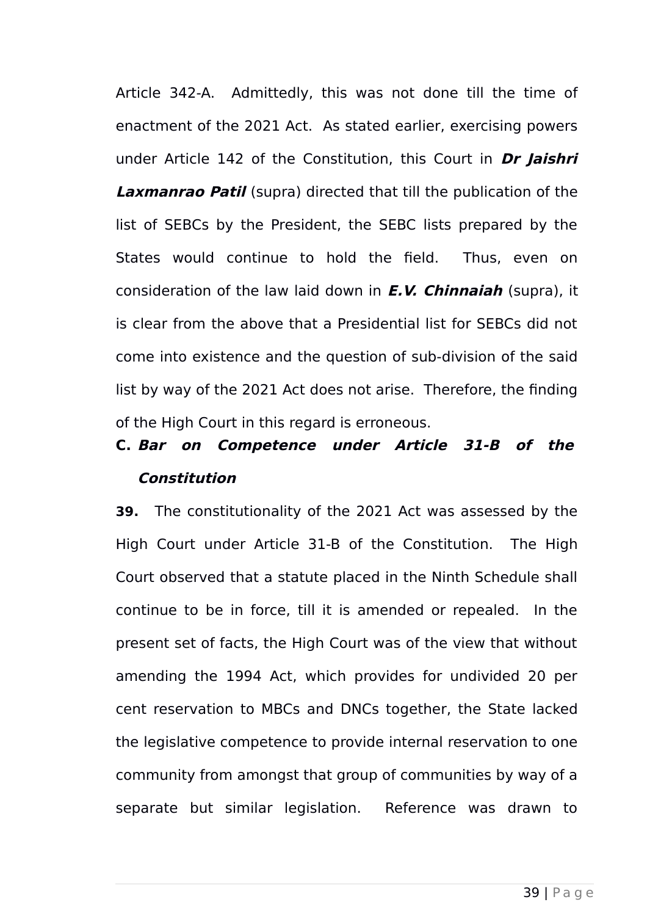Article 342-A. Admittedly, this was not done till the time of enactment of the 2021 Act. As stated earlier, exercising powers under Article 142 of the Constitution, this Court in ***Dr Jaishri Laxmanrao Patil*** (supra) directed that till the publication of the list of SEBCs by the President, the SEBC lists prepared by the States would continue to hold the field. Thus, even on consideration of the law laid down in ***E.V. Chinnaiah*** (supra), it is clear from the above that a Presidential list for SEBCs did not come into existence and the question of sub-division of the said list by way of the 2021 Act does not arise. Therefore, the finding of the High Court in this regard is erroneous.

**C. *Bar on Competence under Article 31-B of the Constitution***

**39.** The constitutionality of the 2021 Act was assessed by the High Court under Article 31-B of the Constitution. The High Court observed that a statute placed in the Ninth Schedule shall continue to be in force, till it is amended or repealed. In the present set of facts, the High Court was of the view that without amending the 1994 Act, which provides for undivided 20 per cent reservation to MBCs and DNCs together, the State lacked the legislative competence to provide internal reservation to one community from amongst that group of communities by way of a separate but similar legislation. Reference was drawn to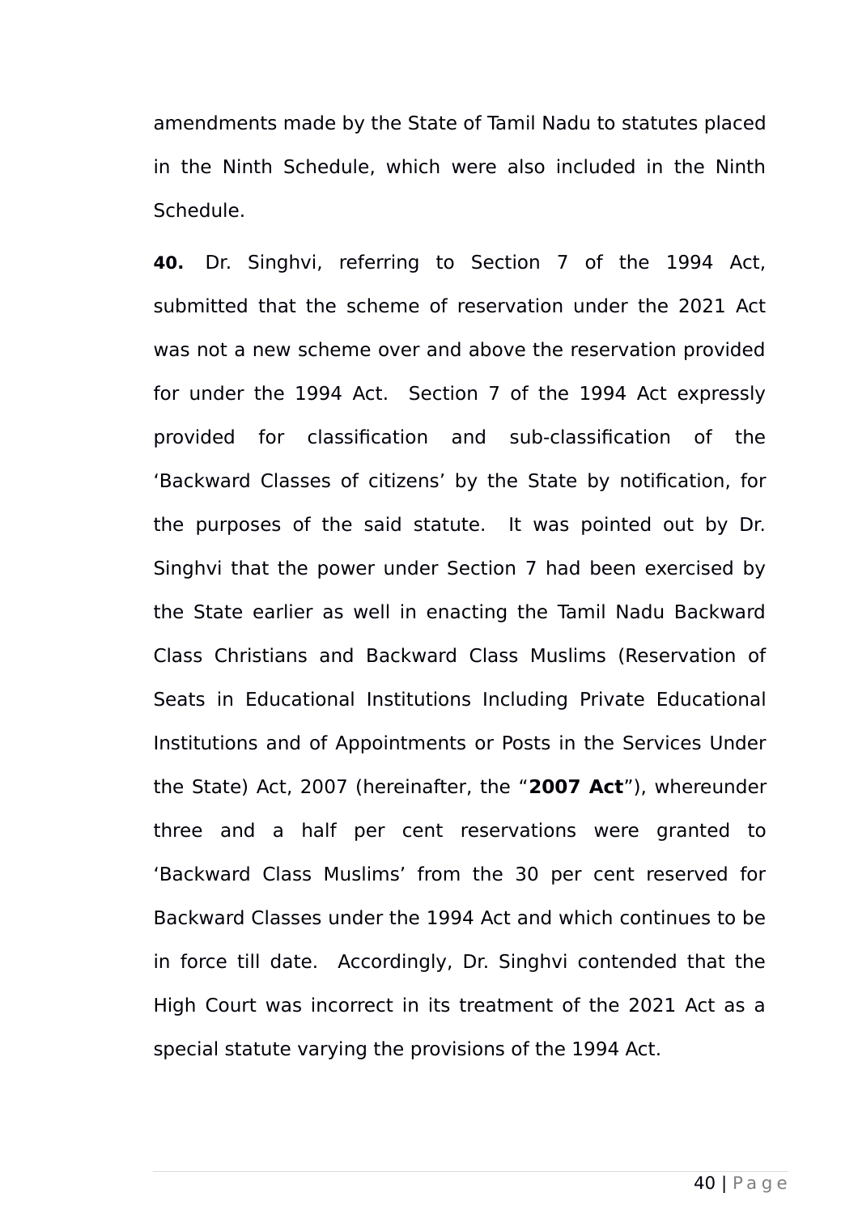amendments made by the State of Tamil Nadu to statutes placed in the Ninth Schedule, which were also included in the Ninth Schedule.

**40.** Dr. Singhvi, referring to Section 7 of the 1994 Act, submitted that the scheme of reservation under the 2021 Act was not a new scheme over and above the reservation provided for under the 1994 Act. Section 7 of the 1994 Act expressly provided for classification and sub-classification of the 'Backward Classes of citizens' by the State by notification, for the purposes of the said statute. It was pointed out by Dr. Singhvi that the power under Section 7 had been exercised by the State earlier as well in enacting the Tamil Nadu Backward Class Christians and Backward Class Muslims (Reservation of Seats in Educational Institutions Including Private Educational Institutions and of Appointments or Posts in the Services Under the State) Act, 2007 (hereinafter, the "**2007 Act**"), whereunder three and a half per cent reservations were granted to 'Backward Class Muslims' from the 30 per cent reserved for Backward Classes under the 1994 Act and which continues to be in force till date. Accordingly, Dr. Singhvi contended that the High Court was incorrect in its treatment of the 2021 Act as a special statute varying the provisions of the 1994 Act.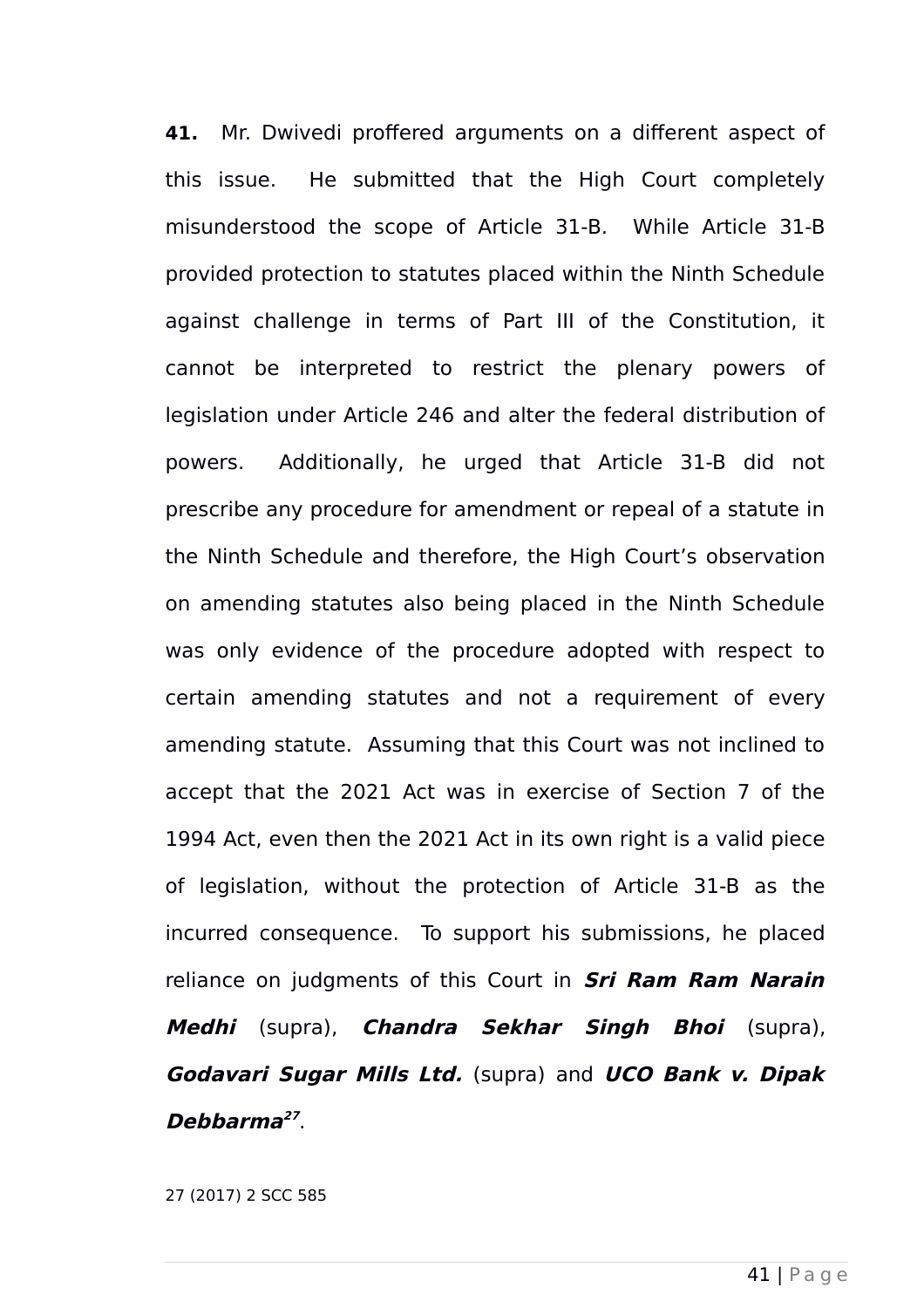**41.** Mr. Dwivedi proffered arguments on a different aspect of this issue. He submitted that the High Court completely misunderstood the scope of Article 31-B. While Article 31-B provided protection to statutes placed within the Ninth Schedule against challenge in terms of Part III of the Constitution, it cannot be interpreted to restrict the plenary powers of legislation under Article 246 and alter the federal distribution of powers. Additionally, he urged that Article 31-B did not prescribe any procedure for amendment or repeal of a statute in the Ninth Schedule and therefore, the High Court's observation on amending statutes also being placed in the Ninth Schedule was only evidence of the procedure adopted with respect to certain amending statutes and not a requirement of every amending statute. Assuming that this Court was not inclined to accept that the 2021 Act was in exercise of Section 7 of the 1994 Act, even then the 2021 Act in its own right is a valid piece of legislation, without the protection of Article 31-B as the incurred consequence. To support his submissions, he placed reliance on judgments of this Court in ***Sri Ram Ram Narain Medhi*** (supra), ***Chandra Sekhar Singh Bhoi*** (supra), ***Godavari Sugar Mills Ltd.*** (supra) and ***UCO Bank v. Dipak Debbarma***[27].

27 (2017) 2 SCC 585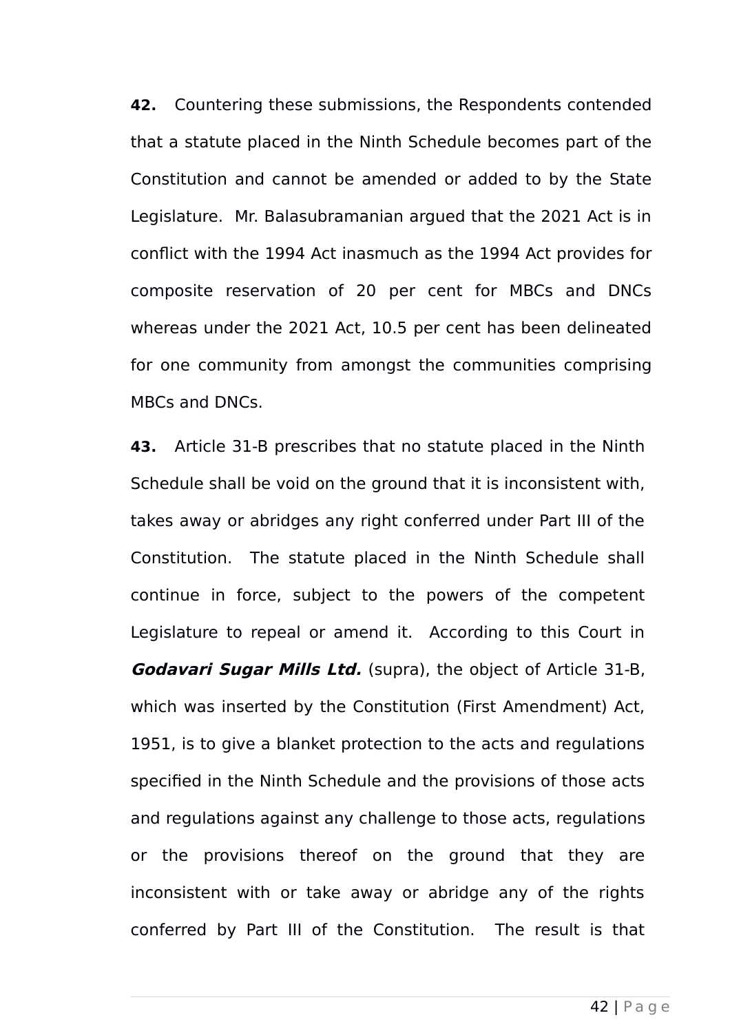**42.** Countering these submissions, the Respondents contended that a statute placed in the Ninth Schedule becomes part of the Constitution and cannot be amended or added to by the State Legislature. Mr. Balasubramanian argued that the 2021 Act is in conflict with the 1994 Act inasmuch as the 1994 Act provides for composite reservation of 20 per cent for MBCs and DNCs whereas under the 2021 Act, 10.5 per cent has been delineated for one community from amongst the communities comprising MBCs and DNCs.

**43.** Article 31-B prescribes that no statute placed in the Ninth Schedule shall be void on the ground that it is inconsistent with, takes away or abridges any right conferred under Part III of the Constitution. The statute placed in the Ninth Schedule shall continue in force, subject to the powers of the competent Legislature to repeal or amend it. According to this Court in ***Godavari Sugar Mills Ltd.*** (supra), the object of Article 31-B, which was inserted by the Constitution (First Amendment) Act, 1951, is to give a blanket protection to the acts and regulations specified in the Ninth Schedule and the provisions of those acts and regulations against any challenge to those acts, regulations or the provisions thereof on the ground that they are inconsistent with or take away or abridge any of the rights conferred by Part III of the Constitution. The result is that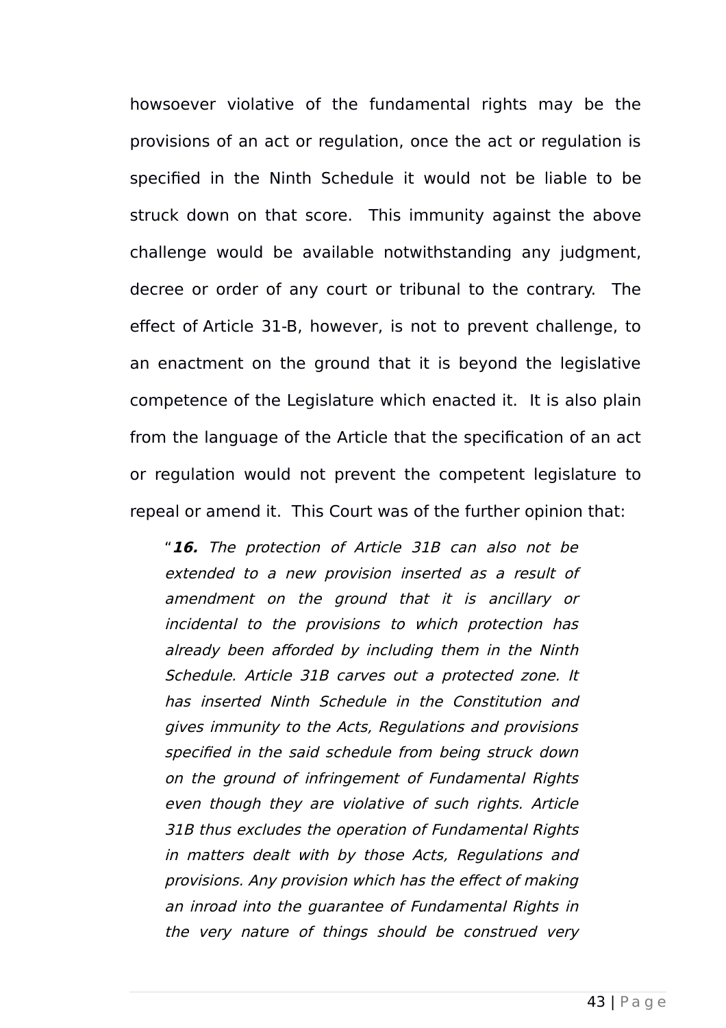howsoever violative of the fundamental rights may be the provisions of an act or regulation, once the act or regulation is specified in the Ninth Schedule it would not be liable to be struck down on that score. This immunity against the above challenge would be available notwithstanding any judgment, decree or order of any court or tribunal to the contrary. The effect of Article 31-B, however, is not to prevent challenge, to an enactment on the ground that it is beyond the legislative competence of the Legislature which enacted it. It is also plain from the language of the Article that the specification of an act or regulation would not prevent the competent legislature to repeal or amend it. This Court was of the further opinion that:

> "***16.*** *The protection of Article 31B can also not be extended to a new provision inserted as a result of amendment on the ground that it is ancillary or incidental to the provisions to which protection has already been afforded by including them in the Ninth Schedule. Article 31B carves out a protected zone. It has inserted Ninth Schedule in the Constitution and gives immunity to the Acts, Regulations and provisions specified in the said schedule from being struck down on the ground of infringement of Fundamental Rights even though they are violative of such rights. Article 31B thus excludes the operation of Fundamental Rights in matters dealt with by those Acts, Regulations and provisions. Any provision which has the effect of making an inroad into the guarantee of Fundamental Rights in the very nature of things should be construed very*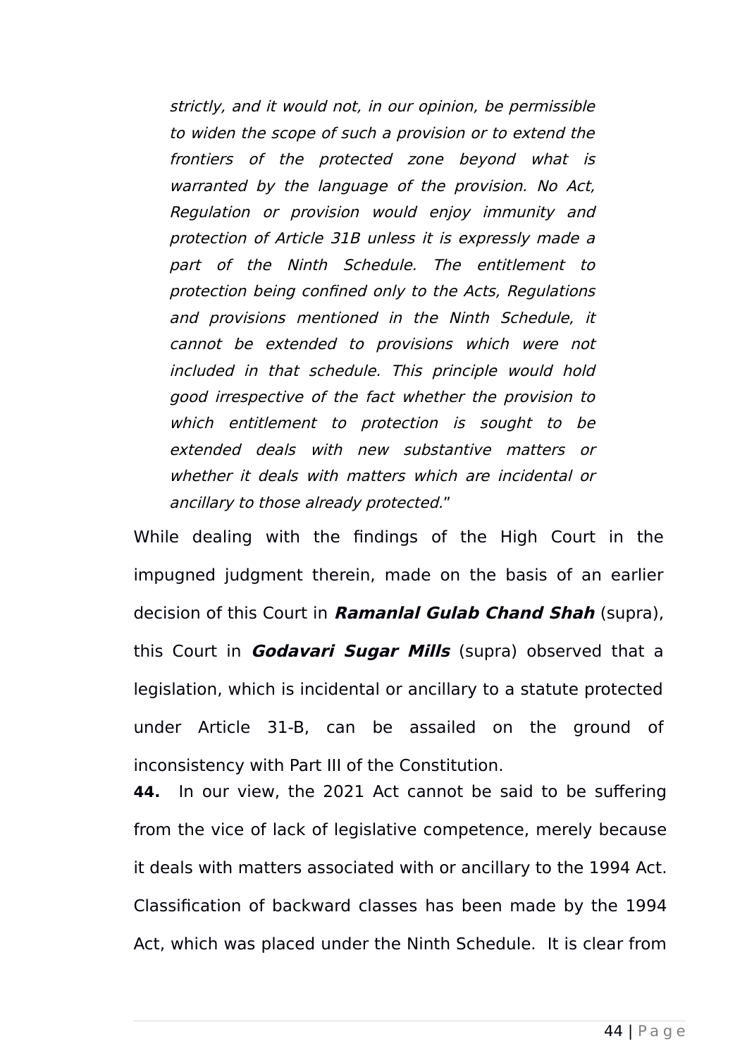> *strictly, and it would not, in our opinion, be permissible to widen the scope of such a provision or to extend the frontiers of the protected zone beyond what is warranted by the language of the provision. No Act, Regulation or provision would enjoy immunity and protection of Article 31B unless it is expressly made a part of the Ninth Schedule. The entitlement to protection being confined only to the Acts, Regulations and provisions mentioned in the Ninth Schedule, it cannot be extended to provisions which were not included in that schedule. This principle would hold good irrespective of the fact whether the provision to which entitlement to protection is sought to be extended deals with new substantive matters or whether it deals with matters which are incidental or ancillary to those already protected.*"

While dealing with the findings of the High Court in the impugned judgment therein, made on the basis of an earlier decision of this Court in ***Ramanlal Gulab Chand Shah*** (supra), this Court in ***Godavari Sugar Mills*** (supra) observed that a legislation, which is incidental or ancillary to a statute protected under Article 31-B, can be assailed on the ground of inconsistency with Part III of the Constitution.

**44.** In our view, the 2021 Act cannot be said to be suffering from the vice of lack of legislative competence, merely because it deals with matters associated with or ancillary to the 1994 Act. Classification of backward classes has been made by the 1994 Act, which was placed under the Ninth Schedule. It is clear from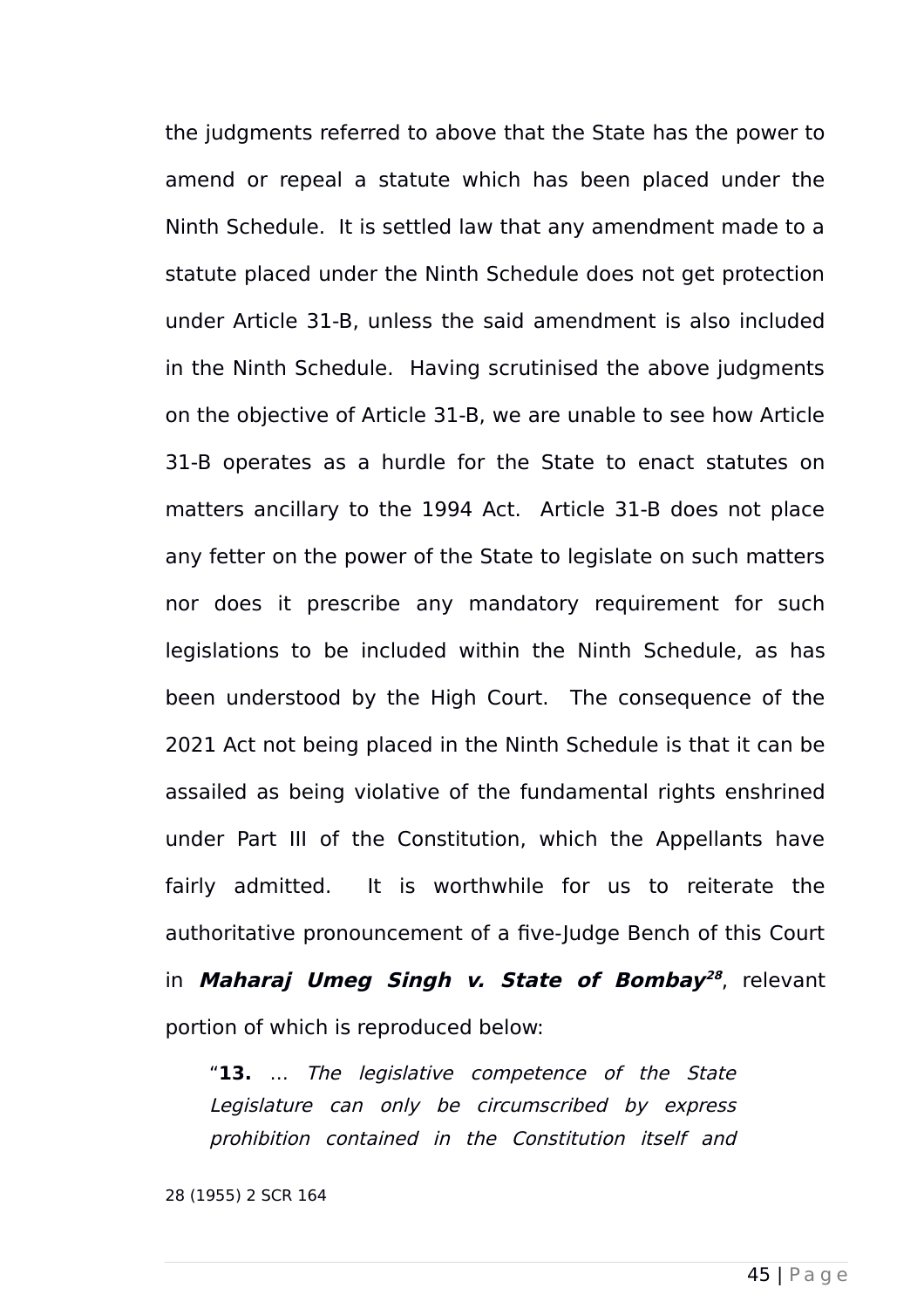the judgments referred to above that the State has the power to amend or repeal a statute which has been placed under the Ninth Schedule. It is settled law that any amendment made to a statute placed under the Ninth Schedule does not get protection under Article 31-B, unless the said amendment is also included in the Ninth Schedule. Having scrutinised the above judgments on the objective of Article 31-B, we are unable to see how Article 31-B operates as a hurdle for the State to enact statutes on matters ancillary to the 1994 Act. Article 31-B does not place any fetter on the power of the State to legislate on such matters nor does it prescribe any mandatory requirement for such legislations to be included within the Ninth Schedule, as has been understood by the High Court. The consequence of the 2021 Act not being placed in the Ninth Schedule is that it can be assailed as being violative of the fundamental rights enshrined under Part III of the Constitution, which the Appellants have fairly admitted. It is worthwhile for us to reiterate the authoritative pronouncement of a five-Judge Bench of this Court in ***Maharaj Umeg Singh v. State of Bombay***[28], relevant portion of which is reproduced below:

> "**13.** … *The legislative competence of the State Legislature can only be circumscribed by express prohibition contained in the Constitution itself and*

28 (1955) 2 SCR 164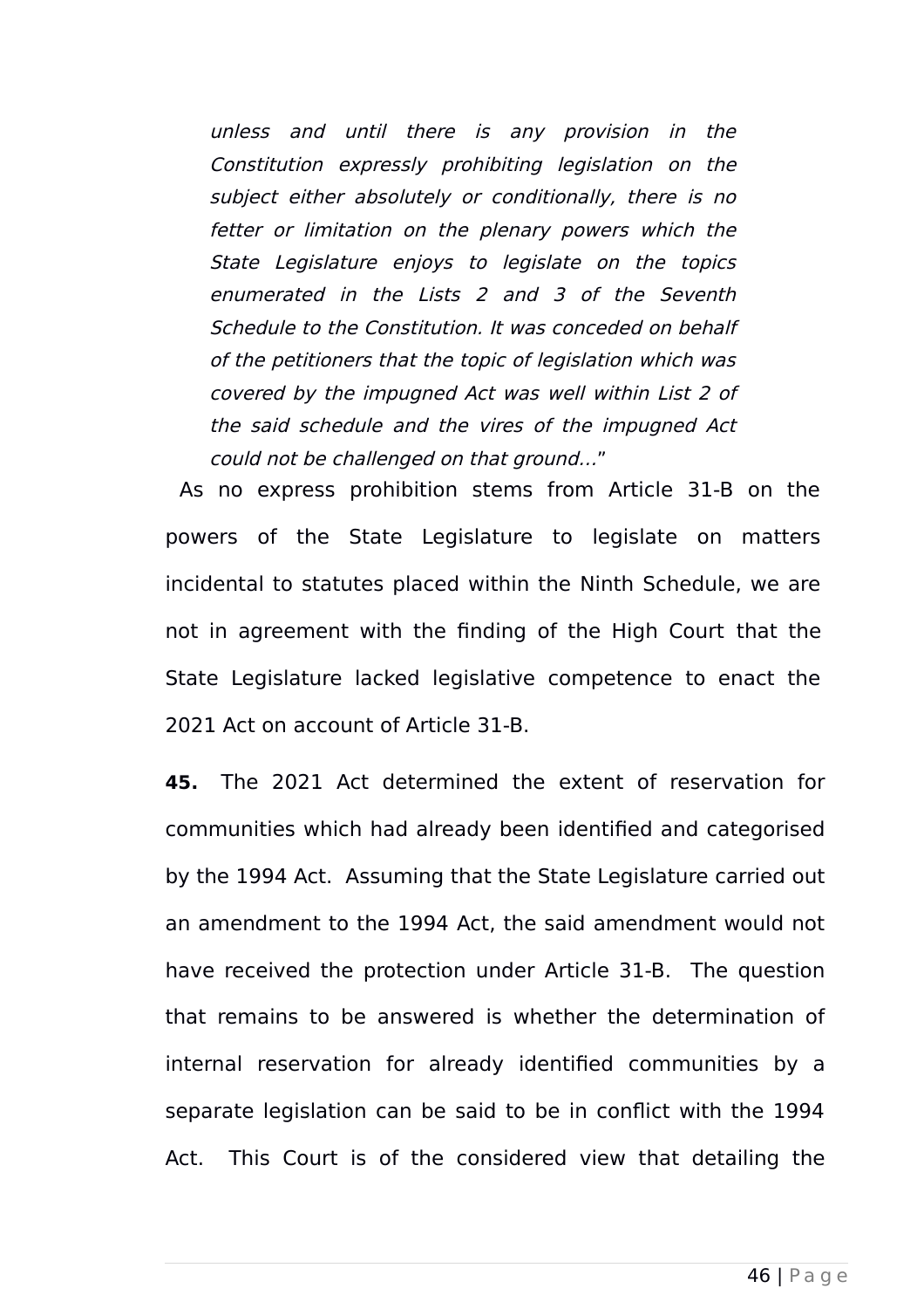*unless and until there is any provision in the Constitution expressly prohibiting legislation on the subject either absolutely or conditionally, there is no fetter or limitation on the plenary powers which the State Legislature enjoys to legislate on the topics enumerated in the Lists 2 and 3 of the Seventh Schedule to the Constitution. It was conceded on behalf of the petitioners that the topic of legislation which was covered by the impugned Act was well within List 2 of the said schedule and the vires of the impugned Act could not be challenged on that ground…*"

As no express prohibition stems from Article 31-B on the powers of the State Legislature to legislate on matters incidental to statutes placed within the Ninth Schedule, we are not in agreement with the finding of the High Court that the State Legislature lacked legislative competence to enact the 2021 Act on account of Article 31-B.

**45.** The 2021 Act determined the extent of reservation for communities which had already been identified and categorised by the 1994 Act. Assuming that the State Legislature carried out an amendment to the 1994 Act, the said amendment would not have received the protection under Article 31-B. The question that remains to be answered is whether the determination of internal reservation for already identified communities by a separate legislation can be said to be in conflict with the 1994 Act. This Court is of the considered view that detailing the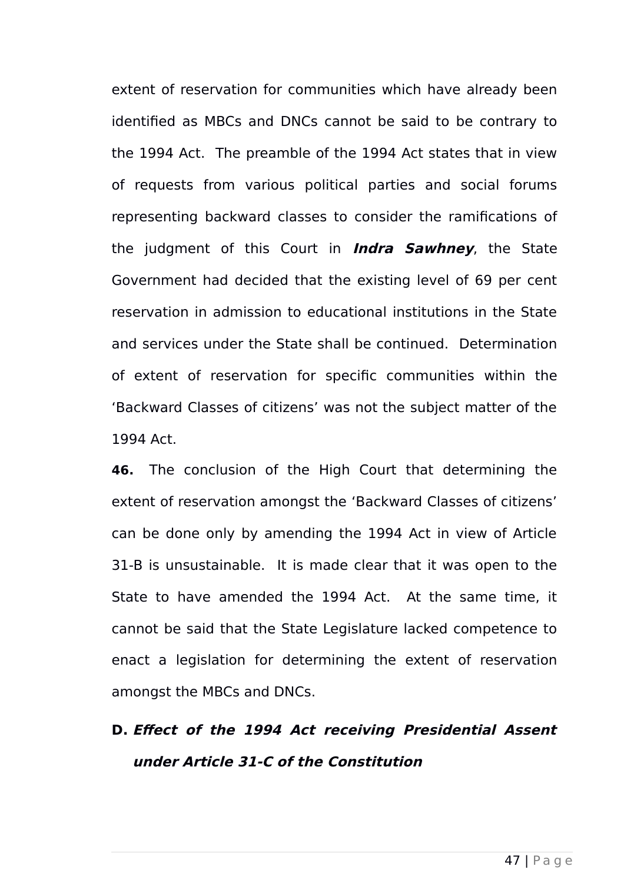extent of reservation for communities which have already been identified as MBCs and DNCs cannot be said to be contrary to the 1994 Act. The preamble of the 1994 Act states that in view of requests from various political parties and social forums representing backward classes to consider the ramifications of the judgment of this Court in ***Indra Sawhney***, the State Government had decided that the existing level of 69 per cent reservation in admission to educational institutions in the State and services under the State shall be continued. Determination of extent of reservation for specific communities within the 'Backward Classes of citizens' was not the subject matter of the 1994 Act.

**46.** The conclusion of the High Court that determining the extent of reservation amongst the 'Backward Classes of citizens' can be done only by amending the 1994 Act in view of Article 31-B is unsustainable. It is made clear that it was open to the State to have amended the 1994 Act. At the same time, it cannot be said that the State Legislature lacked competence to enact a legislation for determining the extent of reservation amongst the MBCs and DNCs.

## D. *Effect of the 1994 Act receiving Presidential Assent under Article 31-C of the Constitution*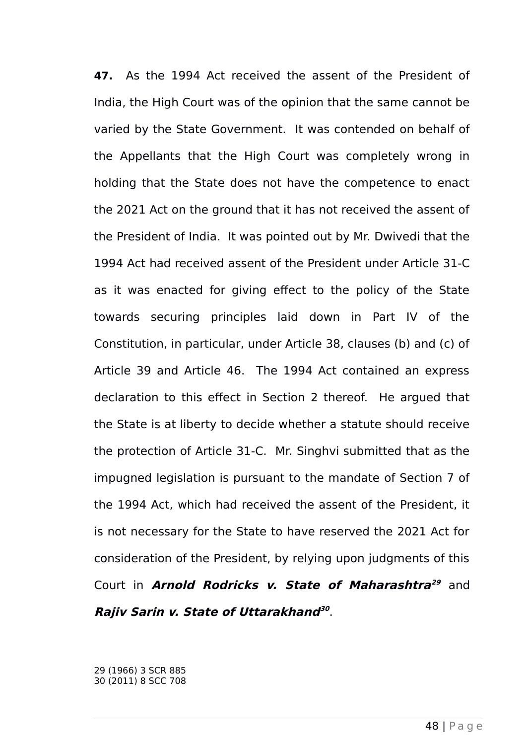**47.** As the 1994 Act received the assent of the President of India, the High Court was of the opinion that the same cannot be varied by the State Government. It was contended on behalf of the Appellants that the High Court was completely wrong in holding that the State does not have the competence to enact the 2021 Act on the ground that it has not received the assent of the President of India. It was pointed out by Mr. Dwivedi that the 1994 Act had received assent of the President under Article 31-C as it was enacted for giving effect to the policy of the State towards securing principles laid down in Part IV of the Constitution, in particular, under Article 38, clauses (b) and (c) of Article 39 and Article 46. The 1994 Act contained an express declaration to this effect in Section 2 thereof. He argued that the State is at liberty to decide whether a statute should receive the protection of Article 31-C. Mr. Singhvi submitted that as the impugned legislation is pursuant to the mandate of Section 7 of the 1994 Act, which had received the assent of the President, it is not necessary for the State to have reserved the 2021 Act for consideration of the President, by relying upon judgments of this Court in ***Arnold Rodricks v. State of Maharashtra***[29] and ***Rajiv Sarin v. State of Uttarakhand***[30].

29 (1966) 3 SCR 885
30 (2011) 8 SCC 708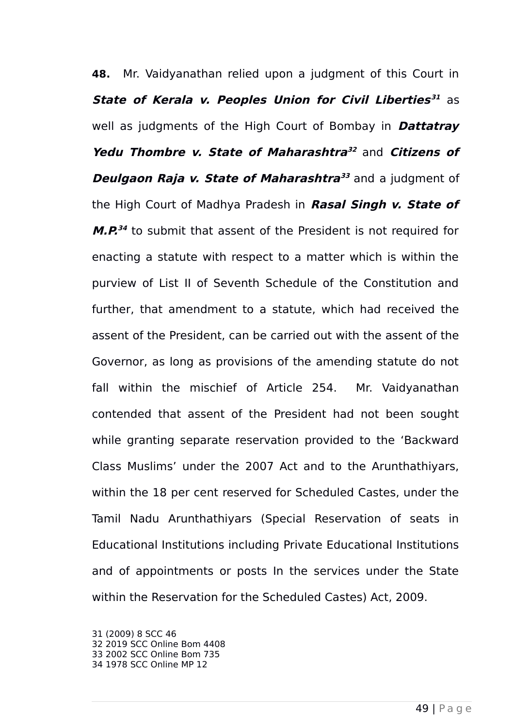**48.** Mr. Vaidyanathan relied upon a judgment of this Court in ***State of Kerala v. Peoples Union for Civil Liberties***[31] as well as judgments of the High Court of Bombay in ***Dattatray Yedu Thombre v. State of Maharashtra***[32] and ***Citizens of Deulgaon Raja v. State of Maharashtra***[33] and a judgment of the High Court of Madhya Pradesh in ***Rasal Singh v. State of M.P.***[34] to submit that assent of the President is not required for enacting a statute with respect to a matter which is within the purview of List II of Seventh Schedule of the Constitution and further, that amendment to a statute, which had received the assent of the President, can be carried out with the assent of the Governor, as long as provisions of the amending statute do not fall within the mischief of Article 254. Mr. Vaidyanathan contended that assent of the President had not been sought while granting separate reservation provided to the 'Backward Class Muslims' under the 2007 Act and to the Arunthathiyars, within the 18 per cent reserved for Scheduled Castes, under the Tamil Nadu Arunthathiyars (Special Reservation of seats in Educational Institutions including Private Educational Institutions and of appointments or posts In the services under the State within the Reservation for the Scheduled Castes) Act, 2009.

31 (2009) 8 SCC 46
32 2019 SCC Online Bom 4408
33 2002 SCC Online Bom 735
34 1978 SCC Online MP 12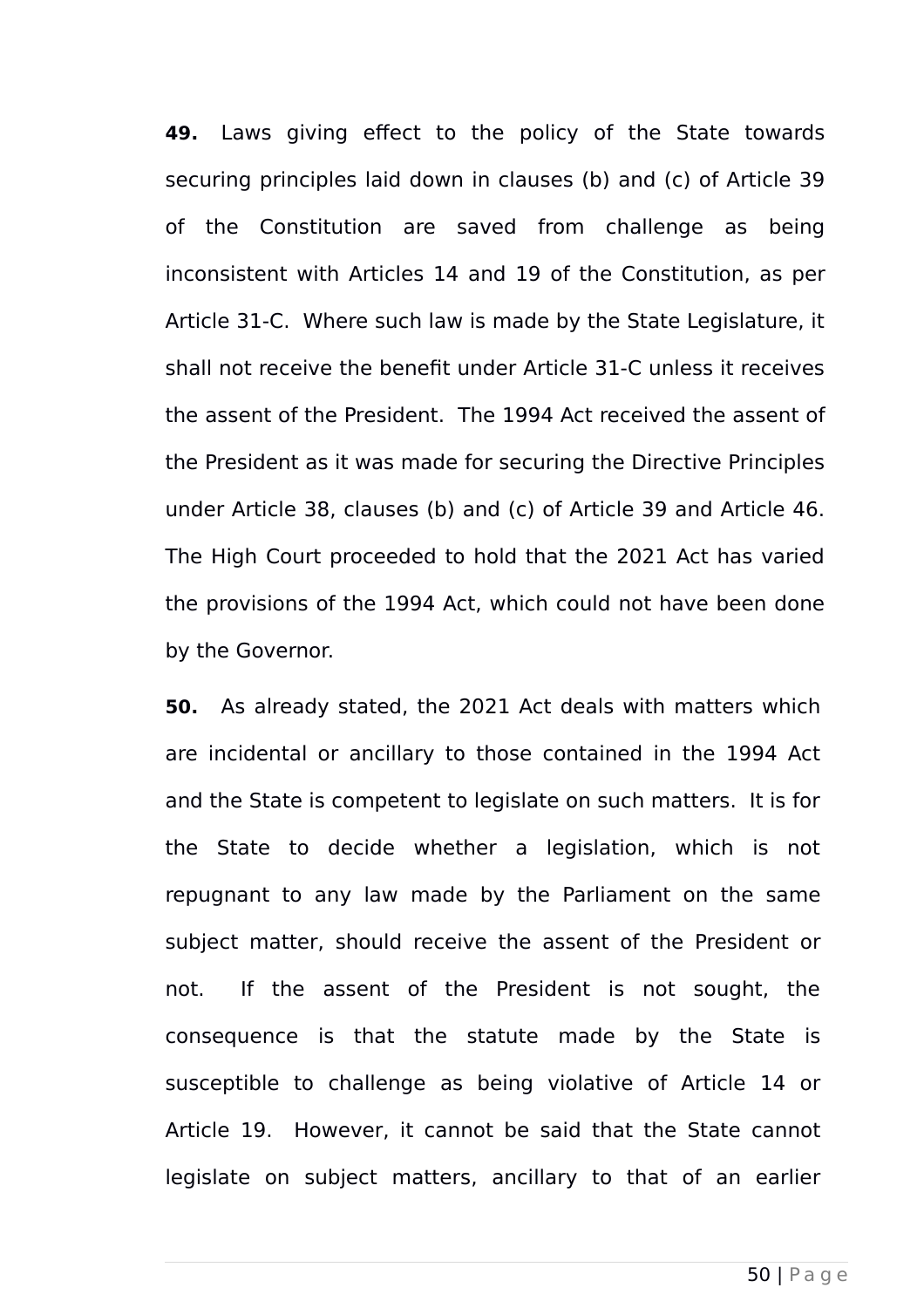**49.** Laws giving effect to the policy of the State towards securing principles laid down in clauses (b) and (c) of Article 39 of the Constitution are saved from challenge as being inconsistent with Articles 14 and 19 of the Constitution, as per Article 31-C. Where such law is made by the State Legislature, it shall not receive the benefit under Article 31-C unless it receives the assent of the President. The 1994 Act received the assent of the President as it was made for securing the Directive Principles under Article 38, clauses (b) and (c) of Article 39 and Article 46. The High Court proceeded to hold that the 2021 Act has varied the provisions of the 1994 Act, which could not have been done by the Governor.

**50.** As already stated, the 2021 Act deals with matters which are incidental or ancillary to those contained in the 1994 Act and the State is competent to legislate on such matters. It is for the State to decide whether a legislation, which is not repugnant to any law made by the Parliament on the same subject matter, should receive the assent of the President or not. If the assent of the President is not sought, the consequence is that the statute made by the State is susceptible to challenge as being violative of Article 14 or Article 19. However, it cannot be said that the State cannot legislate on subject matters, ancillary to that of an earlier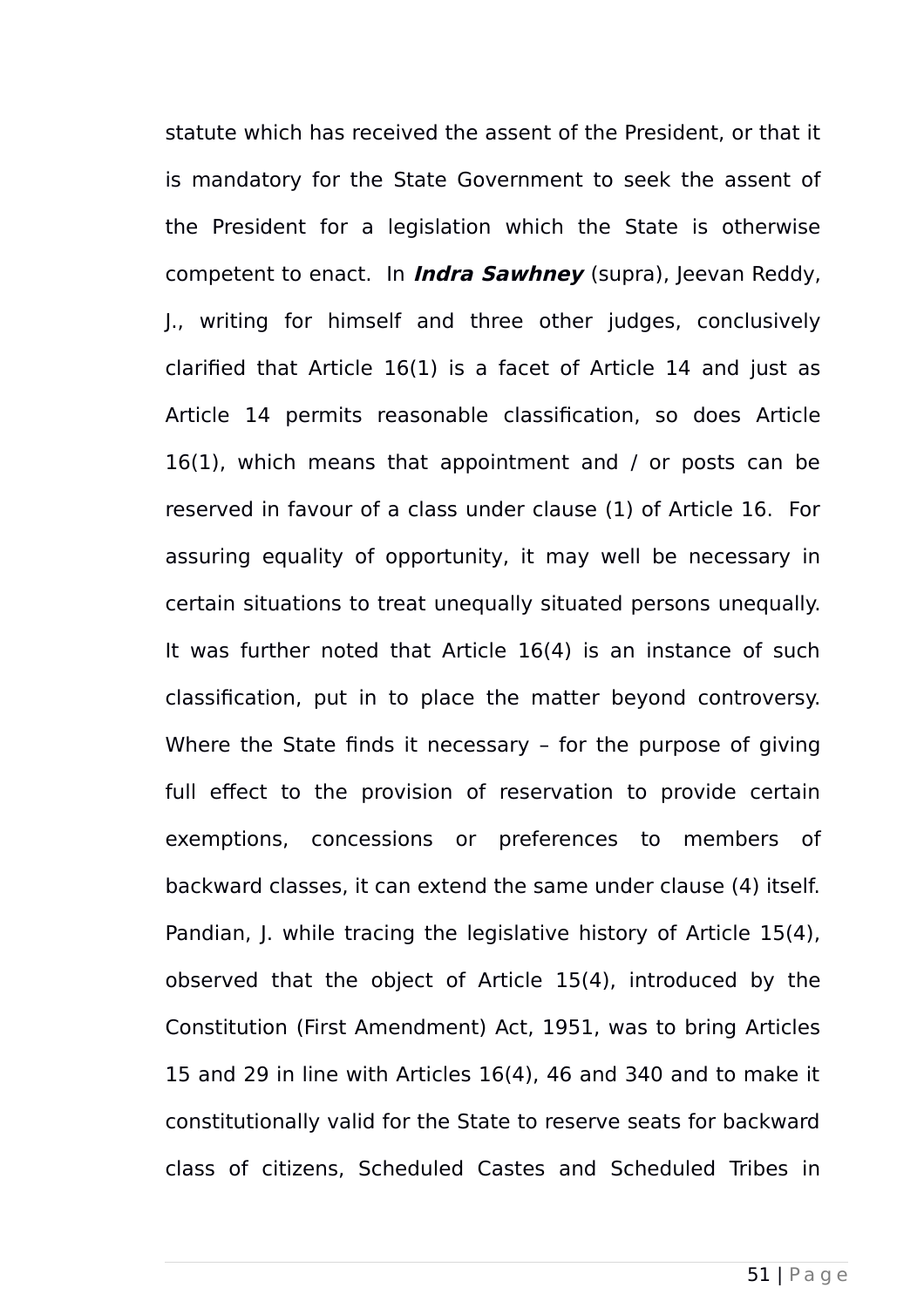statute which has received the assent of the President, or that it is mandatory for the State Government to seek the assent of the President for a legislation which the State is otherwise competent to enact. In ***Indra Sawhney*** (supra), Jeevan Reddy, J., writing for himself and three other judges, conclusively clarified that Article 16(1) is a facet of Article 14 and just as Article 14 permits reasonable classification, so does Article 16(1), which means that appointment and / or posts can be reserved in favour of a class under clause (1) of Article 16. For assuring equality of opportunity, it may well be necessary in certain situations to treat unequally situated persons unequally. It was further noted that Article 16(4) is an instance of such classification, put in to place the matter beyond controversy. Where the State finds it necessary – for the purpose of giving full effect to the provision of reservation to provide certain exemptions, concessions or preferences to members of backward classes, it can extend the same under clause (4) itself. Pandian, J. while tracing the legislative history of Article 15(4), observed that the object of Article 15(4), introduced by the Constitution (First Amendment) Act, 1951, was to bring Articles 15 and 29 in line with Articles 16(4), 46 and 340 and to make it constitutionally valid for the State to reserve seats for backward class of citizens, Scheduled Castes and Scheduled Tribes in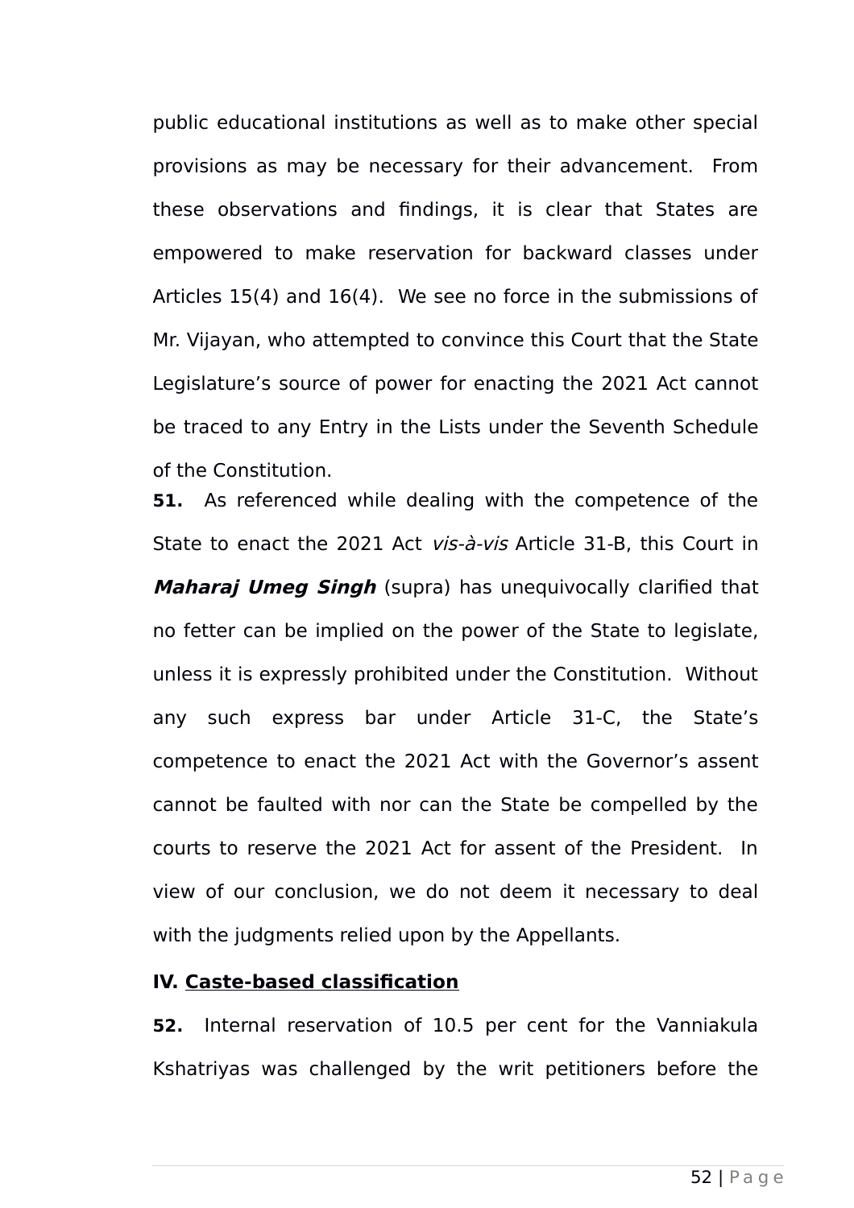public educational institutions as well as to make other special provisions as may be necessary for their advancement. From these observations and findings, it is clear that States are empowered to make reservation for backward classes under Articles 15(4) and 16(4). We see no force in the submissions of Mr. Vijayan, who attempted to convince this Court that the State Legislature's source of power for enacting the 2021 Act cannot be traced to any Entry in the Lists under the Seventh Schedule of the Constitution.

**51.** As referenced while dealing with the competence of the State to enact the 2021 Act *vis-à-vis* Article 31-B, this Court in ***Maharaj Umeg Singh*** (supra) has unequivocally clarified that no fetter can be implied on the power of the State to legislate, unless it is expressly prohibited under the Constitution. Without any such express bar under Article 31-C, the State's competence to enact the 2021 Act with the Governor's assent cannot be faulted with nor can the State be compelled by the courts to reserve the 2021 Act for assent of the President. In view of our conclusion, we do not deem it necessary to deal with the judgments relied upon by the Appellants.

**IV. <u>Caste-based classification</u>**

**52.** Internal reservation of 10.5 per cent for the Vanniakula Kshatriyas was challenged by the writ petitioners before the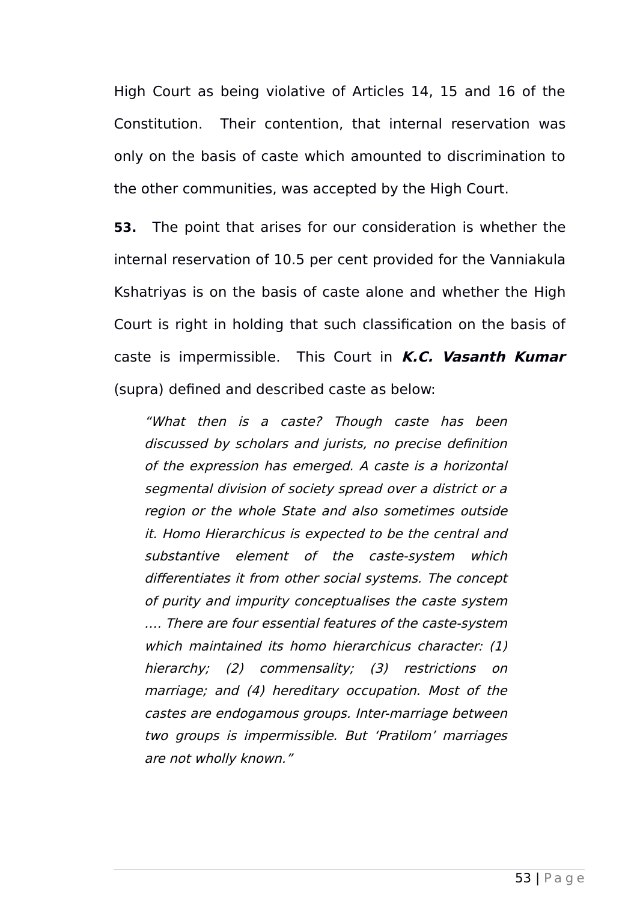High Court as being violative of Articles 14, 15 and 16 of the Constitution. Their contention, that internal reservation was only on the basis of caste which amounted to discrimination to the other communities, was accepted by the High Court.

**53.** The point that arises for our consideration is whether the internal reservation of 10.5 per cent provided for the Vanniakula Kshatriyas is on the basis of caste alone and whether the High Court is right in holding that such classification on the basis of caste is impermissible. This Court in ***K.C. Vasanth Kumar*** (supra) defined and described caste as below:

> *"What then is a caste? Though caste has been discussed by scholars and jurists, no precise definition of the expression has emerged. A caste is a horizontal segmental division of society spread over a district or a region or the whole State and also sometimes outside it. Homo Hierarchicus is expected to be the central and substantive element of the caste-system which differentiates it from other social systems. The concept of purity and impurity conceptualises the caste system …. There are four essential features of the caste-system which maintained its homo hierarchicus character: (1) hierarchy; (2) commensality; (3) restrictions on marriage; and (4) hereditary occupation. Most of the castes are endogamous groups. Inter-marriage between two groups is impermissible. But 'Pratilom' marriages are not wholly known."*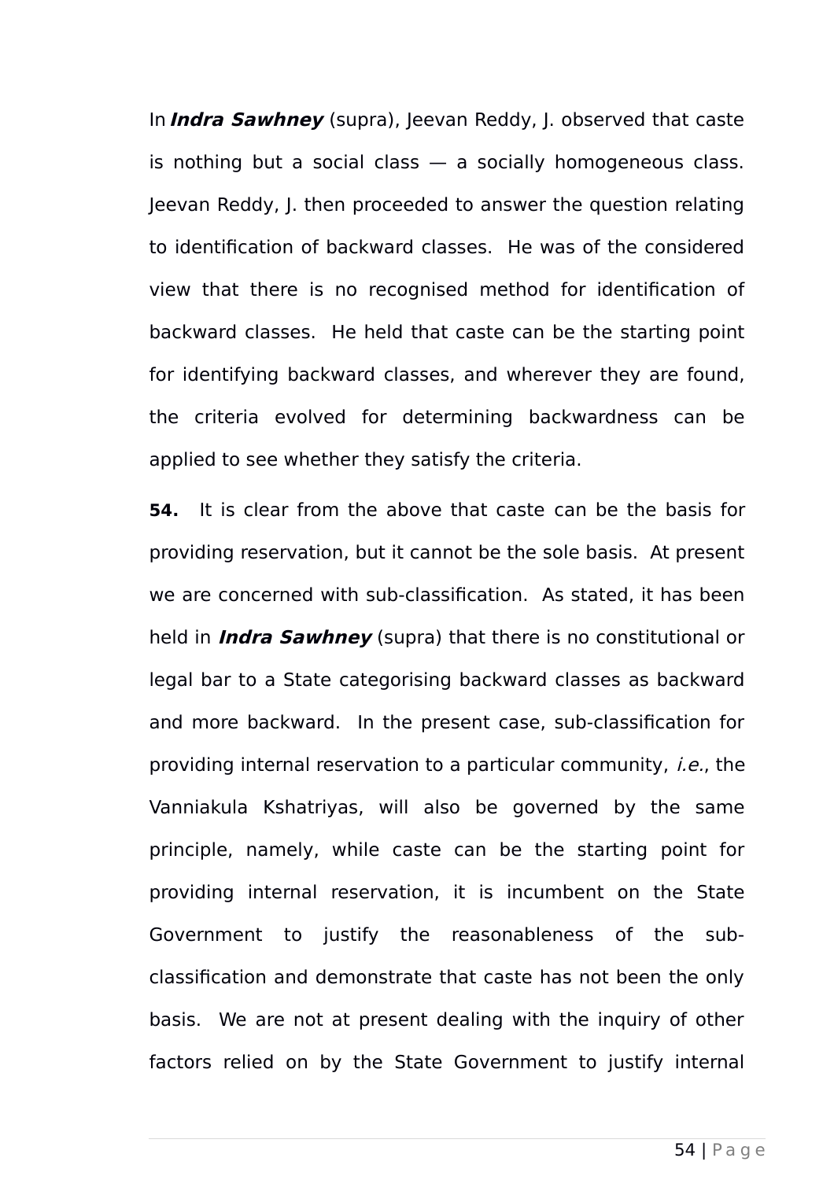In ***Indra Sawhney*** (supra), Jeevan Reddy, J. observed that caste is nothing but a social class — a socially homogeneous class. Jeevan Reddy, J. then proceeded to answer the question relating to identification of backward classes. He was of the considered view that there is no recognised method for identification of backward classes. He held that caste can be the starting point for identifying backward classes, and wherever they are found, the criteria evolved for determining backwardness can be applied to see whether they satisfy the criteria.

**54.** It is clear from the above that caste can be the basis for providing reservation, but it cannot be the sole basis. At present we are concerned with sub-classification. As stated, it has been held in ***Indra Sawhney*** (supra) that there is no constitutional or legal bar to a State categorising backward classes as backward and more backward. In the present case, sub-classification for providing internal reservation to a particular community, *i.e.*, the Vanniakula Kshatriyas, will also be governed by the same principle, namely, while caste can be the starting point for providing internal reservation, it is incumbent on the State Government to justify the reasonableness of the sub-classification and demonstrate that caste has not been the only basis. We are not at present dealing with the inquiry of other factors relied on by the State Government to justify internal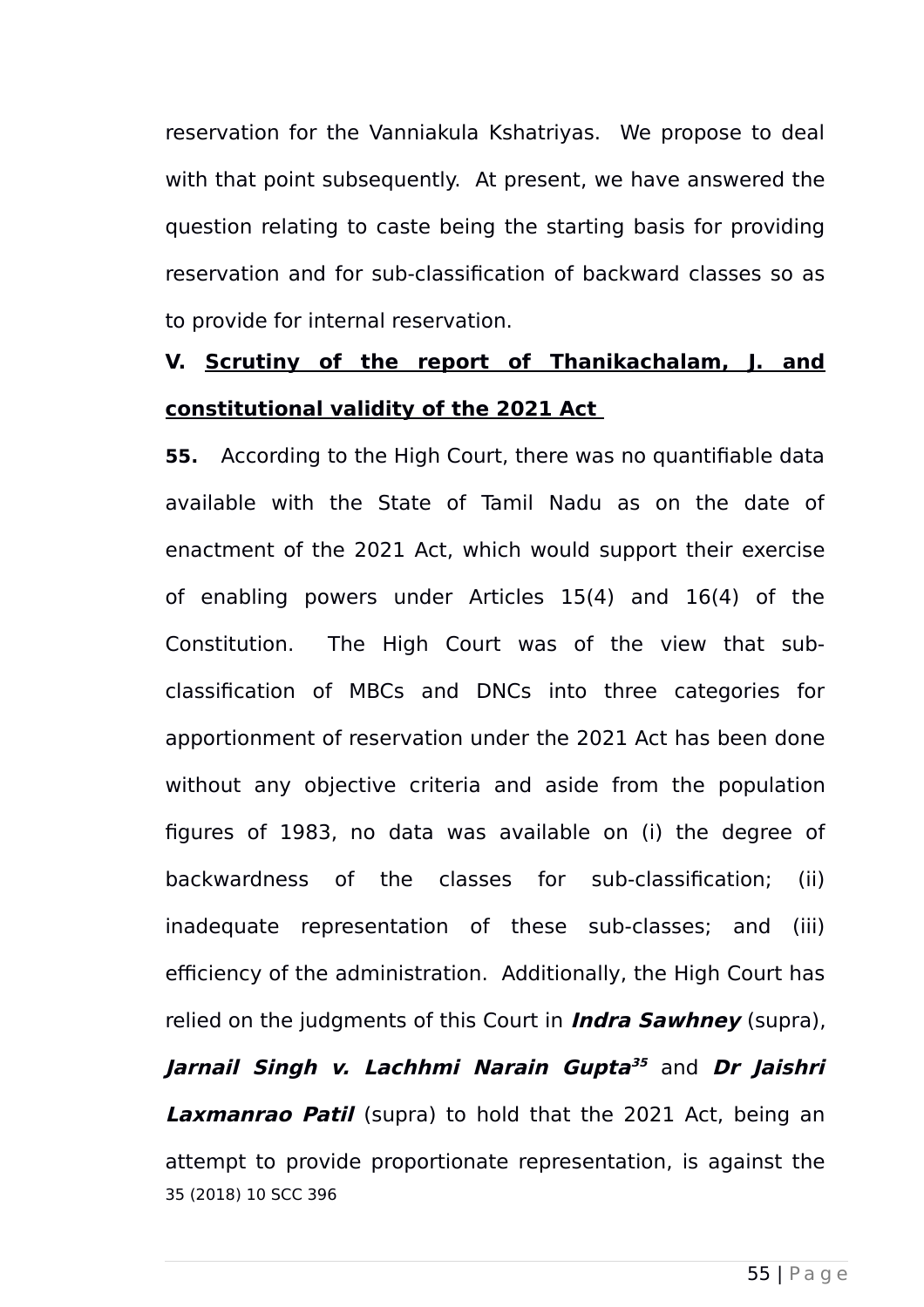reservation for the Vanniakula Kshatriyas. We propose to deal with that point subsequently. At present, we have answered the question relating to caste being the starting basis for providing reservation and for sub-classification of backward classes so as to provide for internal reservation.

## V. <u>Scrutiny of the report of Thanikachalam, J. and constitutional validity of the 2021 Act</u>

**55.** According to the High Court, there was no quantifiable data available with the State of Tamil Nadu as on the date of enactment of the 2021 Act, which would support their exercise of enabling powers under Articles 15(4) and 16(4) of the Constitution. The High Court was of the view that sub-classification of MBCs and DNCs into three categories for apportionment of reservation under the 2021 Act has been done without any objective criteria and aside from the population figures of 1983, no data was available on (i) the degree of backwardness of the classes for sub-classification; (ii) inadequate representation of these sub-classes; and (iii) efficiency of the administration. Additionally, the High Court has relied on the judgments of this Court in ***Indra Sawhney*** (supra), ***Jarnail Singh v. Lachhmi Narain Gupta***[35] and ***Dr Jaishri Laxmanrao Patil*** (supra) to hold that the 2021 Act, being an attempt to provide proportionate representation, is against the

35 (2018) 10 SCC 396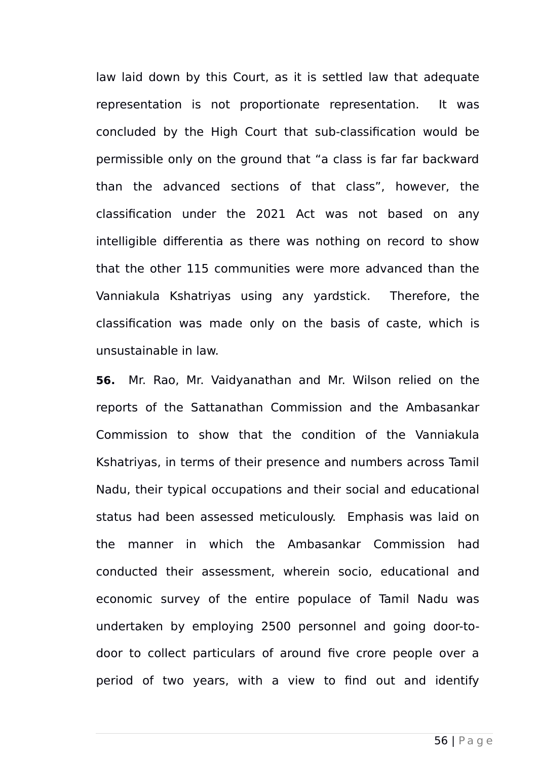law laid down by this Court, as it is settled law that adequate representation is not proportionate representation. It was concluded by the High Court that sub-classification would be permissible only on the ground that “a class is far far backward than the advanced sections of that class”, however, the classification under the 2021 Act was not based on any intelligible differentia as there was nothing on record to show that the other 115 communities were more advanced than the Vanniakula Kshatriyas using any yardstick. Therefore, the classification was made only on the basis of caste, which is unsustainable in law.

**56.** Mr. Rao, Mr. Vaidyanathan and Mr. Wilson relied on the reports of the Sattanathan Commission and the Ambasankar Commission to show that the condition of the Vanniakula Kshatriyas, in terms of their presence and numbers across Tamil Nadu, their typical occupations and their social and educational status had been assessed meticulously. Emphasis was laid on the manner in which the Ambasankar Commission had conducted their assessment, wherein socio, educational and economic survey of the entire populace of Tamil Nadu was undertaken by employing 2500 personnel and going door-to-door to collect particulars of around five crore people over a period of two years, with a view to find out and identify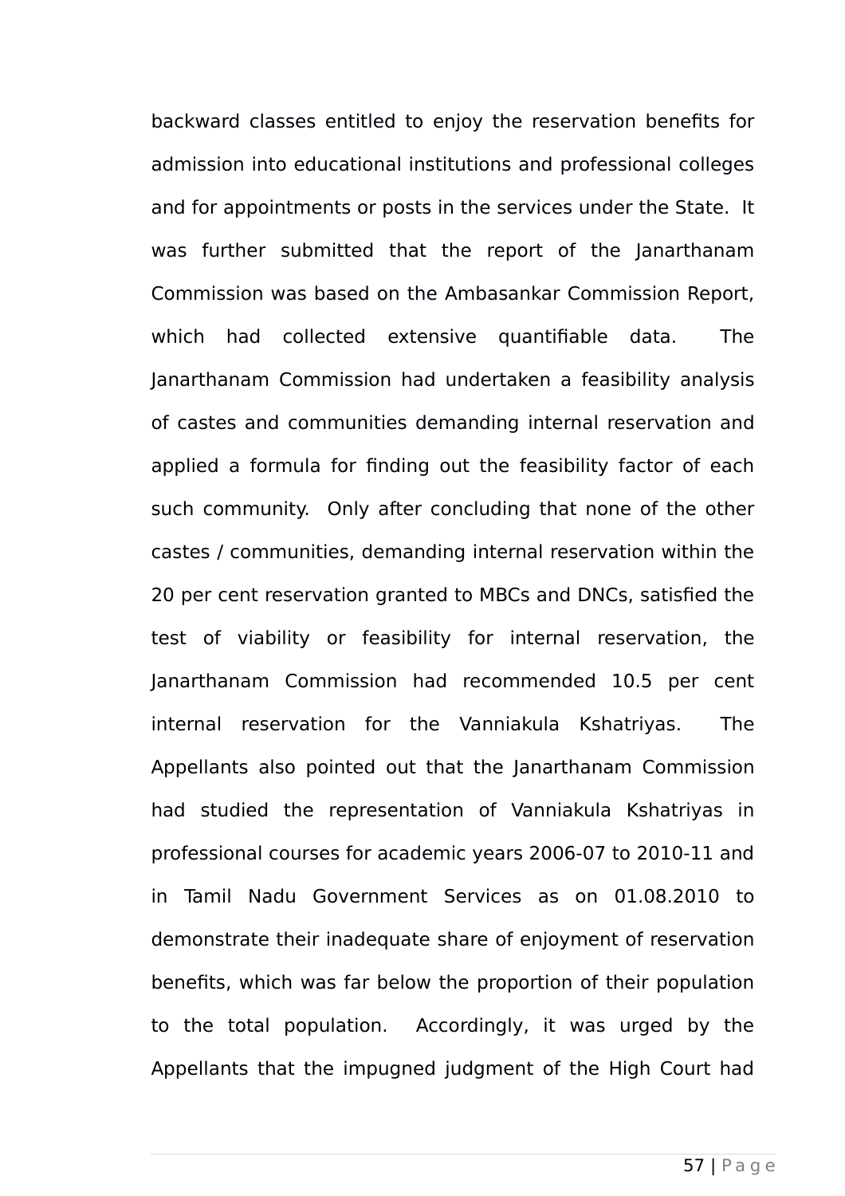backward classes entitled to enjoy the reservation benefits for admission into educational institutions and professional colleges and for appointments or posts in the services under the State. It was further submitted that the report of the Janarthanam Commission was based on the Ambasankar Commission Report, which had collected extensive quantifiable data. The Janarthanam Commission had undertaken a feasibility analysis of castes and communities demanding internal reservation and applied a formula for finding out the feasibility factor of each such community. Only after concluding that none of the other castes / communities, demanding internal reservation within the 20 per cent reservation granted to MBCs and DNCs, satisfied the test of viability or feasibility for internal reservation, the Janarthanam Commission had recommended 10.5 per cent internal reservation for the Vanniakula Kshatriyas. The Appellants also pointed out that the Janarthanam Commission had studied the representation of Vanniakula Kshatriyas in professional courses for academic years 2006-07 to 2010-11 and in Tamil Nadu Government Services as on 01.08.2010 to demonstrate their inadequate share of enjoyment of reservation benefits, which was far below the proportion of their population to the total population. Accordingly, it was urged by the Appellants that the impugned judgment of the High Court had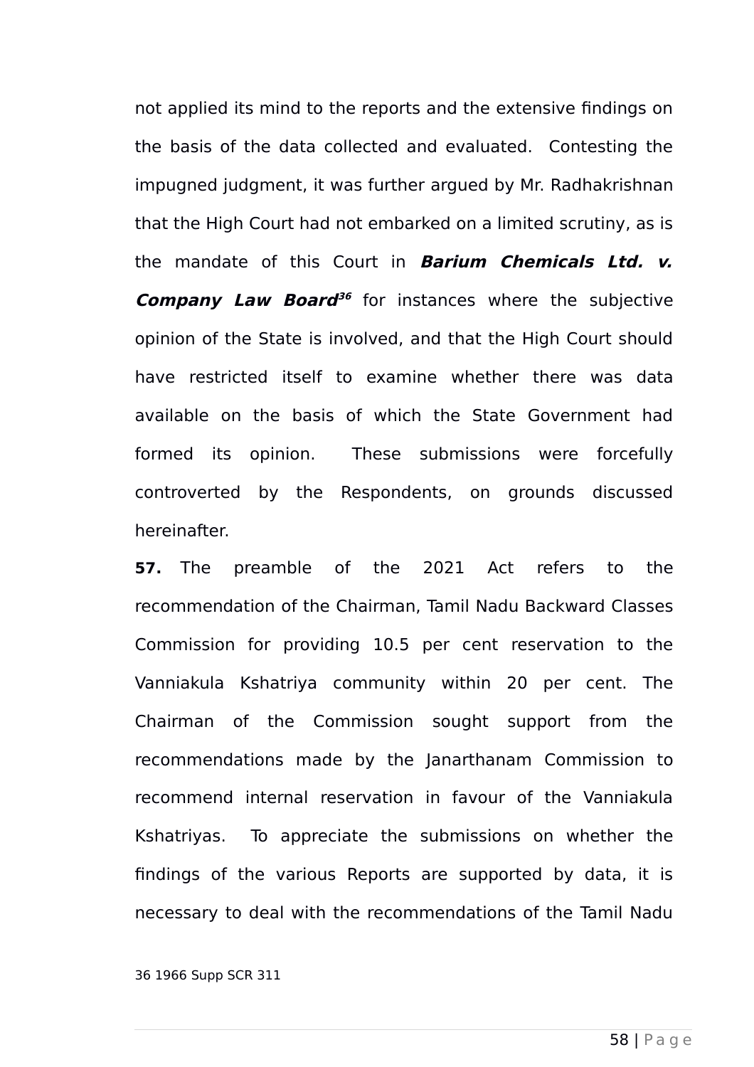not applied its mind to the reports and the extensive findings on the basis of the data collected and evaluated. Contesting the impugned judgment, it was further argued by Mr. Radhakrishnan that the High Court had not embarked on a limited scrutiny, as is the mandate of this Court in ***Barium Chemicals Ltd. v. Company Law Board***[36] for instances where the subjective opinion of the State is involved, and that the High Court should have restricted itself to examine whether there was data available on the basis of which the State Government had formed its opinion. These submissions were forcefully controverted by the Respondents, on grounds discussed hereinafter.

**57.** The preamble of the 2021 Act refers to the recommendation of the Chairman, Tamil Nadu Backward Classes Commission for providing 10.5 per cent reservation to the Vanniakula Kshatriya community within 20 per cent. The Chairman of the Commission sought support from the recommendations made by the Janarthanam Commission to recommend internal reservation in favour of the Vanniakula Kshatriyas. To appreciate the submissions on whether the findings of the various Reports are supported by data, it is necessary to deal with the recommendations of the Tamil Nadu

36 1966 Supp SCR 311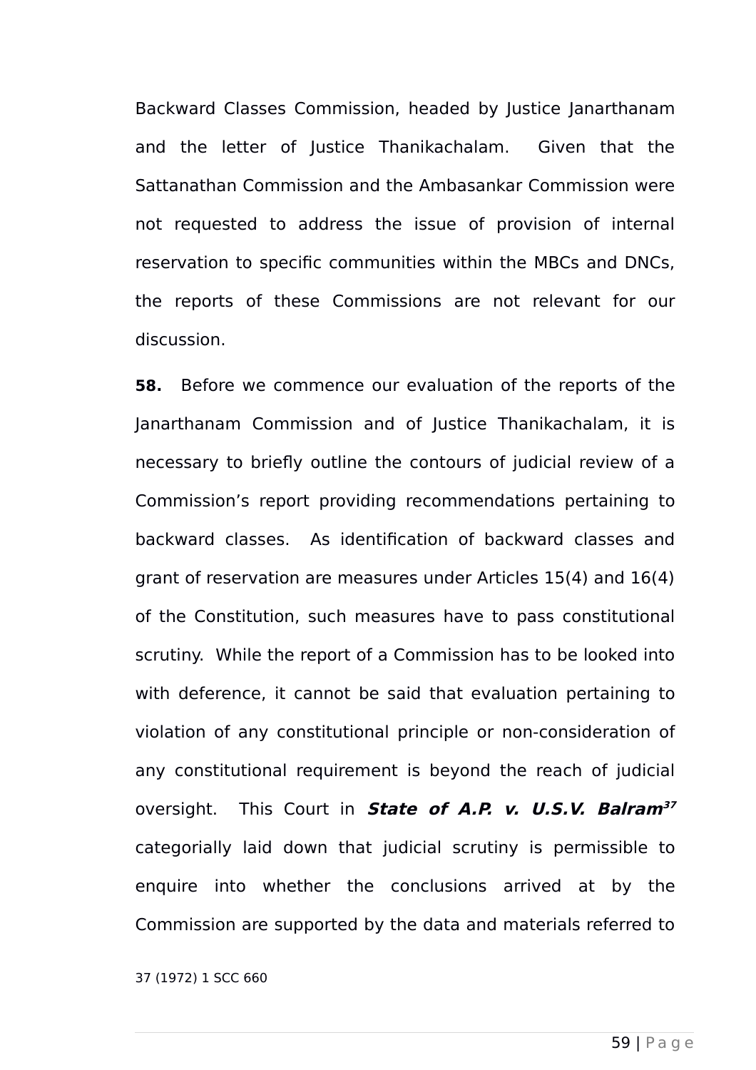Backward Classes Commission, headed by Justice Janarthanam and the letter of Justice Thanikachalam. Given that the Sattanathan Commission and the Ambasankar Commission were not requested to address the issue of provision of internal reservation to specific communities within the MBCs and DNCs, the reports of these Commissions are not relevant for our discussion.

**58.** Before we commence our evaluation of the reports of the Janarthanam Commission and of Justice Thanikachalam, it is necessary to briefly outline the contours of judicial review of a Commission's report providing recommendations pertaining to backward classes. As identification of backward classes and grant of reservation are measures under Articles 15(4) and 16(4) of the Constitution, such measures have to pass constitutional scrutiny. While the report of a Commission has to be looked into with deference, it cannot be said that evaluation pertaining to violation of any constitutional principle or non-consideration of any constitutional requirement is beyond the reach of judicial oversight. This Court in ***State of A.P. v. U.S.V. Balram***[37] categorially laid down that judicial scrutiny is permissible to enquire into whether the conclusions arrived at by the Commission are supported by the data and materials referred to

37 (1972) 1 SCC 660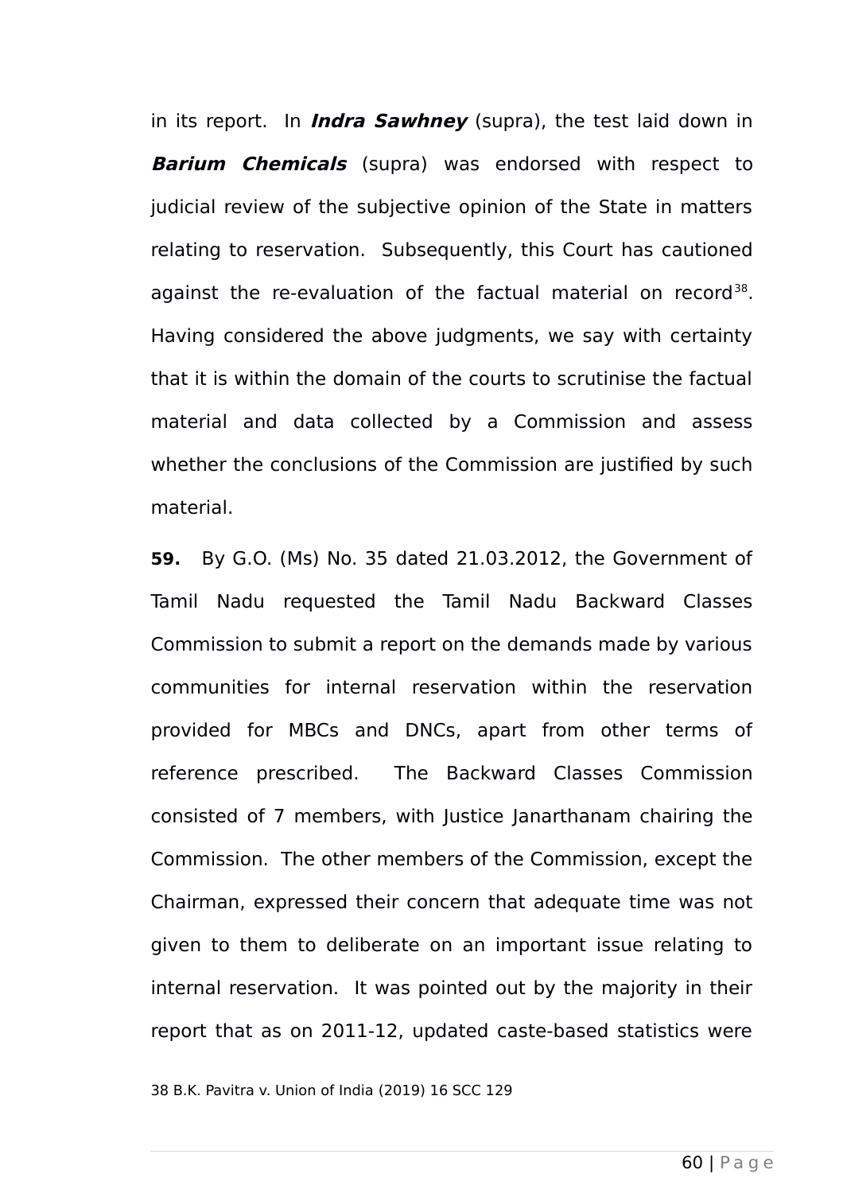in its report. In ***Indra Sawhney*** (supra), the test laid down in ***Barium Chemicals*** (supra) was endorsed with respect to judicial review of the subjective opinion of the State in matters relating to reservation. Subsequently, this Court has cautioned against the re-evaluation of the factual material on record[38]. Having considered the above judgments, we say with certainty that it is within the domain of the courts to scrutinise the factual material and data collected by a Commission and assess whether the conclusions of the Commission are justified by such material.

**59.** By G.O. (Ms) No. 35 dated 21.03.2012, the Government of Tamil Nadu requested the Tamil Nadu Backward Classes Commission to submit a report on the demands made by various communities for internal reservation within the reservation provided for MBCs and DNCs, apart from other terms of reference prescribed. The Backward Classes Commission consisted of 7 members, with Justice Janarthanam chairing the Commission. The other members of the Commission, except the Chairman, expressed their concern that adequate time was not given to them to deliberate on an important issue relating to internal reservation. It was pointed out by the majority in their report that as on 2011-12, updated caste-based statistics were

38 B.K. Pavitra v. Union of India (2019) 16 SCC 129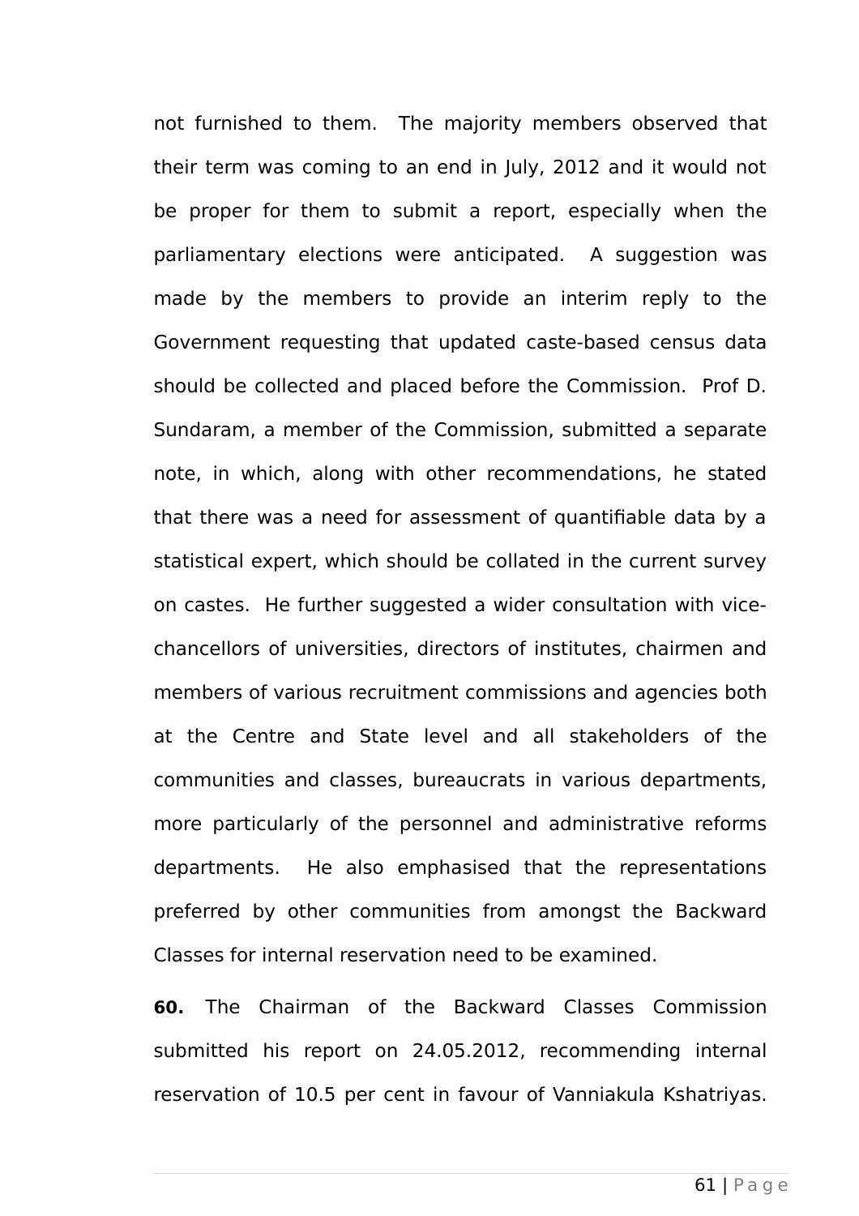not furnished to them. The majority members observed that their term was coming to an end in July, 2012 and it would not be proper for them to submit a report, especially when the parliamentary elections were anticipated. A suggestion was made by the members to provide an interim reply to the Government requesting that updated caste-based census data should be collected and placed before the Commission. Prof D. Sundaram, a member of the Commission, submitted a separate note, in which, along with other recommendations, he stated that there was a need for assessment of quantifiable data by a statistical expert, which should be collated in the current survey on castes. He further suggested a wider consultation with vice-chancellors of universities, directors of institutes, chairmen and members of various recruitment commissions and agencies both at the Centre and State level and all stakeholders of the communities and classes, bureaucrats in various departments, more particularly of the personnel and administrative reforms departments. He also emphasised that the representations preferred by other communities from amongst the Backward Classes for internal reservation need to be examined.

**60.** The Chairman of the Backward Classes Commission submitted his report on 24.05.2012, recommending internal reservation of 10.5 per cent in favour of Vanniakula Kshatriyas.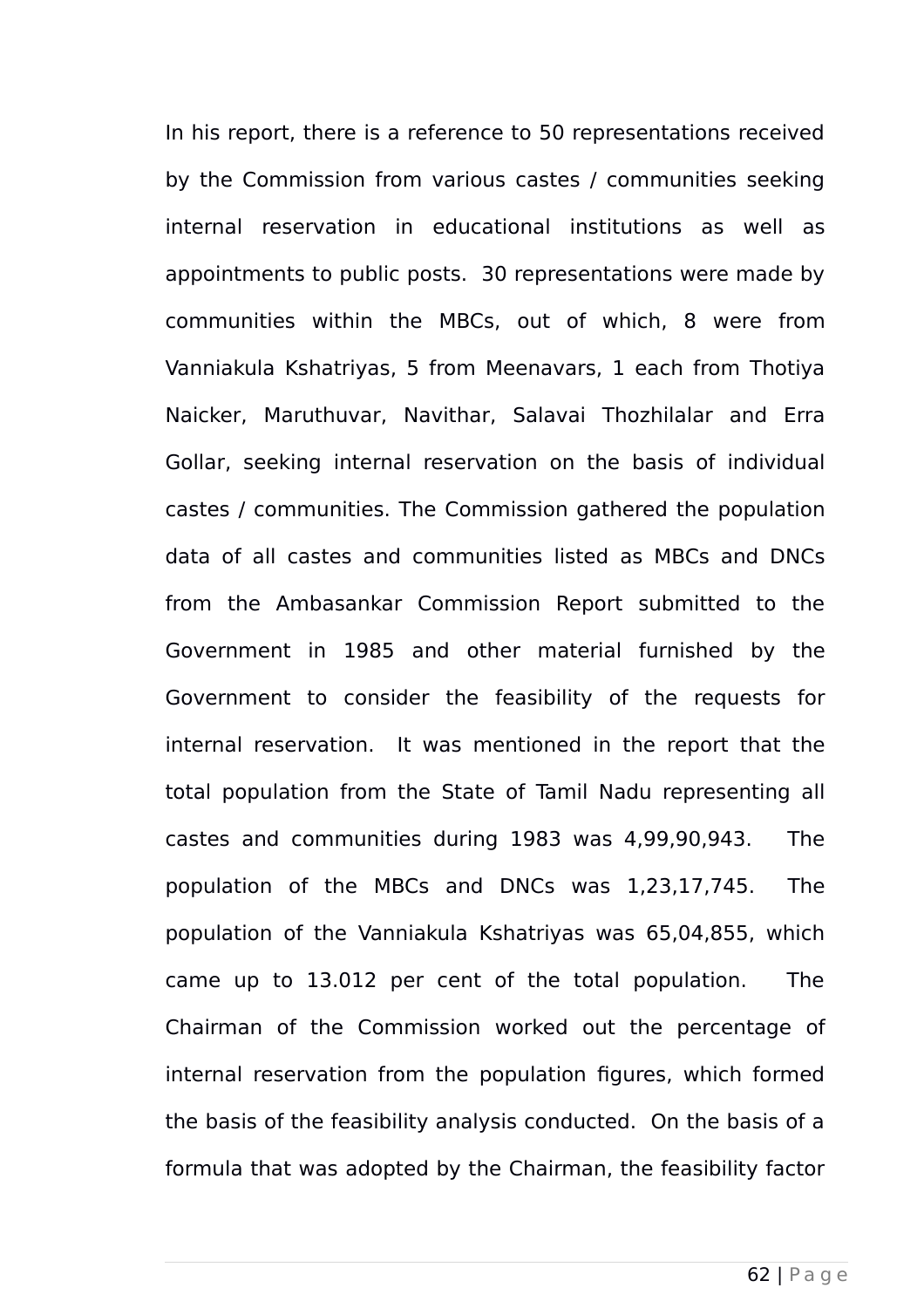In his report, there is a reference to 50 representations received by the Commission from various castes / communities seeking internal reservation in educational institutions as well as appointments to public posts. 30 representations were made by communities within the MBCs, out of which, 8 were from Vanniakula Kshatriyas, 5 from Meenavars, 1 each from Thotiya Naicker, Maruthuvar, Navithar, Salavai Thozhilalar and Erra Gollar, seeking internal reservation on the basis of individual castes / communities. The Commission gathered the population data of all castes and communities listed as MBCs and DNCs from the Ambasankar Commission Report submitted to the Government in 1985 and other material furnished by the Government to consider the feasibility of the requests for internal reservation. It was mentioned in the report that the total population from the State of Tamil Nadu representing all castes and communities during 1983 was 4,99,90,943. The population of the MBCs and DNCs was 1,23,17,745. The population of the Vanniakula Kshatriyas was 65,04,855, which came up to 13.012 per cent of the total population. The Chairman of the Commission worked out the percentage of internal reservation from the population figures, which formed the basis of the feasibility analysis conducted. On the basis of a formula that was adopted by the Chairman, the feasibility factor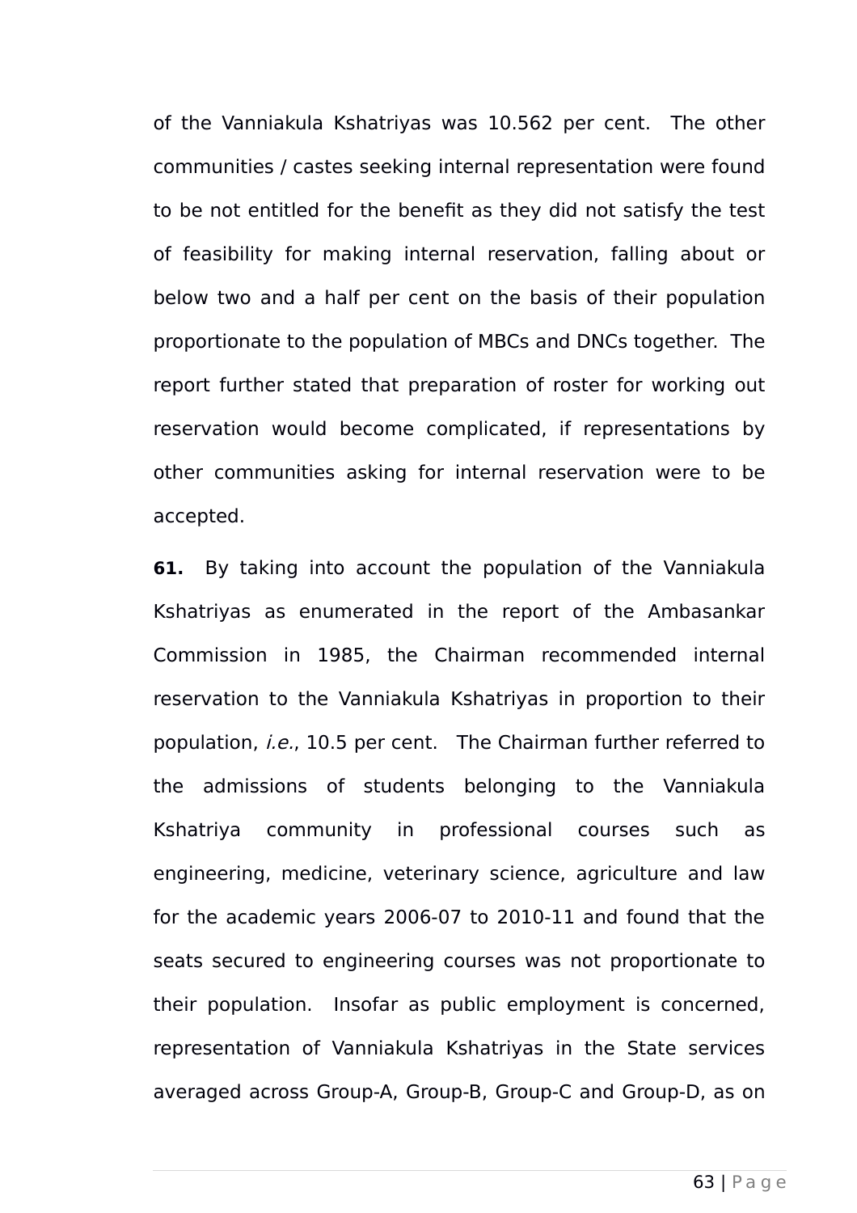of the Vanniakula Kshatriyas was 10.562 per cent. The other communities / castes seeking internal representation were found to be not entitled for the benefit as they did not satisfy the test of feasibility for making internal reservation, falling about or below two and a half per cent on the basis of their population proportionate to the population of MBCs and DNCs together. The report further stated that preparation of roster for working out reservation would become complicated, if representations by other communities asking for internal reservation were to be accepted.

**61.** By taking into account the population of the Vanniakula Kshatriyas as enumerated in the report of the Ambasankar Commission in 1985, the Chairman recommended internal reservation to the Vanniakula Kshatriyas in proportion to their population, *i.e.*, 10.5 per cent. The Chairman further referred to the admissions of students belonging to the Vanniakula Kshatriya community in professional courses such as engineering, medicine, veterinary science, agriculture and law for the academic years 2006-07 to 2010-11 and found that the seats secured to engineering courses was not proportionate to their population. Insofar as public employment is concerned, representation of Vanniakula Kshatriyas in the State services averaged across Group-A, Group-B, Group-C and Group-D, as on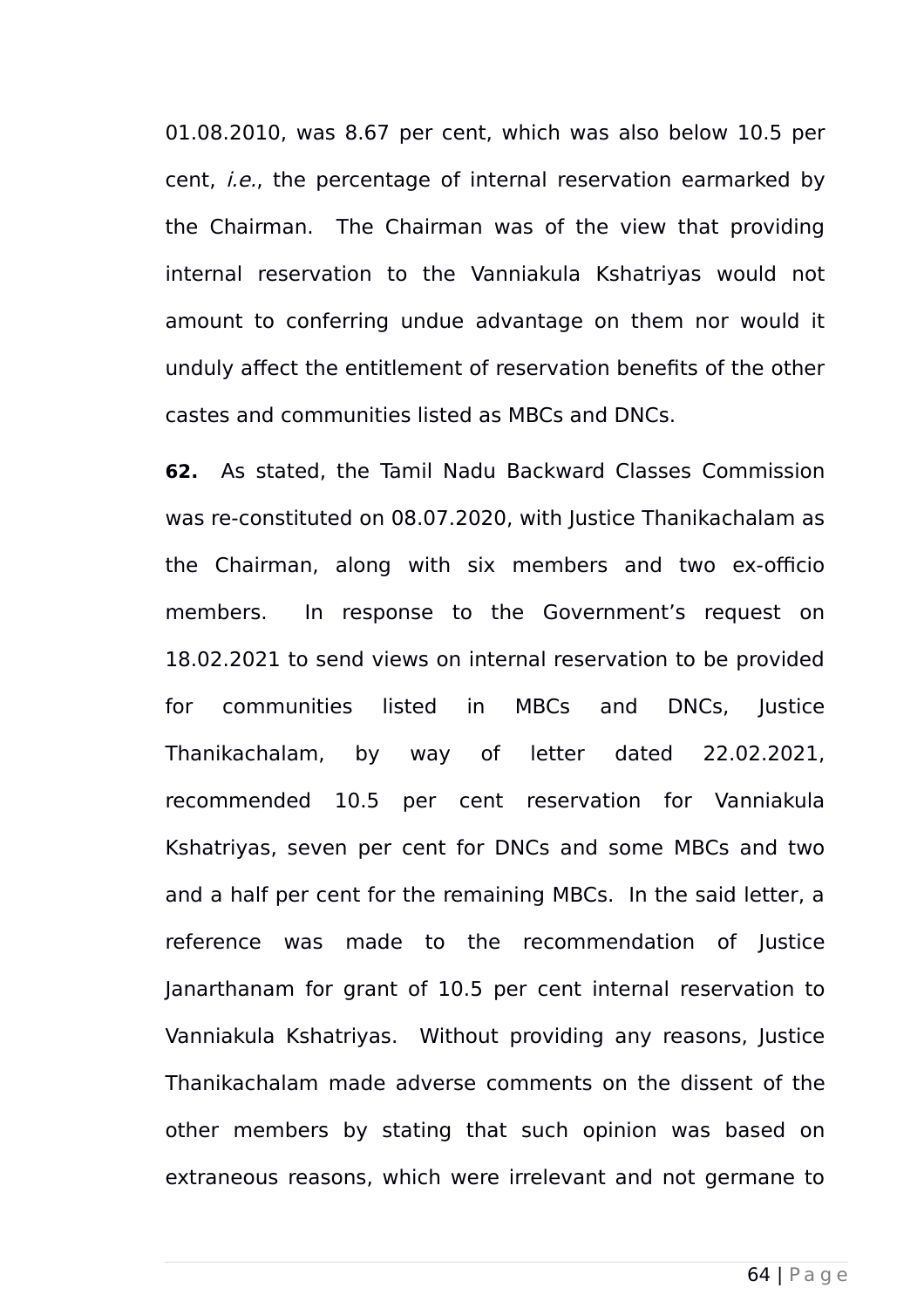01.08.2010, was 8.67 per cent, which was also below 10.5 per cent, *i.e.*, the percentage of internal reservation earmarked by the Chairman. The Chairman was of the view that providing internal reservation to the Vanniakula Kshatriyas would not amount to conferring undue advantage on them nor would it unduly affect the entitlement of reservation benefits of the other castes and communities listed as MBCs and DNCs.

**62.** As stated, the Tamil Nadu Backward Classes Commission was re-constituted on 08.07.2020, with Justice Thanikachalam as the Chairman, along with six members and two ex-officio members. In response to the Government's request on 18.02.2021 to send views on internal reservation to be provided for communities listed in MBCs and DNCs, Justice Thanikachalam, by way of letter dated 22.02.2021, recommended 10.5 per cent reservation for Vanniakula Kshatriyas, seven per cent for DNCs and some MBCs and two and a half per cent for the remaining MBCs. In the said letter, a reference was made to the recommendation of Justice Janarthanam for grant of 10.5 per cent internal reservation to Vanniakula Kshatriyas. Without providing any reasons, Justice Thanikachalam made adverse comments on the dissent of the other members by stating that such opinion was based on extraneous reasons, which were irrelevant and not germane to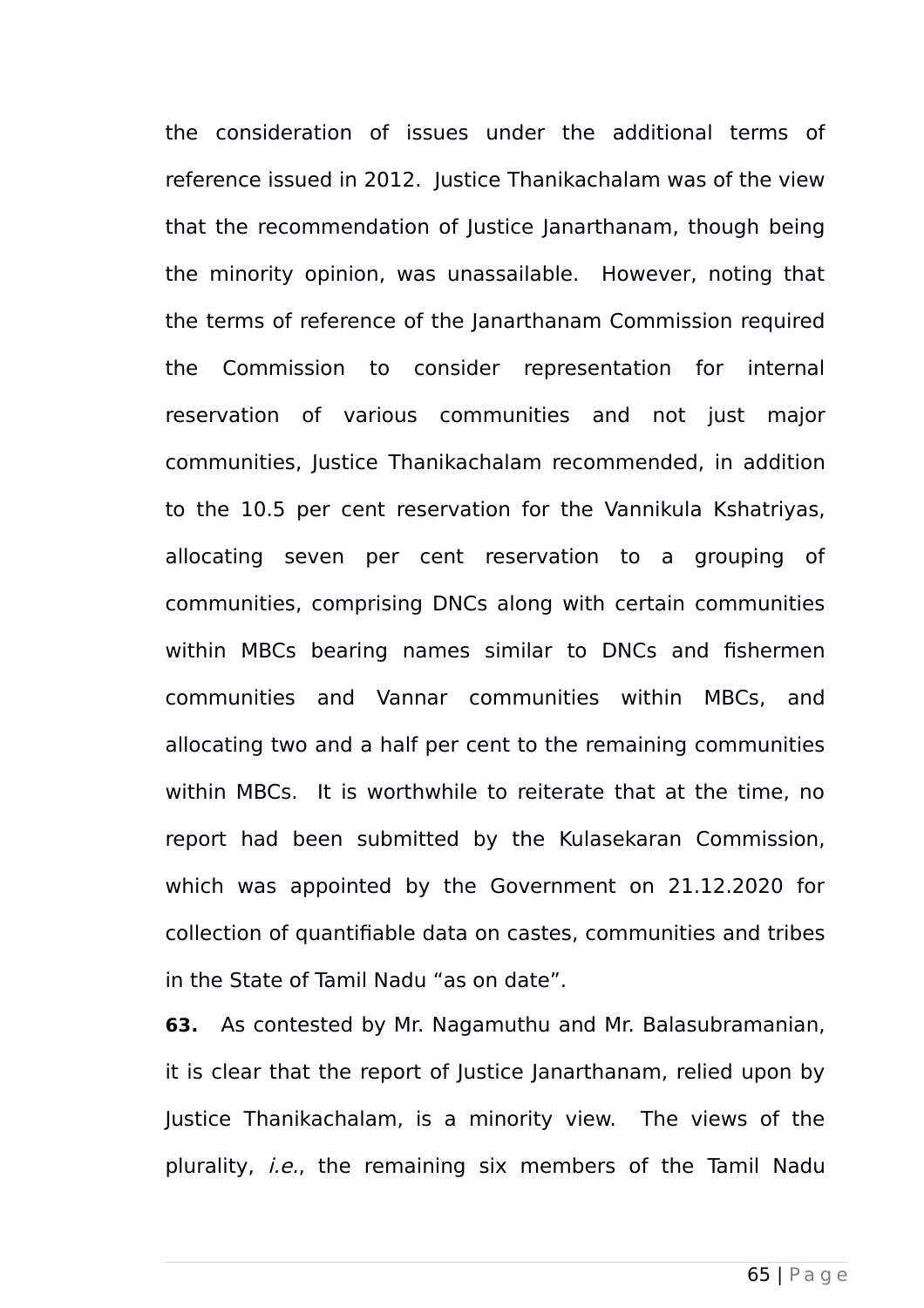the consideration of issues under the additional terms of reference issued in 2012. Justice Thanikachalam was of the view that the recommendation of Justice Janarthanam, though being the minority opinion, was unassailable. However, noting that the terms of reference of the Janarthanam Commission required the Commission to consider representation for internal reservation of various communities and not just major communities, Justice Thanikachalam recommended, in addition to the 10.5 per cent reservation for the Vannikula Kshatriyas, allocating seven per cent reservation to a grouping of communities, comprising DNCs along with certain communities within MBCs bearing names similar to DNCs and fishermen communities and Vannar communities within MBCs, and allocating two and a half per cent to the remaining communities within MBCs. It is worthwhile to reiterate that at the time, no report had been submitted by the Kulasekaran Commission, which was appointed by the Government on 21.12.2020 for collection of quantifiable data on castes, communities and tribes in the State of Tamil Nadu "as on date".

**63.** As contested by Mr. Nagamuthu and Mr. Balasubramanian, it is clear that the report of Justice Janarthanam, relied upon by Justice Thanikachalam, is a minority view. The views of the plurality, *i.e.*, the remaining six members of the Tamil Nadu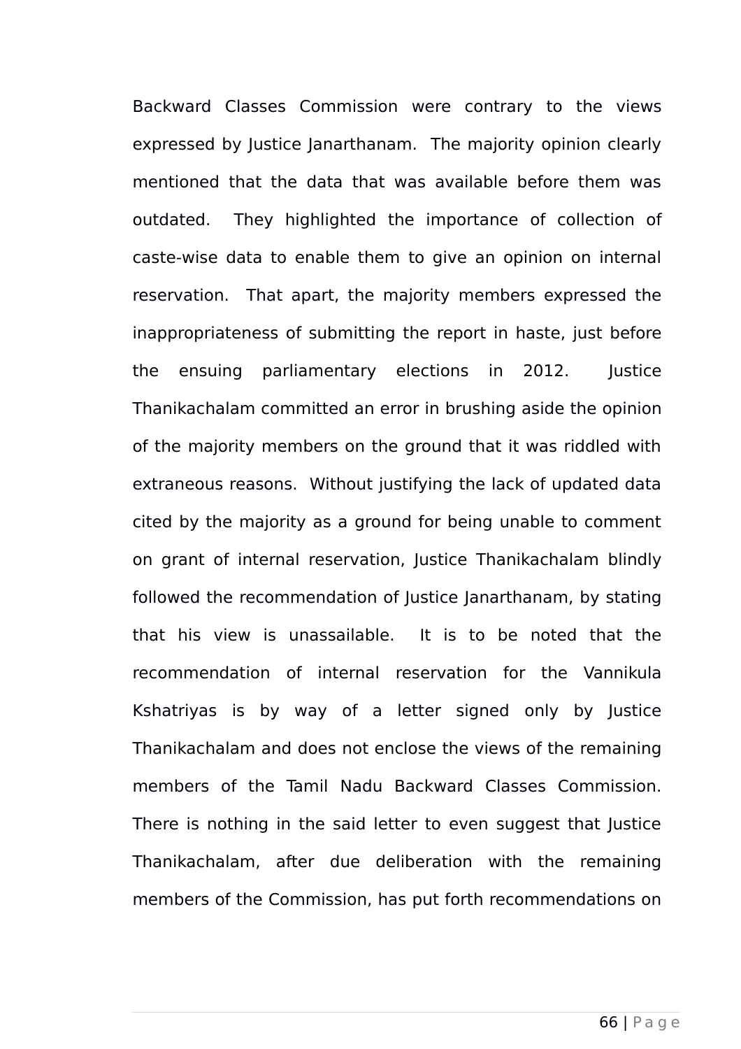Backward Classes Commission were contrary to the views expressed by Justice Janarthanam. The majority opinion clearly mentioned that the data that was available before them was outdated. They highlighted the importance of collection of caste-wise data to enable them to give an opinion on internal reservation. That apart, the majority members expressed the inappropriateness of submitting the report in haste, just before the ensuing parliamentary elections in 2012. Justice Thanikachalam committed an error in brushing aside the opinion of the majority members on the ground that it was riddled with extraneous reasons. Without justifying the lack of updated data cited by the majority as a ground for being unable to comment on grant of internal reservation, Justice Thanikachalam blindly followed the recommendation of Justice Janarthanam, by stating that his view is unassailable. It is to be noted that the recommendation of internal reservation for the Vannikula Kshatriyas is by way of a letter signed only by Justice Thanikachalam and does not enclose the views of the remaining members of the Tamil Nadu Backward Classes Commission. There is nothing in the said letter to even suggest that Justice Thanikachalam, after due deliberation with the remaining members of the Commission, has put forth recommendations on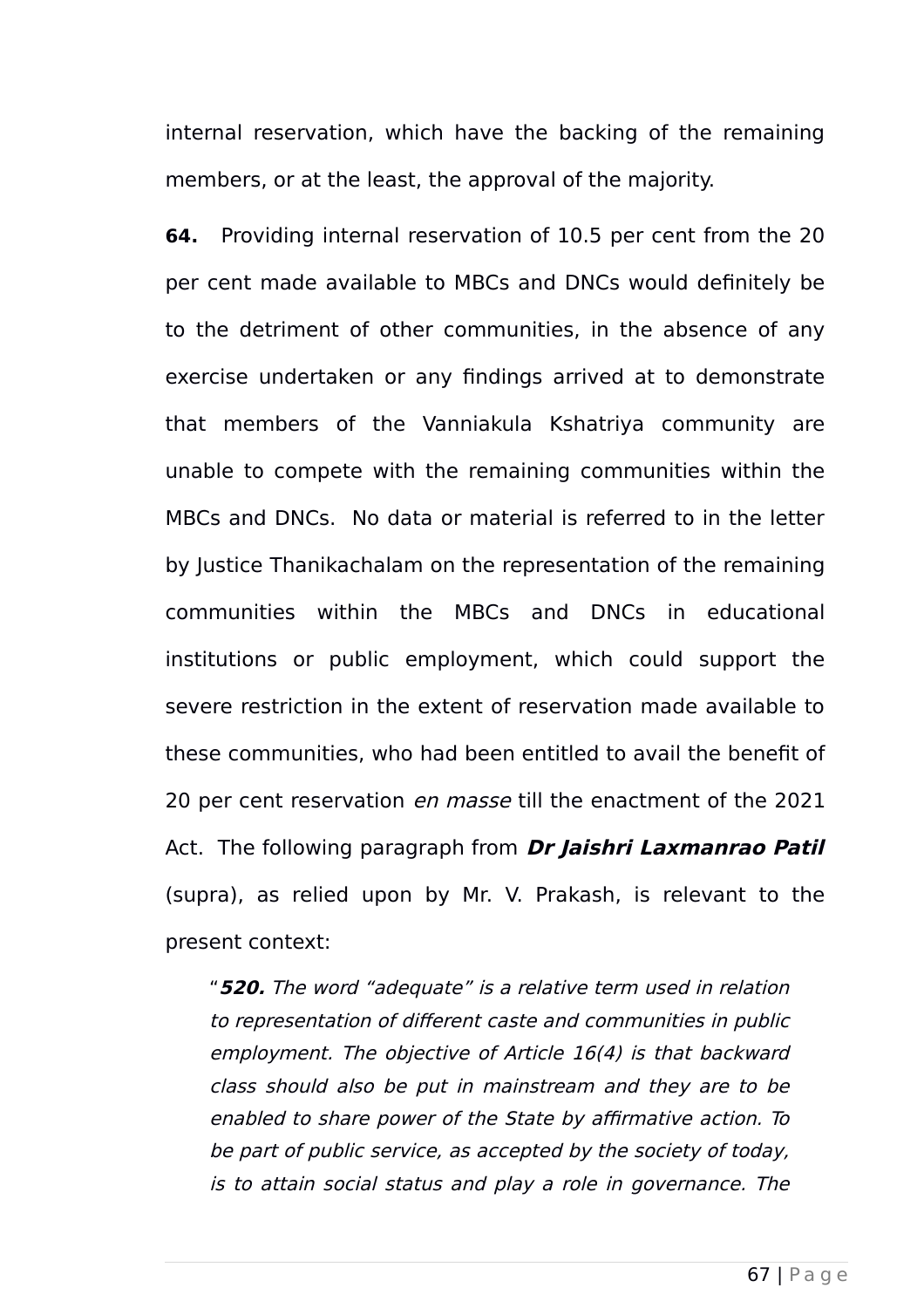internal reservation, which have the backing of the remaining members, or at the least, the approval of the majority.

**64.** Providing internal reservation of 10.5 per cent from the 20 per cent made available to MBCs and DNCs would definitely be to the detriment of other communities, in the absence of any exercise undertaken or any findings arrived at to demonstrate that members of the Vanniakula Kshatriya community are unable to compete with the remaining communities within the MBCs and DNCs. No data or material is referred to in the letter by Justice Thanikachalam on the representation of the remaining communities within the MBCs and DNCs in educational institutions or public employment, which could support the severe restriction in the extent of reservation made available to these communities, who had been entitled to avail the benefit of 20 per cent reservation *en masse* till the enactment of the 2021 Act. The following paragraph from ***Dr Jaishri Laxmanrao Patil*** (supra), as relied upon by Mr. V. Prakash, is relevant to the present context:

> "***520.*** *The word "adequate" is a relative term used in relation to representation of different caste and communities in public employment. The objective of Article 16(4) is that backward class should also be put in mainstream and they are to be enabled to share power of the State by affirmative action. To be part of public service, as accepted by the society of today, is to attain social status and play a role in governance. The*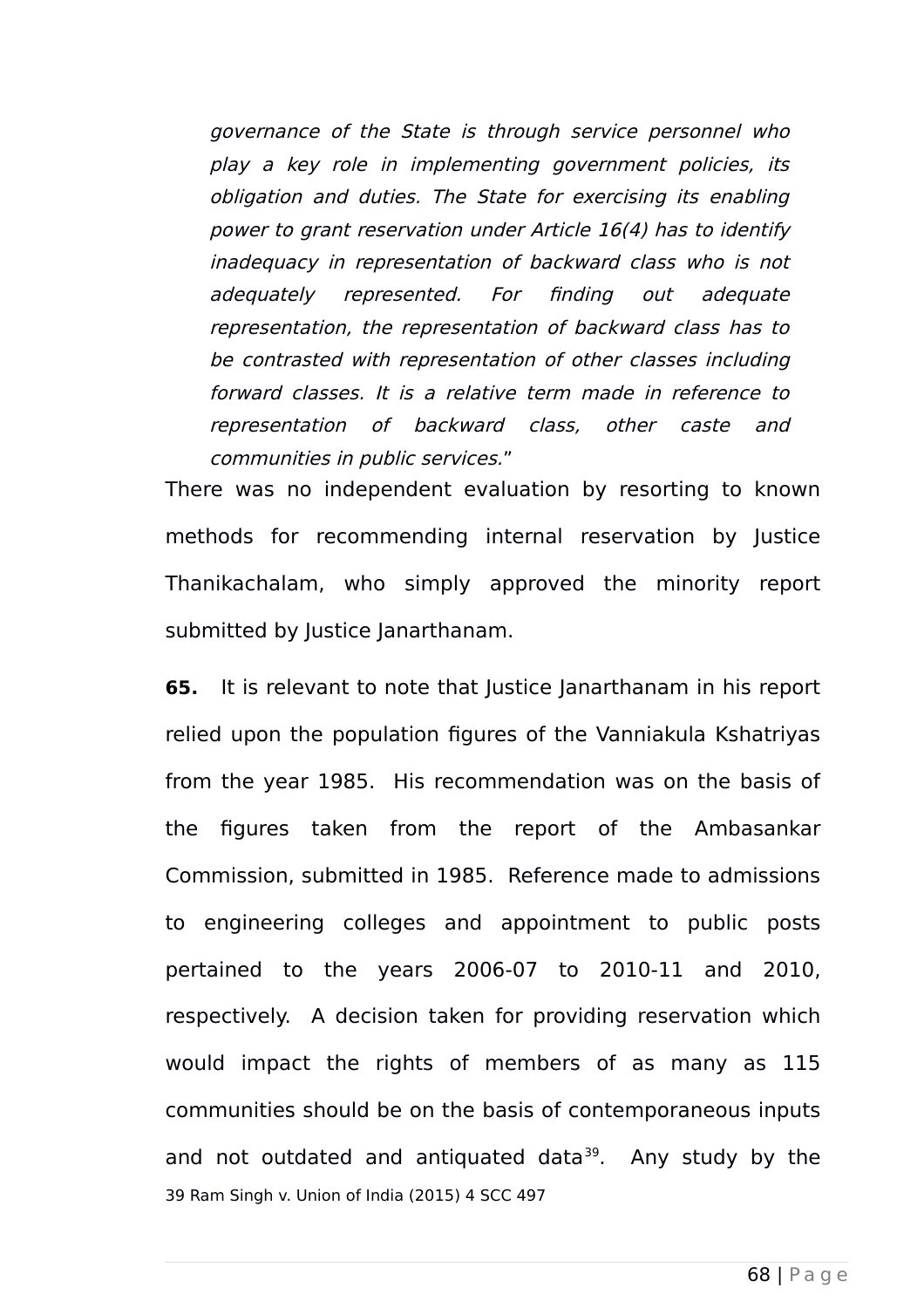> *governance of the State is through service personnel who play a key role in implementing government policies, its obligation and duties. The State for exercising its enabling power to grant reservation under Article 16(4) has to identify inadequacy in representation of backward class who is not adequately represented. For finding out adequate representation, the representation of backward class has to be contrasted with representation of other classes including forward classes. It is a relative term made in reference to representation of backward class, other caste and communities in public services.*"

There was no independent evaluation by resorting to known methods for recommending internal reservation by Justice Thanikachalam, who simply approved the minority report submitted by Justice Janarthanam.

**65.** It is relevant to note that Justice Janarthanam in his report relied upon the population figures of the Vanniakula Kshatriyas from the year 1985. His recommendation was on the basis of the figures taken from the report of the Ambasankar Commission, submitted in 1985. Reference made to admissions to engineering colleges and appointment to public posts pertained to the years 2006-07 to 2010-11 and 2010, respectively. A decision taken for providing reservation which would impact the rights of members of as many as 115 communities should be on the basis of contemporaneous inputs and not outdated and antiquated data[39]. Any study by the

39 Ram Singh v. Union of India (2015) 4 SCC 497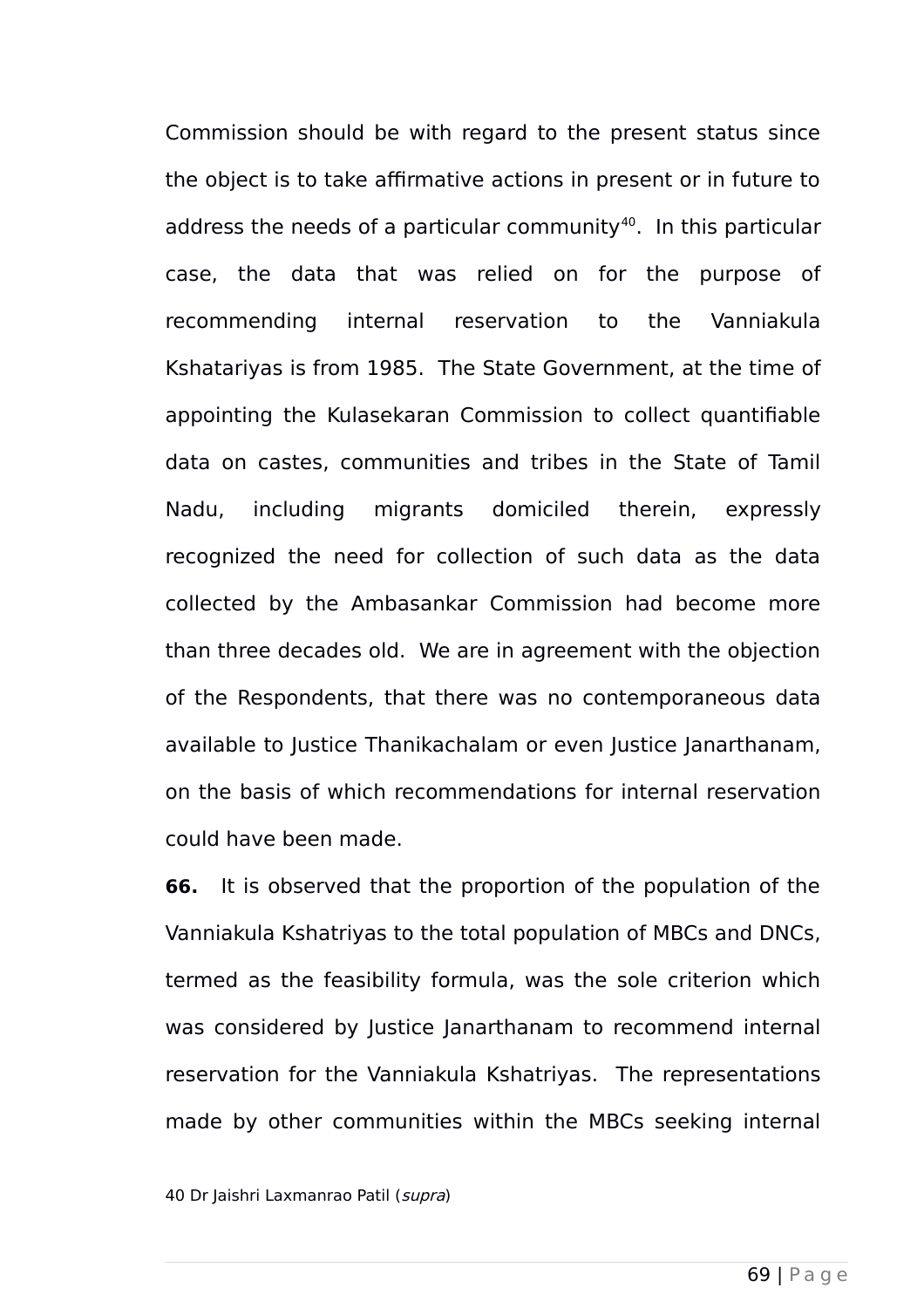Commission should be with regard to the present status since the object is to take affirmative actions in present or in future to address the needs of a particular community[40]. In this particular case, the data that was relied on for the purpose of recommending internal reservation to the Vanniakula Kshatariyas is from 1985. The State Government, at the time of appointing the Kulasekaran Commission to collect quantifiable data on castes, communities and tribes in the State of Tamil Nadu, including migrants domiciled therein, expressly recognized the need for collection of such data as the data collected by the Ambasankar Commission had become more than three decades old. We are in agreement with the objection of the Respondents, that there was no contemporaneous data available to Justice Thanikachalam or even Justice Janarthanam, on the basis of which recommendations for internal reservation could have been made.

**66.** It is observed that the proportion of the population of the Vanniakula Kshatriyas to the total population of MBCs and DNCs, termed as the feasibility formula, was the sole criterion which was considered by Justice Janarthanam to recommend internal reservation for the Vanniakula Kshatriyas. The representations made by other communities within the MBCs seeking internal

40 Dr Jaishri Laxmanrao Patil (*supra*)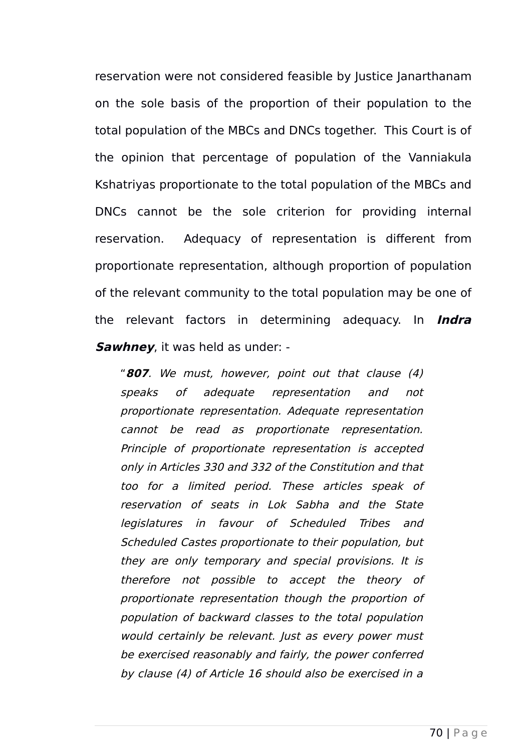reservation were not considered feasible by Justice Janarthanam on the sole basis of the proportion of their population to the total population of the MBCs and DNCs together. This Court is of the opinion that percentage of population of the Vanniakula Kshatriyas proportionate to the total population of the MBCs and DNCs cannot be the sole criterion for providing internal reservation. Adequacy of representation is different from proportionate representation, although proportion of population of the relevant community to the total population may be one of the relevant factors in determining adequacy. In ***Indra Sawhney***, it was held as under: -

> "***807***. *We must, however, point out that clause (4) speaks of adequate representation and not proportionate representation. Adequate representation cannot be read as proportionate representation. Principle of proportionate representation is accepted only in Articles 330 and 332 of the Constitution and that too for a limited period. These articles speak of reservation of seats in Lok Sabha and the State legislatures in favour of Scheduled Tribes and Scheduled Castes proportionate to their population, but they are only temporary and special provisions. It is therefore not possible to accept the theory of proportionate representation though the proportion of population of backward classes to the total population would certainly be relevant. Just as every power must be exercised reasonably and fairly, the power conferred by clause (4) of Article 16 should also be exercised in a*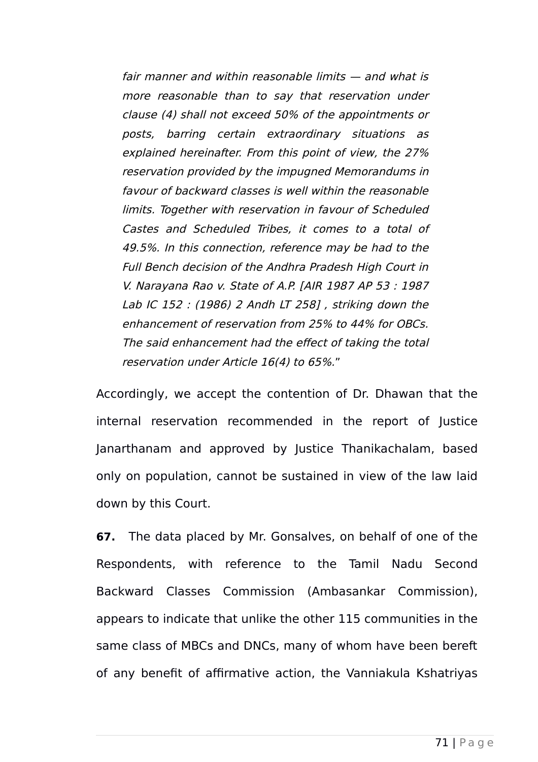> *fair manner and within reasonable limits — and what is more reasonable than to say that reservation under clause (4) shall not exceed 50% of the appointments or posts, barring certain extraordinary situations as explained hereinafter. From this point of view, the 27% reservation provided by the impugned Memorandums in favour of backward classes is well within the reasonable limits. Together with reservation in favour of Scheduled Castes and Scheduled Tribes, it comes to a total of 49.5%. In this connection, reference may be had to the Full Bench decision of the Andhra Pradesh High Court in V. Narayana Rao v. State of A.P. [AIR 1987 AP 53 : 1987 Lab IC 152 : (1986) 2 Andh LT 258] , striking down the enhancement of reservation from 25% to 44% for OBCs. The said enhancement had the effect of taking the total reservation under Article 16(4) to 65%.*"

Accordingly, we accept the contention of Dr. Dhawan that the internal reservation recommended in the report of Justice Janarthanam and approved by Justice Thanikachalam, based only on population, cannot be sustained in view of the law laid down by this Court.

**67.** The data placed by Mr. Gonsalves, on behalf of one of the Respondents, with reference to the Tamil Nadu Second Backward Classes Commission (Ambasankar Commission), appears to indicate that unlike the other 115 communities in the same class of MBCs and DNCs, many of whom have been bereft of any benefit of affirmative action, the Vanniakula Kshatriyas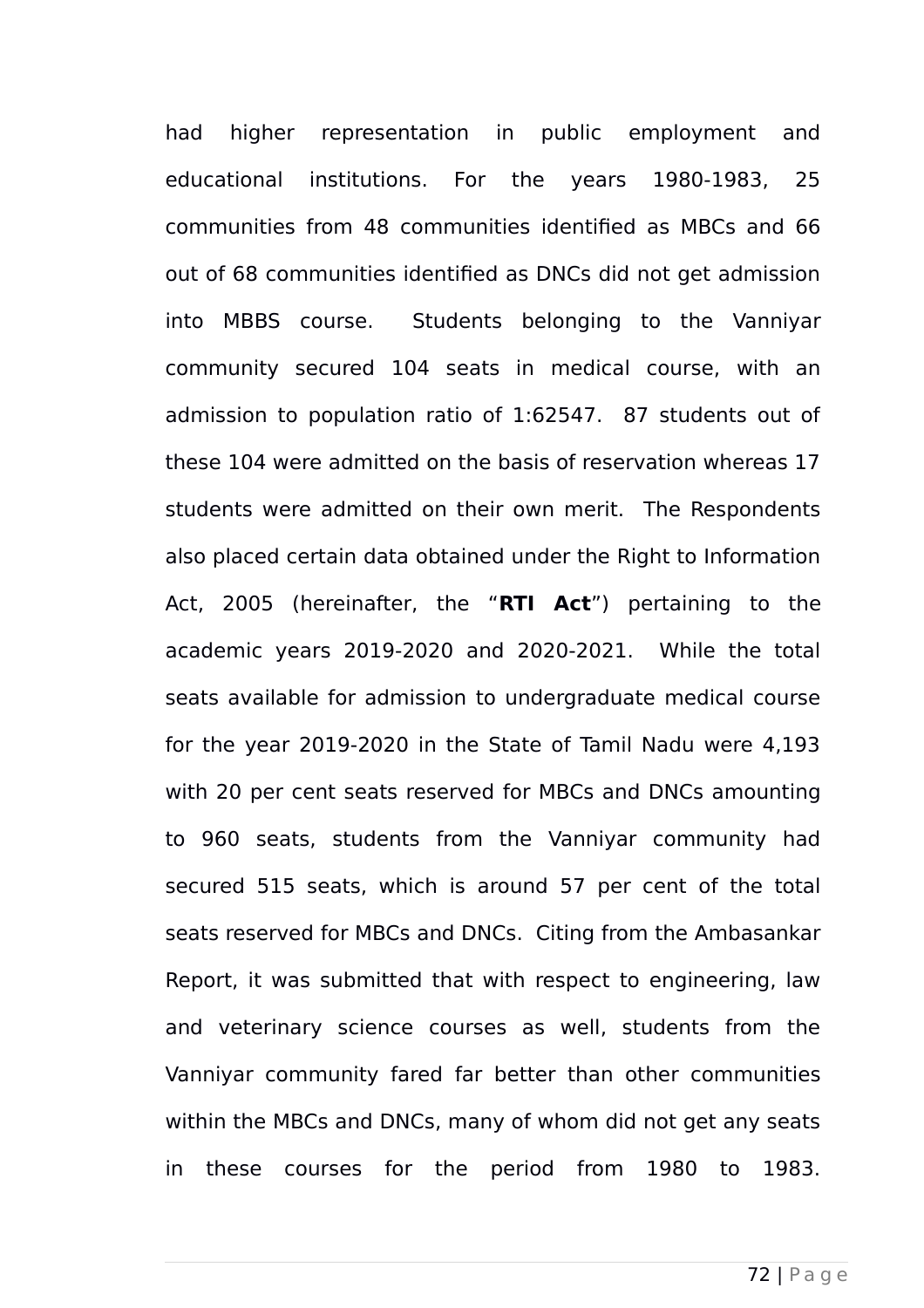had higher representation in public employment and educational institutions. For the years 1980-1983, 25 communities from 48 communities identified as MBCs and 66 out of 68 communities identified as DNCs did not get admission into MBBS course. Students belonging to the Vanniyar community secured 104 seats in medical course, with an admission to population ratio of 1:62547. 87 students out of these 104 were admitted on the basis of reservation whereas 17 students were admitted on their own merit. The Respondents also placed certain data obtained under the Right to Information Act, 2005 (hereinafter, the "**RTI Act**") pertaining to the academic years 2019-2020 and 2020-2021. While the total seats available for admission to undergraduate medical course for the year 2019-2020 in the State of Tamil Nadu were 4,193 with 20 per cent seats reserved for MBCs and DNCs amounting to 960 seats, students from the Vanniyar community had secured 515 seats, which is around 57 per cent of the total seats reserved for MBCs and DNCs. Citing from the Ambasankar Report, it was submitted that with respect to engineering, law and veterinary science courses as well, students from the Vanniyar community fared far better than other communities within the MBCs and DNCs, many of whom did not get any seats in these courses for the period from 1980 to 1983.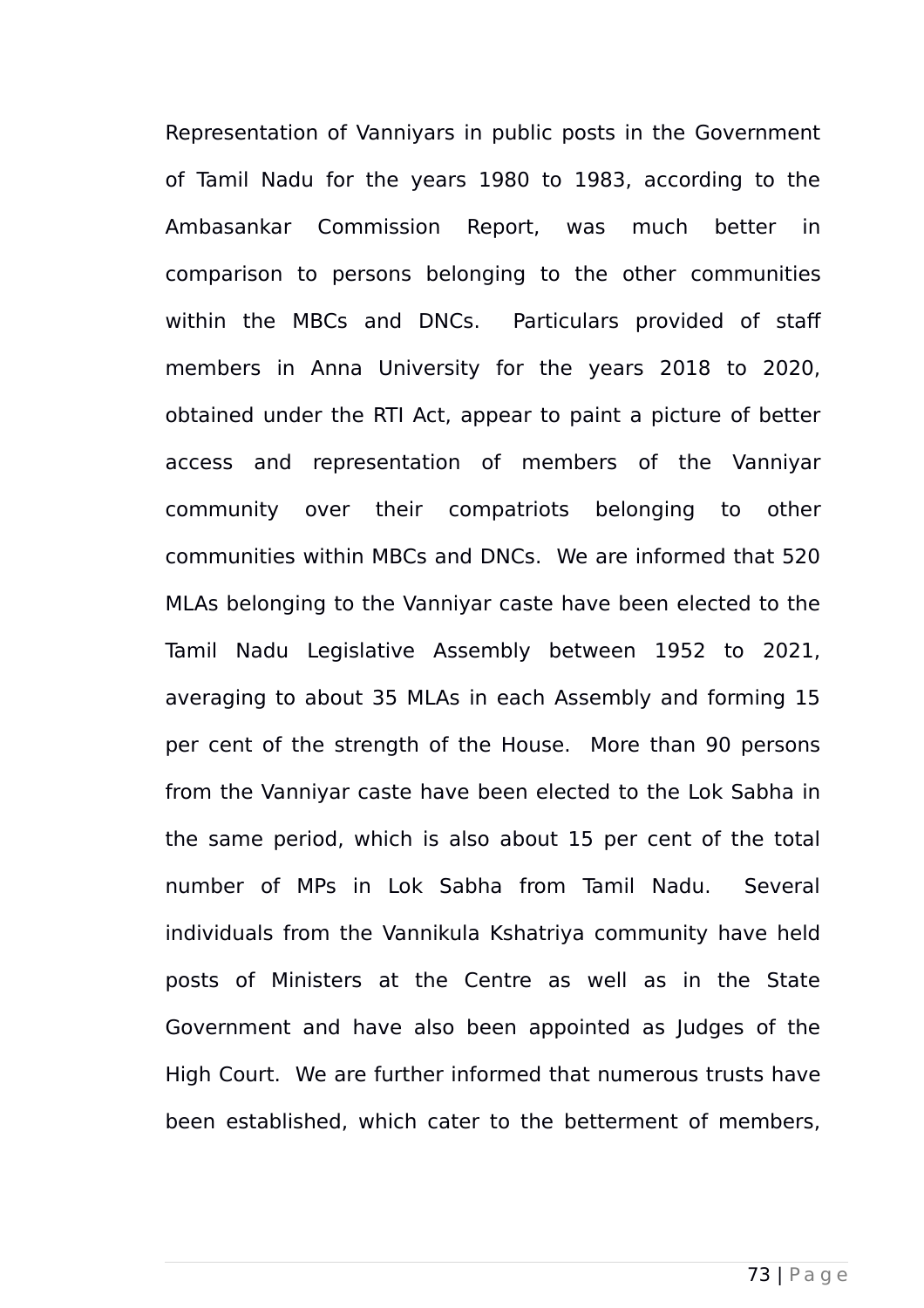Representation of Vanniyars in public posts in the Government of Tamil Nadu for the years 1980 to 1983, according to the Ambasankar Commission Report, was much better in comparison to persons belonging to the other communities within the MBCs and DNCs.  Particulars provided of staff members in Anna University for the years 2018 to 2020, obtained under the RTI Act, appear to paint a picture of better access and representation of members of the Vanniyar community over their compatriots belonging to other communities within MBCs and DNCs.  We are informed that 520 MLAs belonging to the Vanniyar caste have been elected to the Tamil Nadu Legislative Assembly between 1952 to 2021, averaging to about 35 MLAs in each Assembly and forming 15 per cent of the strength of the House.  More than 90 persons from the Vanniyar caste have been elected to the Lok Sabha in the same period, which is also about 15 per cent of the total number of MPs in Lok Sabha from Tamil Nadu.  Several individuals from the Vannikula Kshatriya community have held posts of Ministers at the Centre as well as in the State Government and have also been appointed as Judges of the High Court.  We are further informed that numerous trusts have been established, which cater to the betterment of members,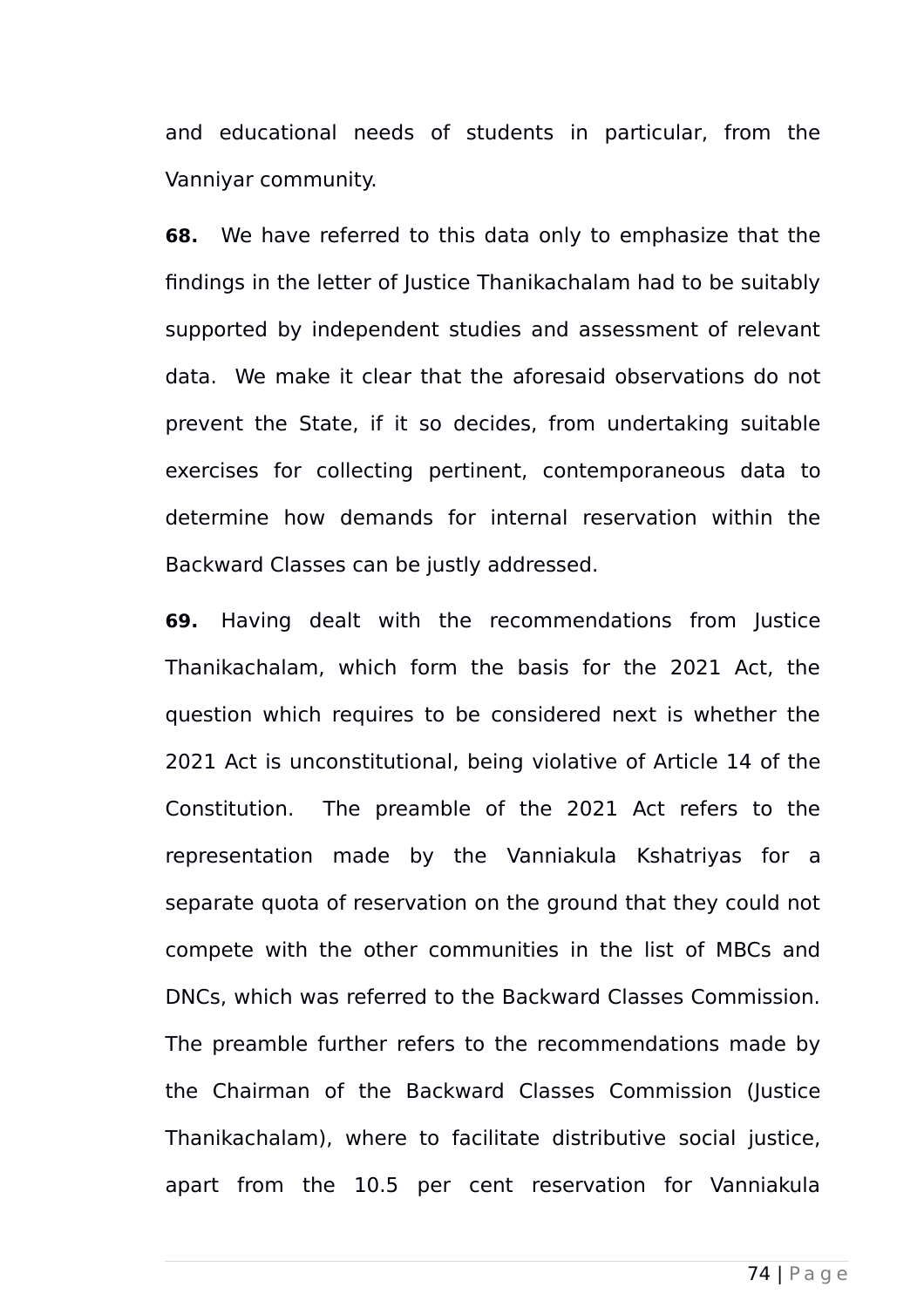and educational needs of students in particular, from the Vanniyar community.

**68.** We have referred to this data only to emphasize that the findings in the letter of Justice Thanikachalam had to be suitably supported by independent studies and assessment of relevant data. We make it clear that the aforesaid observations do not prevent the State, if it so decides, from undertaking suitable exercises for collecting pertinent, contemporaneous data to determine how demands for internal reservation within the Backward Classes can be justly addressed.

**69.** Having dealt with the recommendations from Justice Thanikachalam, which form the basis for the 2021 Act, the question which requires to be considered next is whether the 2021 Act is unconstitutional, being violative of Article 14 of the Constitution. The preamble of the 2021 Act refers to the representation made by the Vanniakula Kshatriyas for a separate quota of reservation on the ground that they could not compete with the other communities in the list of MBCs and DNCs, which was referred to the Backward Classes Commission. The preamble further refers to the recommendations made by the Chairman of the Backward Classes Commission (Justice Thanikachalam), where to facilitate distributive social justice, apart from the 10.5 per cent reservation for Vanniakula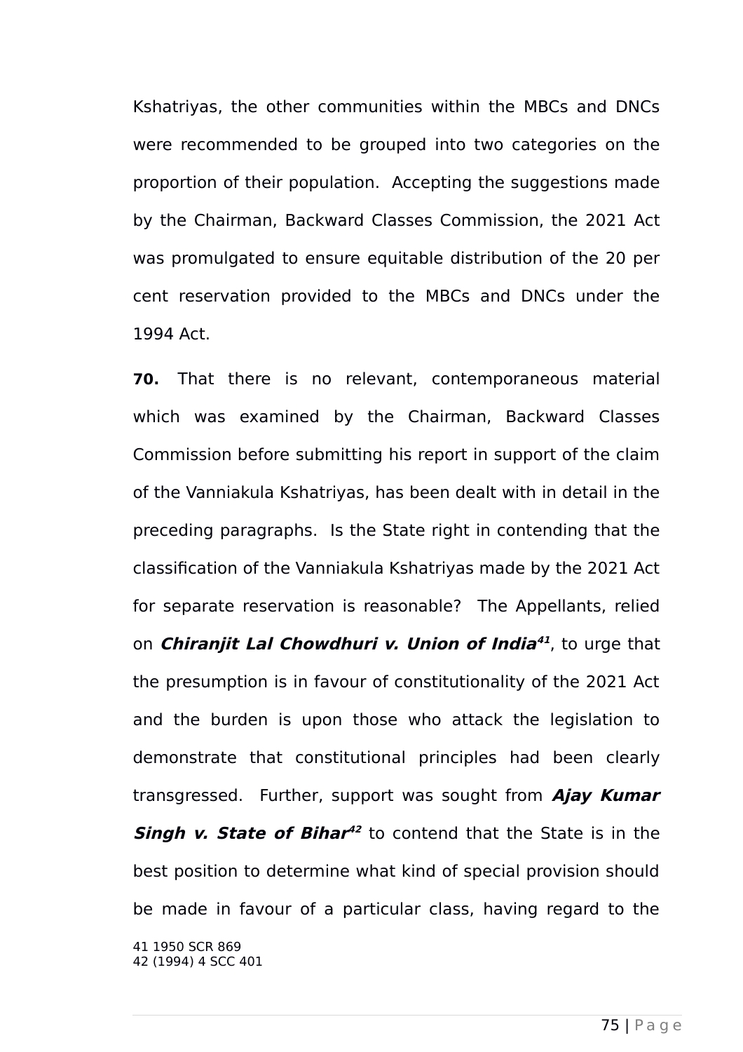Kshatriyas, the other communities within the MBCs and DNCs were recommended to be grouped into two categories on the proportion of their population. Accepting the suggestions made by the Chairman, Backward Classes Commission, the 2021 Act was promulgated to ensure equitable distribution of the 20 per cent reservation provided to the MBCs and DNCs under the 1994 Act.

**70.** That there is no relevant, contemporaneous material which was examined by the Chairman, Backward Classes Commission before submitting his report in support of the claim of the Vanniakula Kshatriyas, has been dealt with in detail in the preceding paragraphs. Is the State right in contending that the classification of the Vanniakula Kshatriyas made by the 2021 Act for separate reservation is reasonable? The Appellants, relied on ***Chiranjit Lal Chowdhuri v. Union of India***[41], to urge that the presumption is in favour of constitutionality of the 2021 Act and the burden is upon those who attack the legislation to demonstrate that constitutional principles had been clearly transgressed. Further, support was sought from ***Ajay Kumar Singh v. State of Bihar***[42] to contend that the State is in the best position to determine what kind of special provision should be made in favour of a particular class, having regard to the

41 1950 SCR 869
42 (1994) 4 SCC 401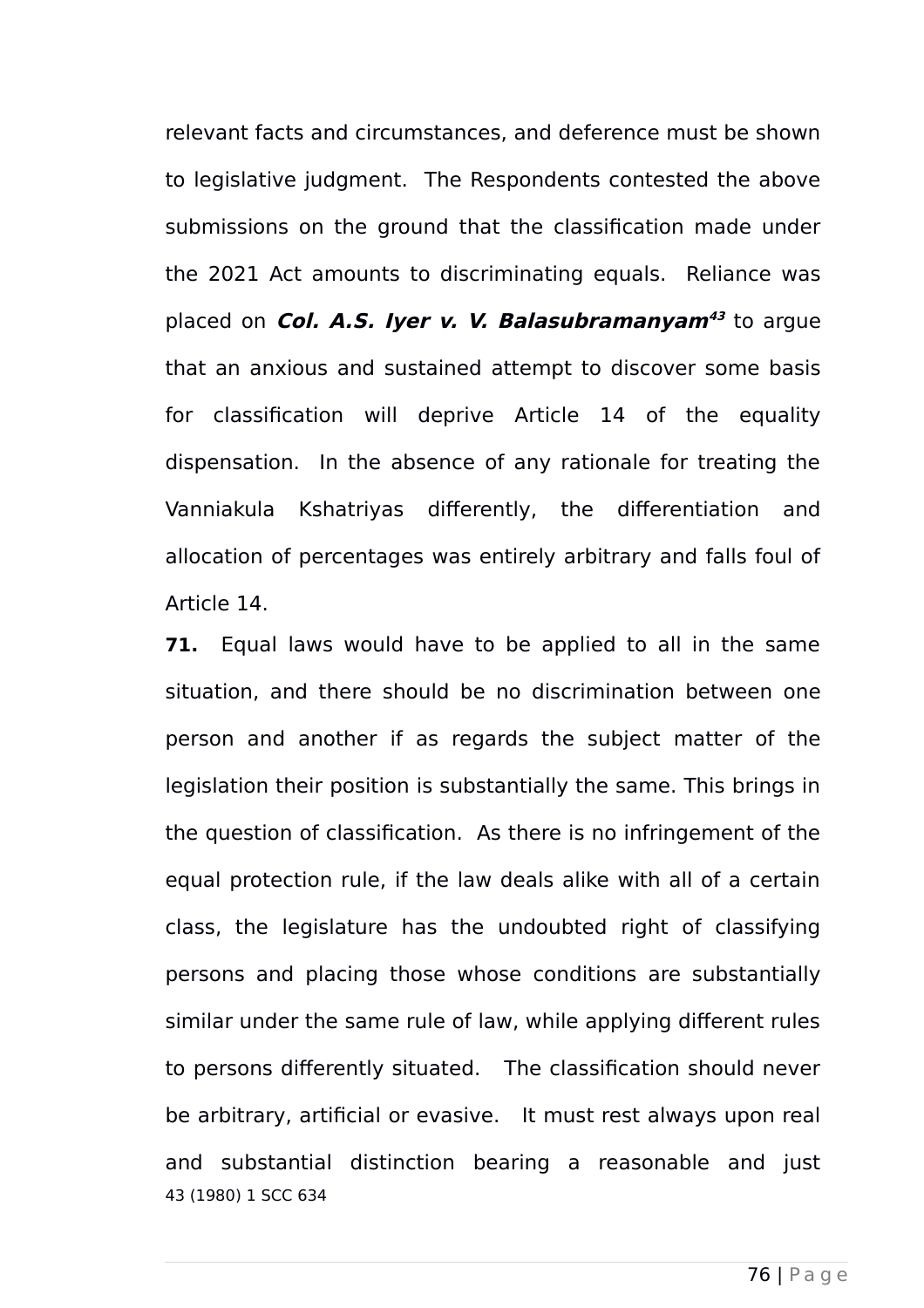relevant facts and circumstances, and deference must be shown to legislative judgment. The Respondents contested the above submissions on the ground that the classification made under the 2021 Act amounts to discriminating equals. Reliance was placed on ***Col. A.S. Iyer v. V. Balasubramanyam***[43] to argue that an anxious and sustained attempt to discover some basis for classification will deprive Article 14 of the equality dispensation. In the absence of any rationale for treating the Vanniakula Kshatriyas differently, the differentiation and allocation of percentages was entirely arbitrary and falls foul of Article 14.

**71.** Equal laws would have to be applied to all in the same situation, and there should be no discrimination between one person and another if as regards the subject matter of the legislation their position is substantially the same. This brings in the question of classification. As there is no infringement of the equal protection rule, if the law deals alike with all of a certain class, the legislature has the undoubted right of classifying persons and placing those whose conditions are substantially similar under the same rule of law, while applying different rules to persons differently situated. The classification should never be arbitrary, artificial or evasive. It must rest always upon real and substantial distinction bearing a reasonable and just

43 (1980) 1 SCC 634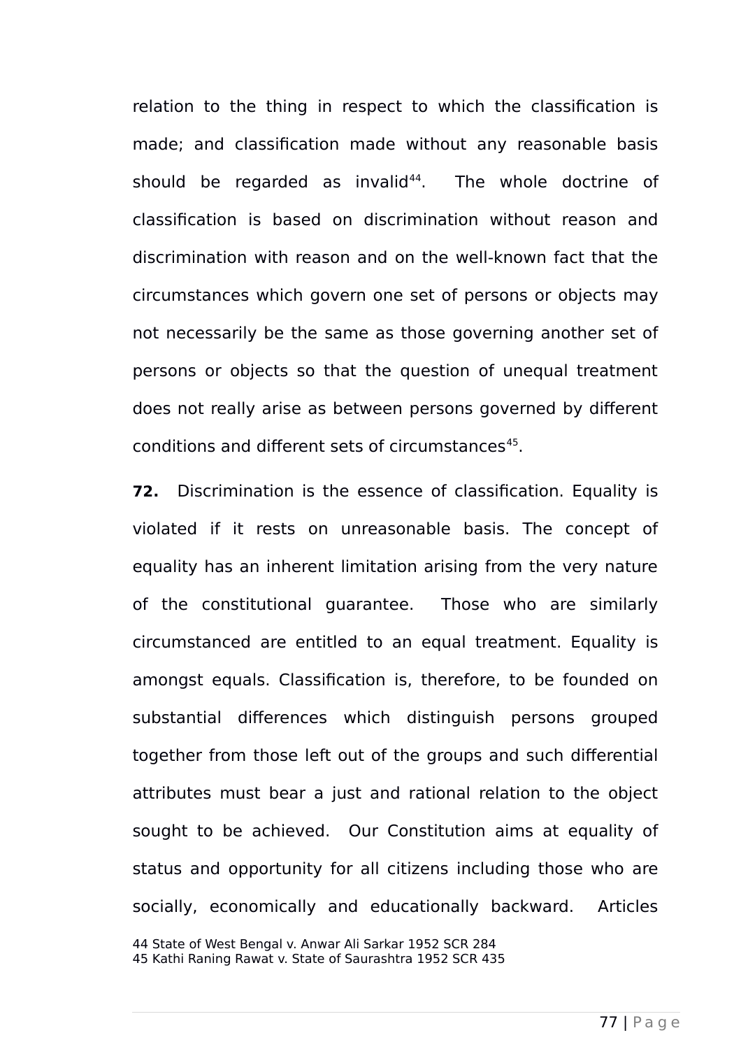relation to the thing in respect to which the classification is made; and classification made without any reasonable basis should be regarded as invalid[44]. The whole doctrine of classification is based on discrimination without reason and discrimination with reason and on the well-known fact that the circumstances which govern one set of persons or objects may not necessarily be the same as those governing another set of persons or objects so that the question of unequal treatment does not really arise as between persons governed by different conditions and different sets of circumstances[45].

**72.** Discrimination is the essence of classification. Equality is violated if it rests on unreasonable basis. The concept of equality has an inherent limitation arising from the very nature of the constitutional guarantee. Those who are similarly circumstanced are entitled to an equal treatment. Equality is amongst equals. Classification is, therefore, to be founded on substantial differences which distinguish persons grouped together from those left out of the groups and such differential attributes must bear a just and rational relation to the object sought to be achieved. Our Constitution aims at equality of status and opportunity for all citizens including those who are socially, economically and educationally backward. Articles

44 State of West Bengal v. Anwar Ali Sarkar 1952 SCR 284
45 Kathi Raning Rawat v. State of Saurashtra 1952 SCR 435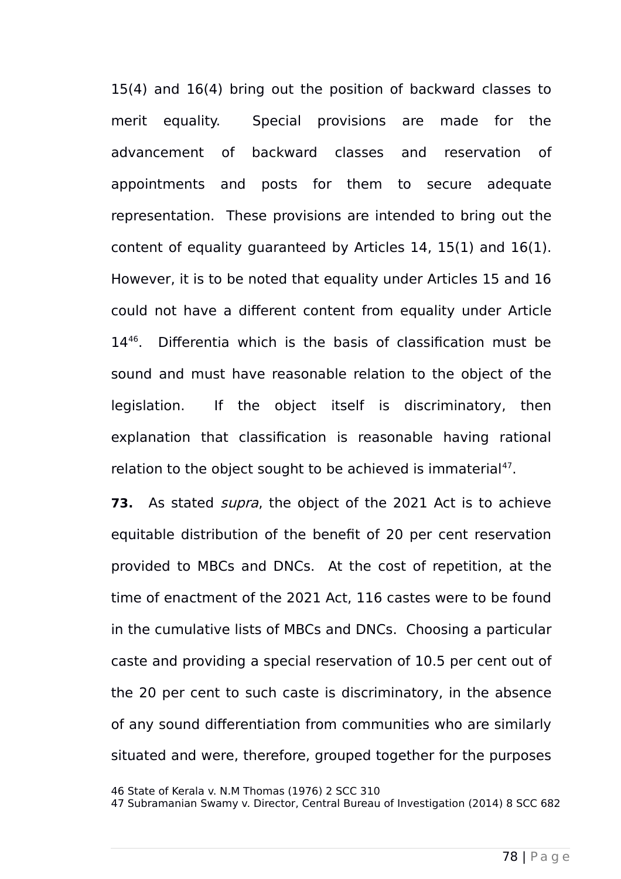15(4) and 16(4) bring out the position of backward classes to merit equality. Special provisions are made for the advancement of backward classes and reservation of appointments and posts for them to secure adequate representation. These provisions are intended to bring out the content of equality guaranteed by Articles 14, 15(1) and 16(1). However, it is to be noted that equality under Articles 15 and 16 could not have a different content from equality under Article 14[46]. Differentia which is the basis of classification must be sound and must have reasonable relation to the object of the legislation. If the object itself is discriminatory, then explanation that classification is reasonable having rational relation to the object sought to be achieved is immaterial[47].

**73.** As stated *supra*, the object of the 2021 Act is to achieve equitable distribution of the benefit of 20 per cent reservation provided to MBCs and DNCs. At the cost of repetition, at the time of enactment of the 2021 Act, 116 castes were to be found in the cumulative lists of MBCs and DNCs. Choosing a particular caste and providing a special reservation of 10.5 per cent out of the 20 per cent to such caste is discriminatory, in the absence of any sound differentiation from communities who are similarly situated and were, therefore, grouped together for the purposes

46 State of Kerala v. N.M Thomas (1976) 2 SCC 310
47 Subramanian Swamy v. Director, Central Bureau of Investigation (2014) 8 SCC 682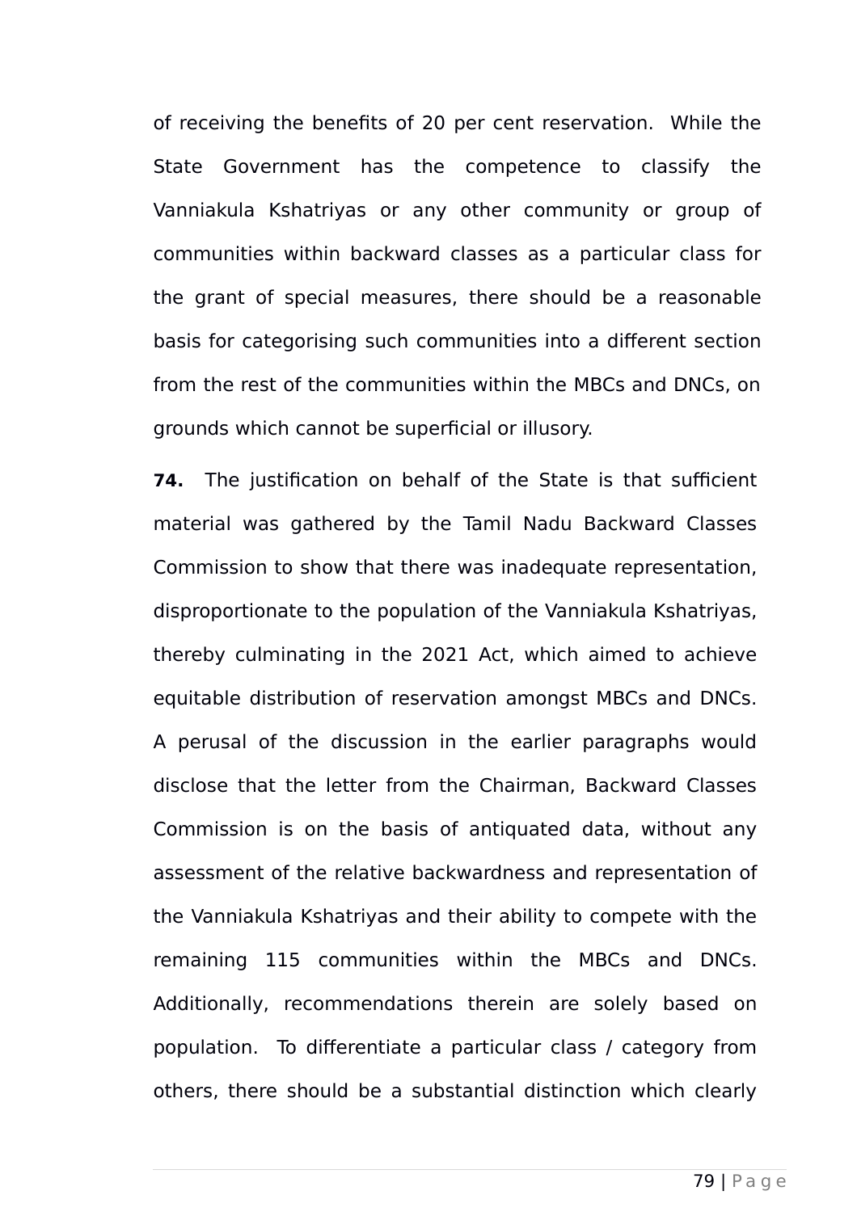of receiving the benefits of 20 per cent reservation. While the State Government has the competence to classify the Vanniakula Kshatriyas or any other community or group of communities within backward classes as a particular class for the grant of special measures, there should be a reasonable basis for categorising such communities into a different section from the rest of the communities within the MBCs and DNCs, on grounds which cannot be superficial or illusory.

**74.** The justification on behalf of the State is that sufficient material was gathered by the Tamil Nadu Backward Classes Commission to show that there was inadequate representation, disproportionate to the population of the Vanniakula Kshatriyas, thereby culminating in the 2021 Act, which aimed to achieve equitable distribution of reservation amongst MBCs and DNCs. A perusal of the discussion in the earlier paragraphs would disclose that the letter from the Chairman, Backward Classes Commission is on the basis of antiquated data, without any assessment of the relative backwardness and representation of the Vanniakula Kshatriyas and their ability to compete with the remaining 115 communities within the MBCs and DNCs. Additionally, recommendations therein are solely based on population. To differentiate a particular class / category from others, there should be a substantial distinction which clearly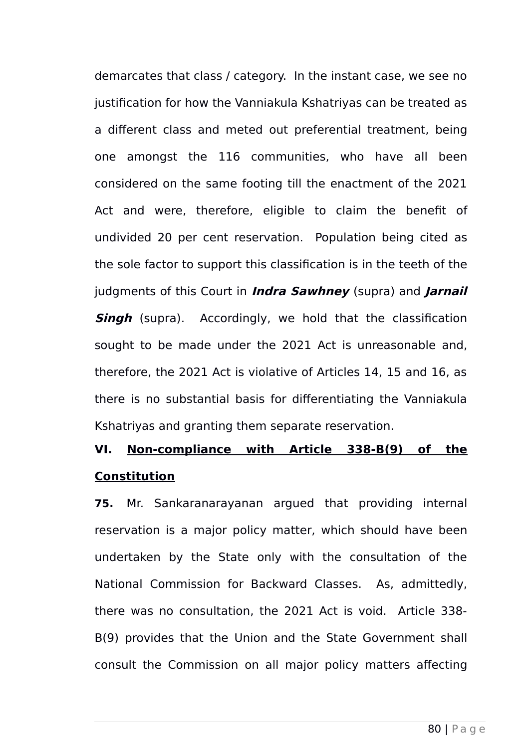demarcates that class / category. In the instant case, we see no justification for how the Vanniakula Kshatriyas can be treated as a different class and meted out preferential treatment, being one amongst the 116 communities, who have all been considered on the same footing till the enactment of the 2021 Act and were, therefore, eligible to claim the benefit of undivided 20 per cent reservation. Population being cited as the sole factor to support this classification is in the teeth of the judgments of this Court in ***Indra Sawhney*** (supra) and ***Jarnail Singh*** (supra). Accordingly, we hold that the classification sought to be made under the 2021 Act is unreasonable and, therefore, the 2021 Act is violative of Articles 14, 15 and 16, as there is no substantial basis for differentiating the Vanniakula Kshatriyas and granting them separate reservation.

**VI. <u>Non-compliance with Article 338-B(9) of the Constitution</u>**

**75.** Mr. Sankaranarayanan argued that providing internal reservation is a major policy matter, which should have been undertaken by the State only with the consultation of the National Commission for Backward Classes. As, admittedly, there was no consultation, the 2021 Act is void. Article 338-B(9) provides that the Union and the State Government shall consult the Commission on all major policy matters affecting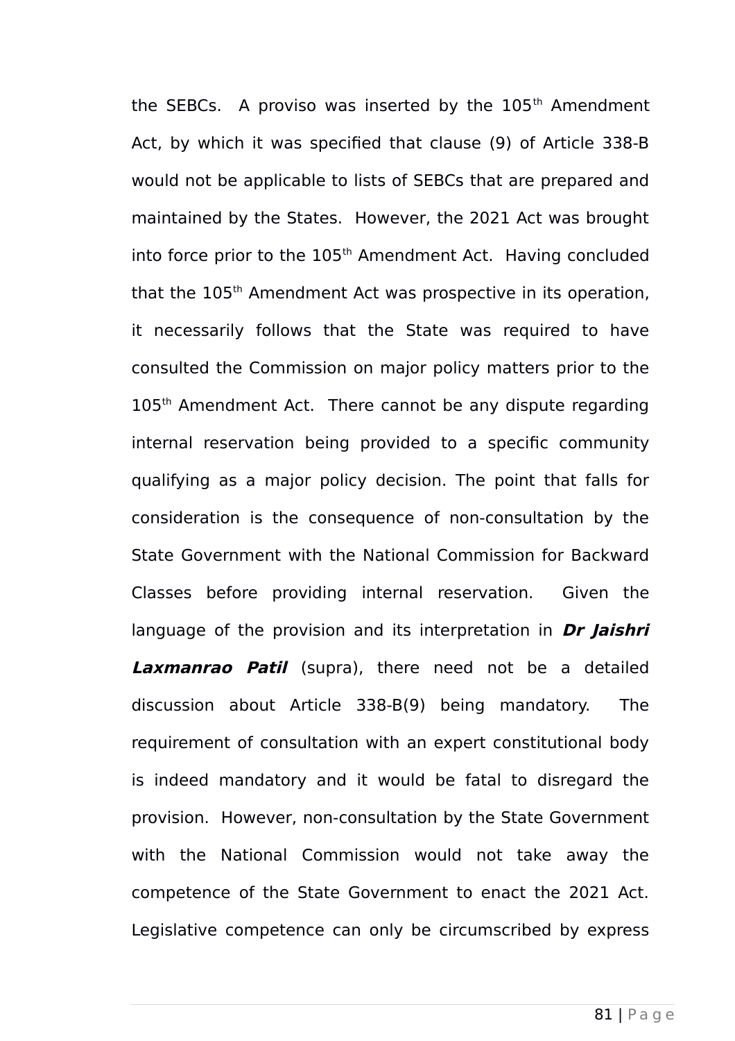the SEBCs. A proviso was inserted by the 105th Amendment Act, by which it was specified that clause (9) of Article 338-B would not be applicable to lists of SEBCs that are prepared and maintained by the States. However, the 2021 Act was brought into force prior to the 105th Amendment Act. Having concluded that the 105th Amendment Act was prospective in its operation, it necessarily follows that the State was required to have consulted the Commission on major policy matters prior to the 105th Amendment Act. There cannot be any dispute regarding internal reservation being provided to a specific community qualifying as a major policy decision. The point that falls for consideration is the consequence of non-consultation by the State Government with the National Commission for Backward Classes before providing internal reservation. Given the language of the provision and its interpretation in ***Dr Jaishri Laxmanrao Patil*** (supra), there need not be a detailed discussion about Article 338-B(9) being mandatory. The requirement of consultation with an expert constitutional body is indeed mandatory and it would be fatal to disregard the provision. However, non-consultation by the State Government with the National Commission would not take away the competence of the State Government to enact the 2021 Act. Legislative competence can only be circumscribed by express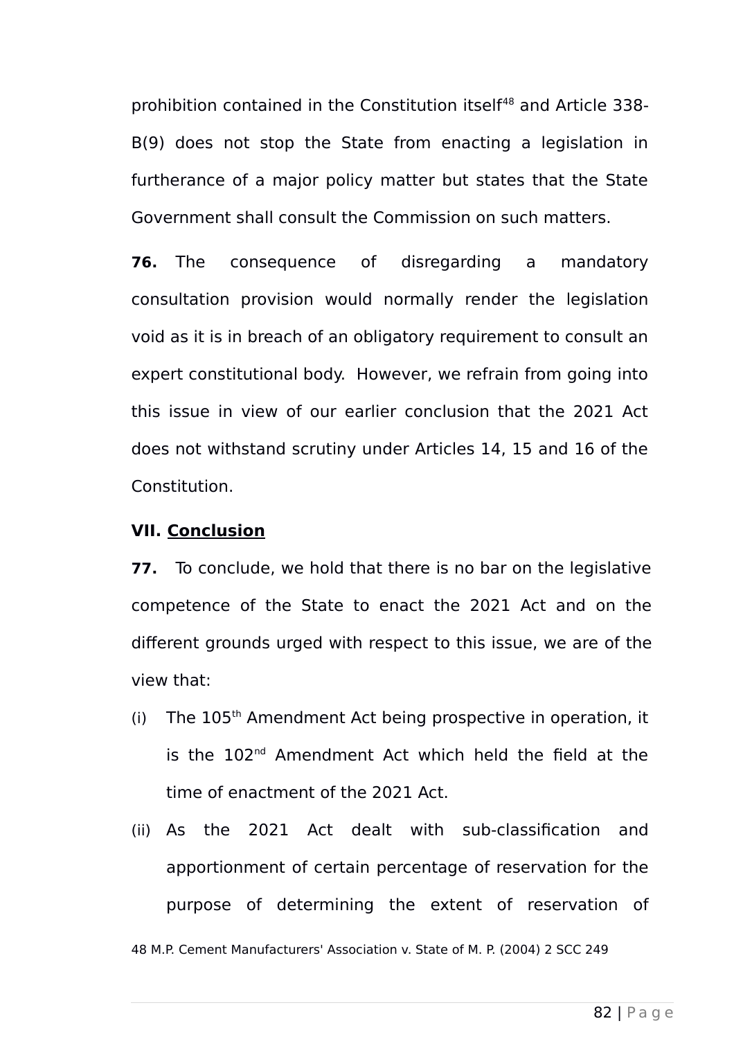prohibition contained in the Constitution itself[48] and Article 338-B(9) does not stop the State from enacting a legislation in furtherance of a major policy matter but states that the State Government shall consult the Commission on such matters.

**76.** The consequence of disregarding a mandatory consultation provision would normally render the legislation void as it is in breach of an obligatory requirement to consult an expert constitutional body. However, we refrain from going into this issue in view of our earlier conclusion that the 2021 Act does not withstand scrutiny under Articles 14, 15 and 16 of the Constitution.

**VII. <u>Conclusion</u>**

**77.** To conclude, we hold that there is no bar on the legislative competence of the State to enact the 2021 Act and on the different grounds urged with respect to this issue, we are of the view that:

(i) The 105th Amendment Act being prospective in operation, it is the 102nd Amendment Act which held the field at the time of enactment of the 2021 Act.

(ii) As the 2021 Act dealt with sub-classification and apportionment of certain percentage of reservation for the purpose of determining the extent of reservation of

48 M.P. Cement Manufacturers' Association v. State of M. P. (2004) 2 SCC 249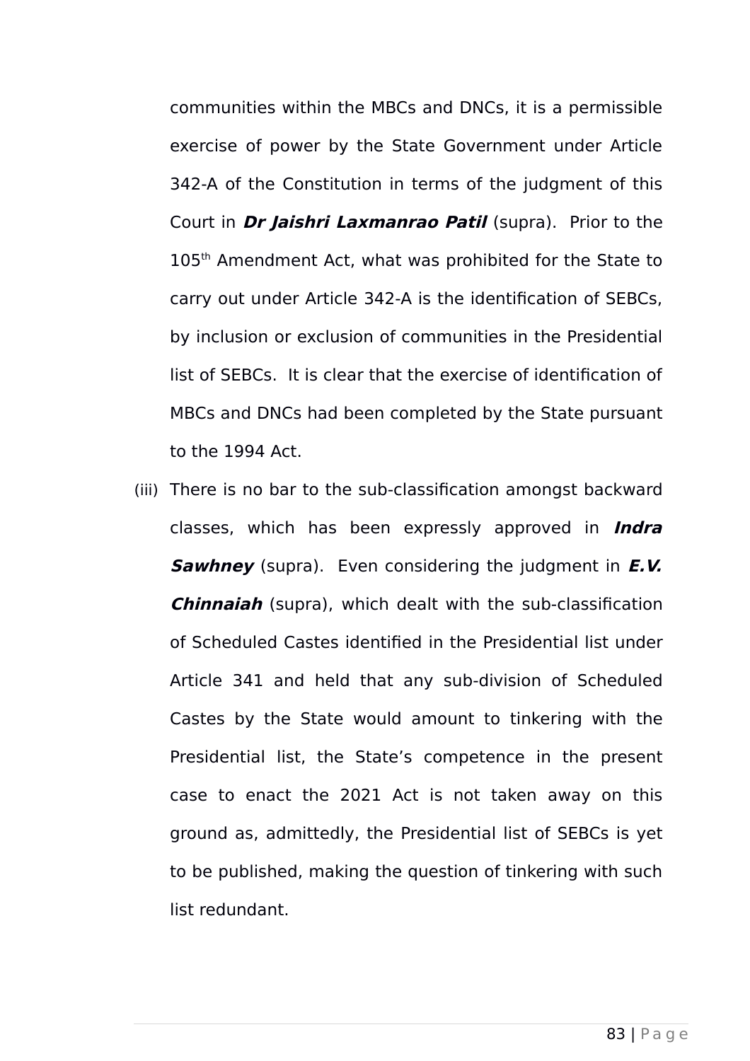communities within the MBCs and DNCs, it is a permissible exercise of power by the State Government under Article 342-A of the Constitution in terms of the judgment of this Court in ***Dr Jaishri Laxmanrao Patil*** (supra). Prior to the 105th Amendment Act, what was prohibited for the State to carry out under Article 342-A is the identification of SEBCs, by inclusion or exclusion of communities in the Presidential list of SEBCs. It is clear that the exercise of identification of MBCs and DNCs had been completed by the State pursuant to the 1994 Act.

(iii) There is no bar to the sub-classification amongst backward classes, which has been expressly approved in ***Indra Sawhney*** (supra). Even considering the judgment in ***E.V. Chinnaiah*** (supra), which dealt with the sub-classification of Scheduled Castes identified in the Presidential list under Article 341 and held that any sub-division of Scheduled Castes by the State would amount to tinkering with the Presidential list, the State's competence in the present case to enact the 2021 Act is not taken away on this ground as, admittedly, the Presidential list of SEBCs is yet to be published, making the question of tinkering with such list redundant.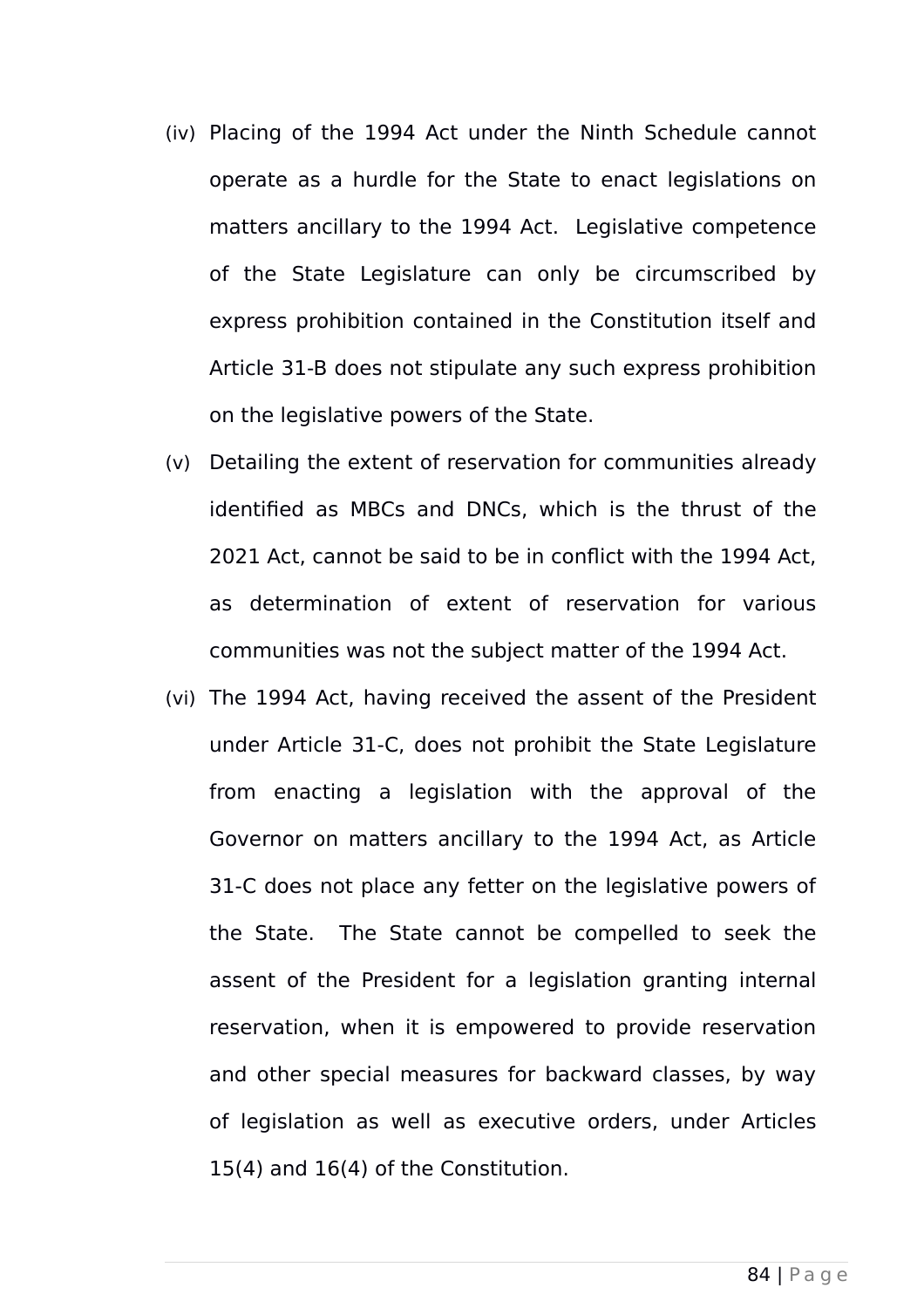(iv) Placing of the 1994 Act under the Ninth Schedule cannot operate as a hurdle for the State to enact legislations on matters ancillary to the 1994 Act. Legislative competence of the State Legislature can only be circumscribed by express prohibition contained in the Constitution itself and Article 31-B does not stipulate any such express prohibition on the legislative powers of the State.

(v) Detailing the extent of reservation for communities already identified as MBCs and DNCs, which is the thrust of the 2021 Act, cannot be said to be in conflict with the 1994 Act, as determination of extent of reservation for various communities was not the subject matter of the 1994 Act.

(vi) The 1994 Act, having received the assent of the President under Article 31-C, does not prohibit the State Legislature from enacting a legislation with the approval of the Governor on matters ancillary to the 1994 Act, as Article 31-C does not place any fetter on the legislative powers of the State. The State cannot be compelled to seek the assent of the President for a legislation granting internal reservation, when it is empowered to provide reservation and other special measures for backward classes, by way of legislation as well as executive orders, under Articles 15(4) and 16(4) of the Constitution.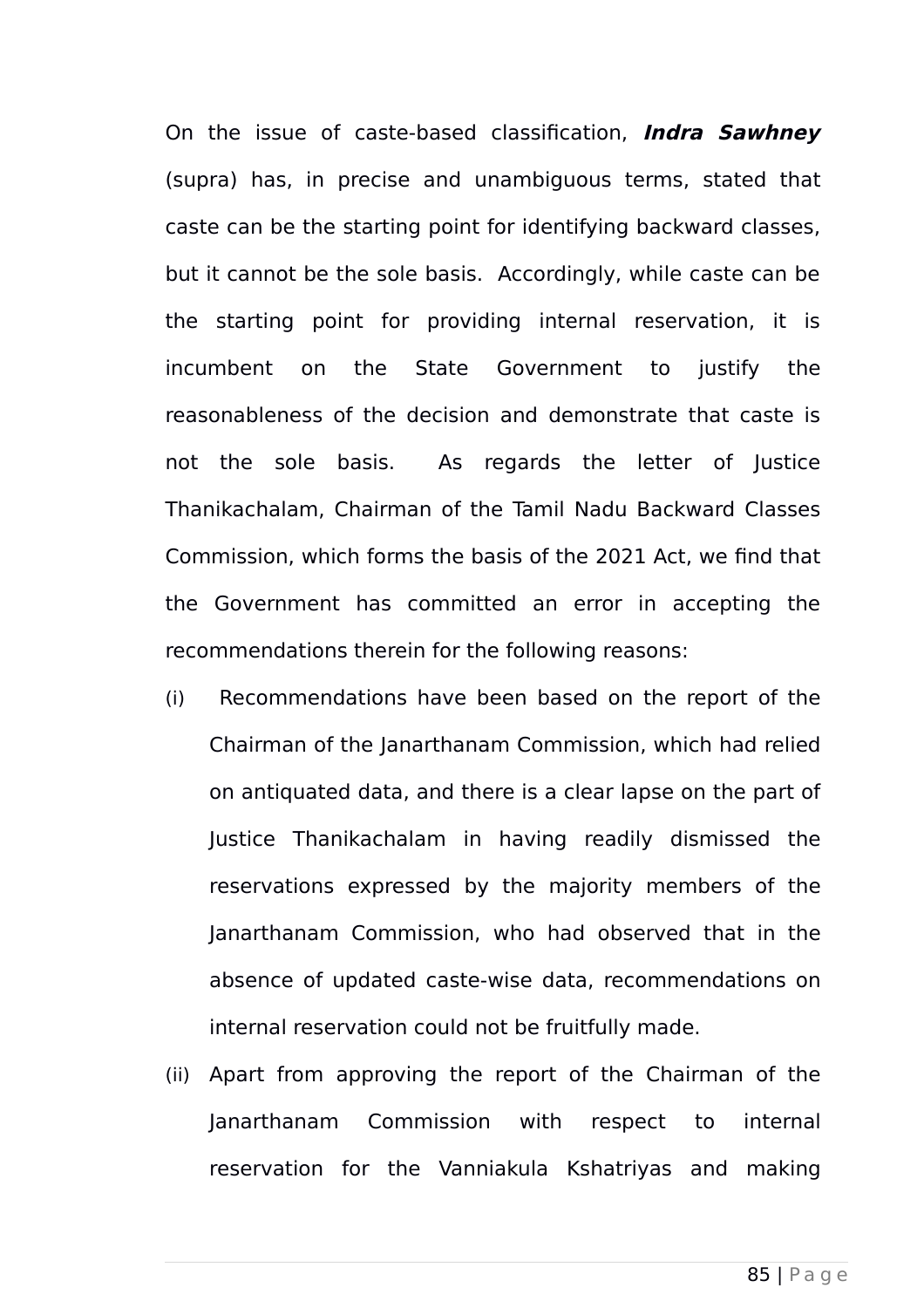On the issue of caste-based classification, ***Indra Sawhney*** (supra) has, in precise and unambiguous terms, stated that caste can be the starting point for identifying backward classes, but it cannot be the sole basis. Accordingly, while caste can be the starting point for providing internal reservation, it is incumbent on the State Government to justify the reasonableness of the decision and demonstrate that caste is not the sole basis. As regards the letter of Justice Thanikachalam, Chairman of the Tamil Nadu Backward Classes Commission, which forms the basis of the 2021 Act, we find that the Government has committed an error in accepting the recommendations therein for the following reasons:

(i) Recommendations have been based on the report of the Chairman of the Janarthanam Commission, which had relied on antiquated data, and there is a clear lapse on the part of Justice Thanikachalam in having readily dismissed the reservations expressed by the majority members of the Janarthanam Commission, who had observed that in the absence of updated caste-wise data, recommendations on internal reservation could not be fruitfully made.

(ii) Apart from approving the report of the Chairman of the Janarthanam Commission with respect to internal reservation for the Vanniakula Kshatriyas and making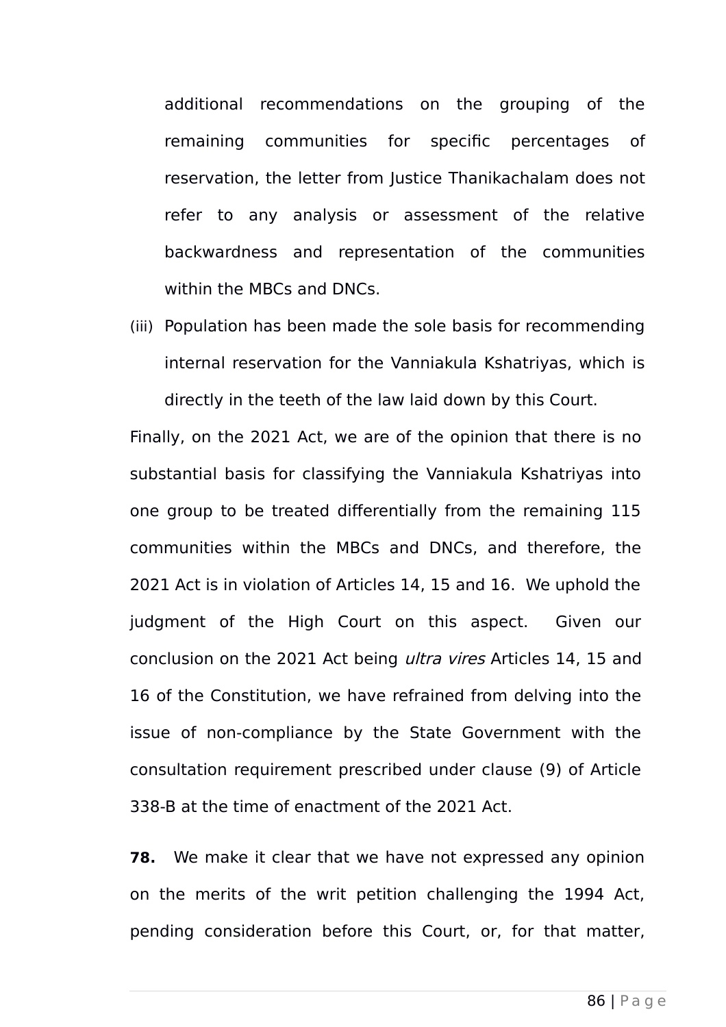additional recommendations on the grouping of the remaining communities for specific percentages of reservation, the letter from Justice Thanikachalam does not refer to any analysis or assessment of the relative backwardness and representation of the communities within the MBCs and DNCs.

(iii) Population has been made the sole basis for recommending internal reservation for the Vanniakula Kshatriyas, which is directly in the teeth of the law laid down by this Court.

Finally, on the 2021 Act, we are of the opinion that there is no substantial basis for classifying the Vanniakula Kshatriyas into one group to be treated differentially from the remaining 115 communities within the MBCs and DNCs, and therefore, the 2021 Act is in violation of Articles 14, 15 and 16. We uphold the judgment of the High Court on this aspect. Given our conclusion on the 2021 Act being *ultra vires* Articles 14, 15 and 16 of the Constitution, we have refrained from delving into the issue of non-compliance by the State Government with the consultation requirement prescribed under clause (9) of Article 338-B at the time of enactment of the 2021 Act.

**78.** We make it clear that we have not expressed any opinion on the merits of the writ petition challenging the 1994 Act, pending consideration before this Court, or, for that matter,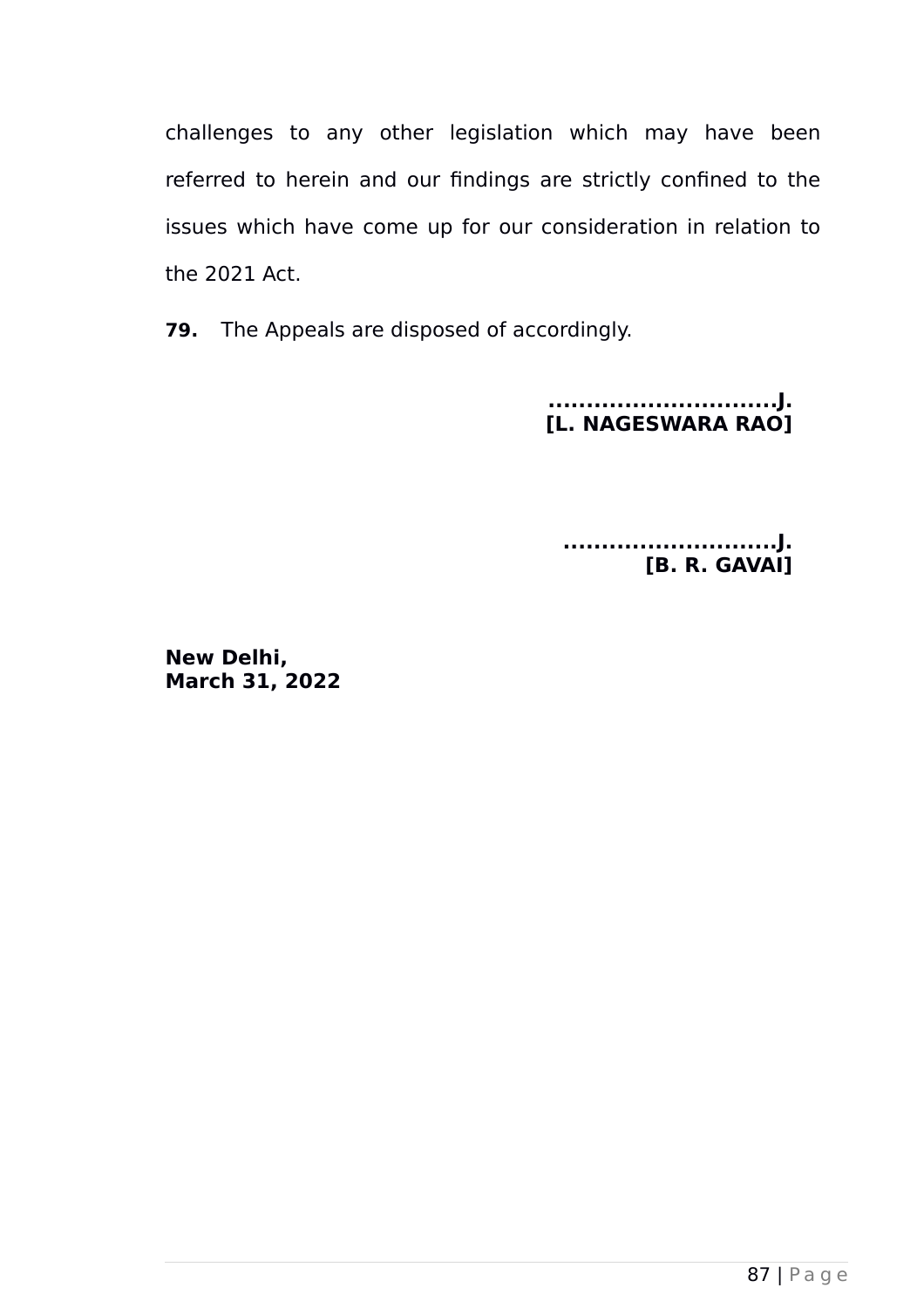challenges to any other legislation which may have been referred to herein and our findings are strictly confined to the issues which have come up for our consideration in relation to the 2021 Act.

**79.** The Appeals are disposed of accordingly.

**..............................J.**
**[L. NAGESWARA RAO]**

**............................J.**
**[B. R. GAVAI]**

**New Delhi,**
**March 31, 2022**